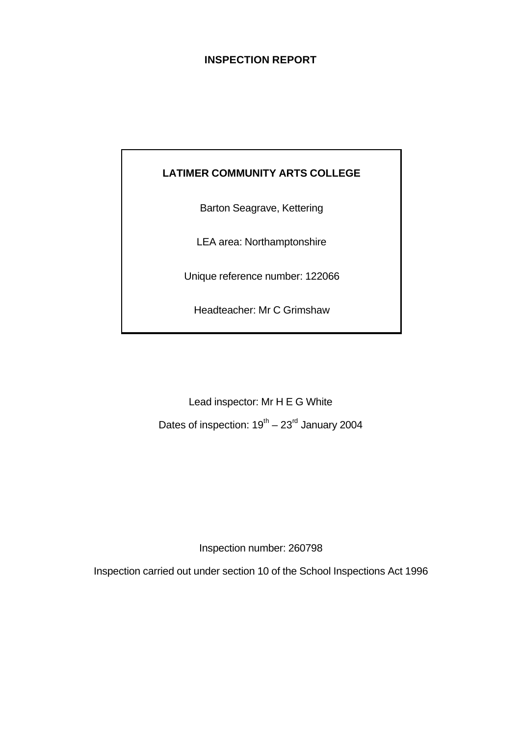# INSPECTION REPORT

**LATIMER COMMUNITY ARTS COLLEGE**

Barton Seagrave, Kettering

LEA area: Northamptonshire

Unique reference number: 122066

Headteacher: Mr C Grimshaw

Lead inspector: Mr H E G White

Dates of inspection: 19th – 23rd January 2004

Inspection number: 260798

Inspection carried out under section 10 of the School Inspections Act 1996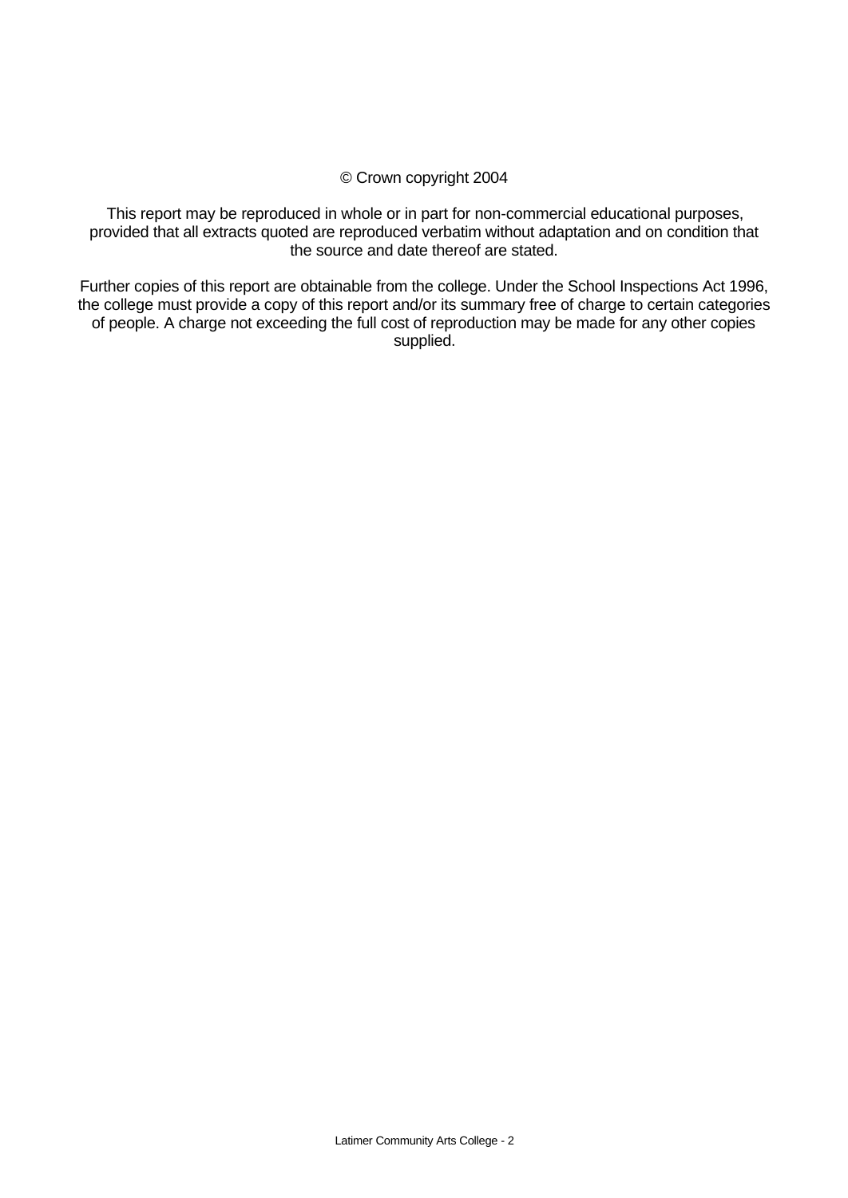© Crown copyright 2004

This report may be reproduced in whole or in part for non-commercial educational purposes, provided that all extracts quoted are reproduced verbatim without adaptation and on condition that the source and date thereof are stated.

Further copies of this report are obtainable from the college. Under the School Inspections Act 1996, the college must provide a copy of this report and/or its summary free of charge to certain categories of people. A charge not exceeding the full cost of reproduction may be made for any other copies supplied.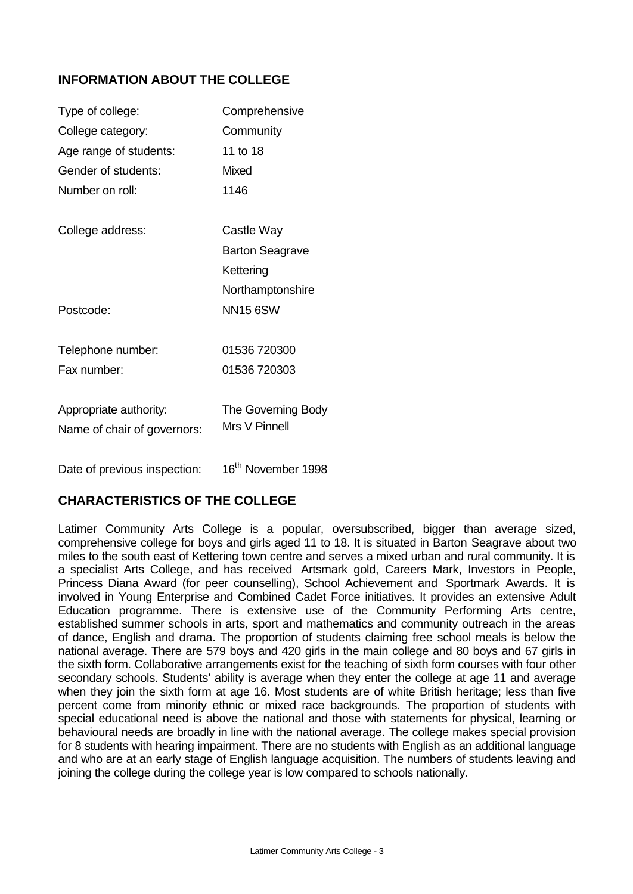## INFORMATION ABOUT THE COLLEGE

| | |
|---|---|
| Type of college: | Comprehensive |
| College category: | Community |
| Age range of students: | 11 to 18 |
| Gender of students: | Mixed |
| Number on roll: | 1146 |
| College address: | Castle Way<br>Barton Seagrave<br>Kettering<br>Northamptonshire |
| Postcode: | NN15 6SW |
| Telephone number: | 01536 720300 |
| Fax number: | 01536 720303 |
| Appropriate authority: | The Governing Body |
| Name of chair of governors: | Mrs V Pinnell |
| Date of previous inspection: | 16th November 1998 |

## CHARACTERISTICS OF THE COLLEGE

Latimer Community Arts College is a popular, oversubscribed, bigger than average sized, comprehensive college for boys and girls aged 11 to 18. It is situated in Barton Seagrave about two miles to the south east of Kettering town centre and serves a mixed urban and rural community. It is a specialist Arts College, and has received Artsmark gold, Careers Mark, Investors in People, Princess Diana Award (for peer counselling), School Achievement and Sportmark Awards. It is involved in Young Enterprise and Combined Cadet Force initiatives. It provides an extensive Adult Education programme. There is extensive use of the Community Performing Arts centre, established summer schools in arts, sport and mathematics and community outreach in the areas of dance, English and drama. The proportion of students claiming free school meals is below the national average. There are 579 boys and 420 girls in the main college and 80 boys and 67 girls in the sixth form. Collaborative arrangements exist for the teaching of sixth form courses with four other secondary schools. Students' ability is average when they enter the college at age 11 and average when they join the sixth form at age 16. Most students are of white British heritage; less than five percent come from minority ethnic or mixed race backgrounds. The proportion of students with special educational need is above the national and those with statements for physical, learning or behavioural needs are broadly in line with the national average. The college makes special provision for 8 students with hearing impairment. There are no students with English as an additional language and who are at an early stage of English language acquisition. The numbers of students leaving and joining the college during the college year is low compared to schools nationally.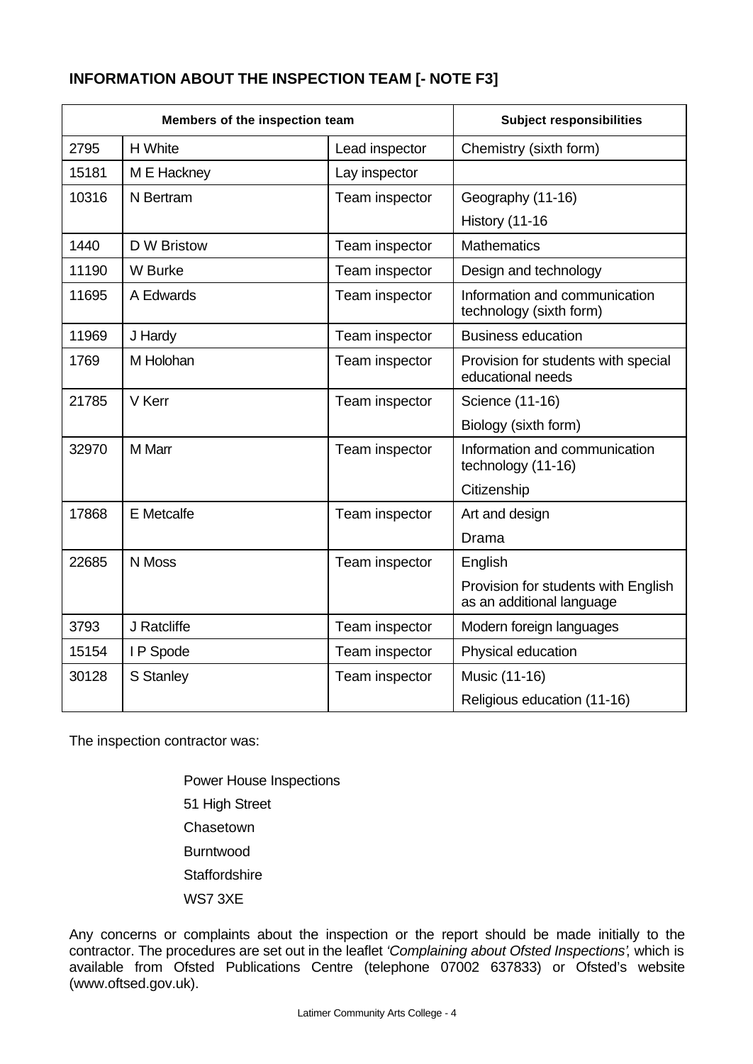## INFORMATION ABOUT THE INSPECTION TEAM [- NOTE F3]

| Members of the inspection team | | | Subject responsibilities |
|---|---|---|---|
| 2795 | H White | Lead inspector | Chemistry (sixth form) |
| 15181 | M E Hackney | Lay inspector | |
| 10316 | N Bertram | Team inspector | Geography (11-16) |
| | | | History (11-16 |
| 1440 | D W Bristow | Team inspector | Mathematics |
| 11190 | W Burke | Team inspector | Design and technology |
| 11695 | A Edwards | Team inspector | Information and communication technology (sixth form) |
| 11969 | J Hardy | Team inspector | Business education |
| 1769 | M Holohan | Team inspector | Provision for students with special educational needs |
| 21785 | V Kerr | Team inspector | Science (11-16) |
| | | | Biology (sixth form) |
| 32970 | M Marr | Team inspector | Information and communication technology (11-16) |
| | | | Citizenship |
| 17868 | E Metcalfe | Team inspector | Art and design |
| | | | Drama |
| 22685 | N Moss | Team inspector | English |
| | | | Provision for students with English as an additional language |
| 3793 | J Ratcliffe | Team inspector | Modern foreign languages |
| 15154 | I P Spode | Team inspector | Physical education |
| 30128 | S Stanley | Team inspector | Music (11-16) |
| | | | Religious education (11-16) |

The inspection contractor was:

Power House Inspections
51 High Street
Chasetown
Burntwood
Staffordshire
WS7 3XE

Any concerns or complaints about the inspection or the report should be made initially to the contractor. The procedures are set out in the leaflet *'Complaining about Ofsted Inspections'*, which is available from Ofsted Publications Centre (telephone 07002 637833) or Ofsted's website (www.oftsed.gov.uk).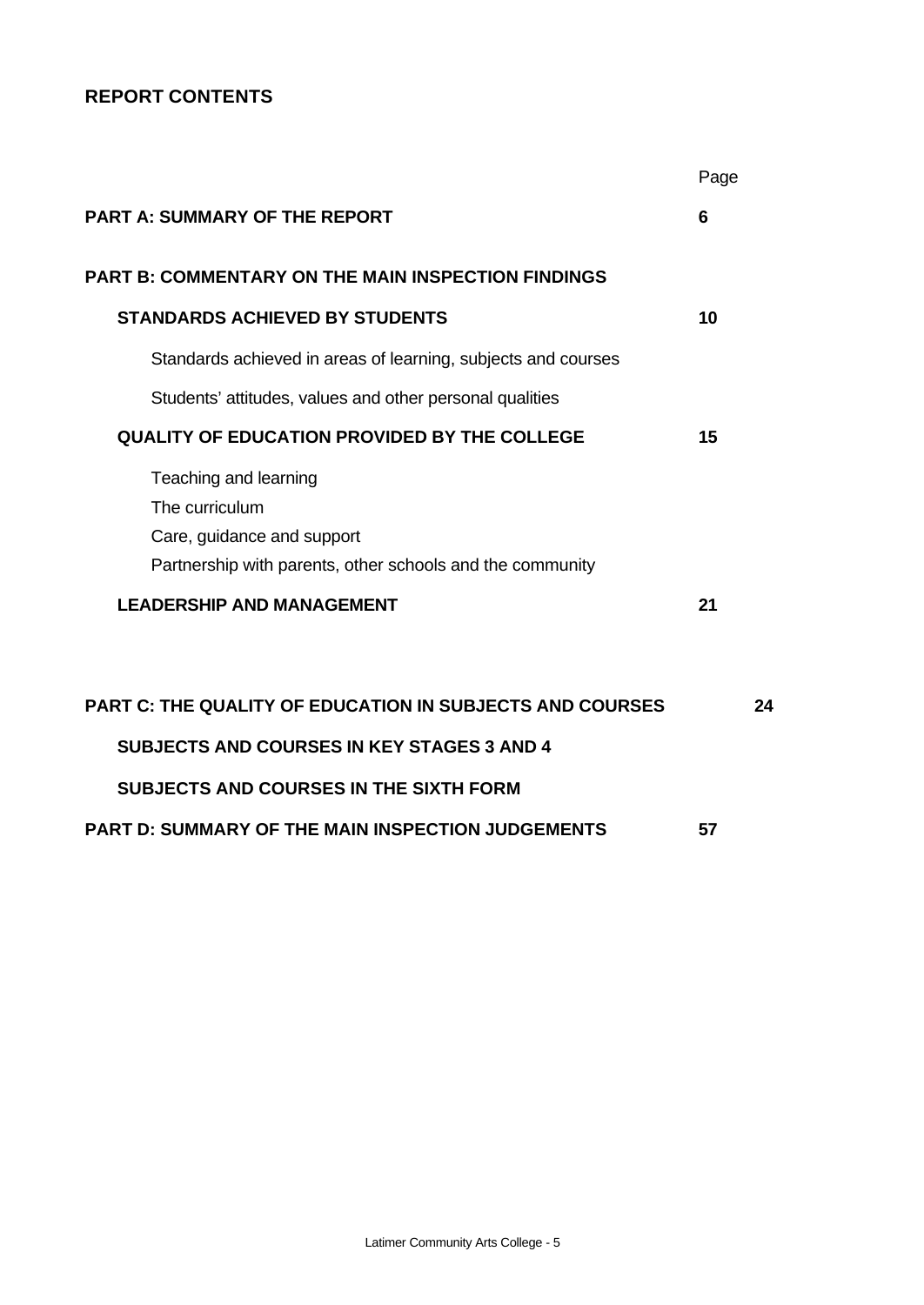## REPORT CONTENTS

| | Page |
|---|---|
| **PART A: SUMMARY OF THE REPORT** | **6** |
| **PART B: COMMENTARY ON THE MAIN INSPECTION FINDINGS** | |
| **STANDARDS ACHIEVED BY STUDENTS** | **10** |
| Standards achieved in areas of learning, subjects and courses | |
| Students' attitudes, values and other personal qualities | |
| **QUALITY OF EDUCATION PROVIDED BY THE COLLEGE** | **15** |
| Teaching and learning<br>The curriculum<br>Care, guidance and support<br>Partnership with parents, other schools and the community | |
| **LEADERSHIP AND MANAGEMENT** | **21** |
| **PART C: THE QUALITY OF EDUCATION IN SUBJECTS AND COURSES** | **24** |
| **SUBJECTS AND COURSES IN KEY STAGES 3 AND 4** | |
| **SUBJECTS AND COURSES IN THE SIXTH FORM** | |
| **PART D: SUMMARY OF THE MAIN INSPECTION JUDGEMENTS** | **57** |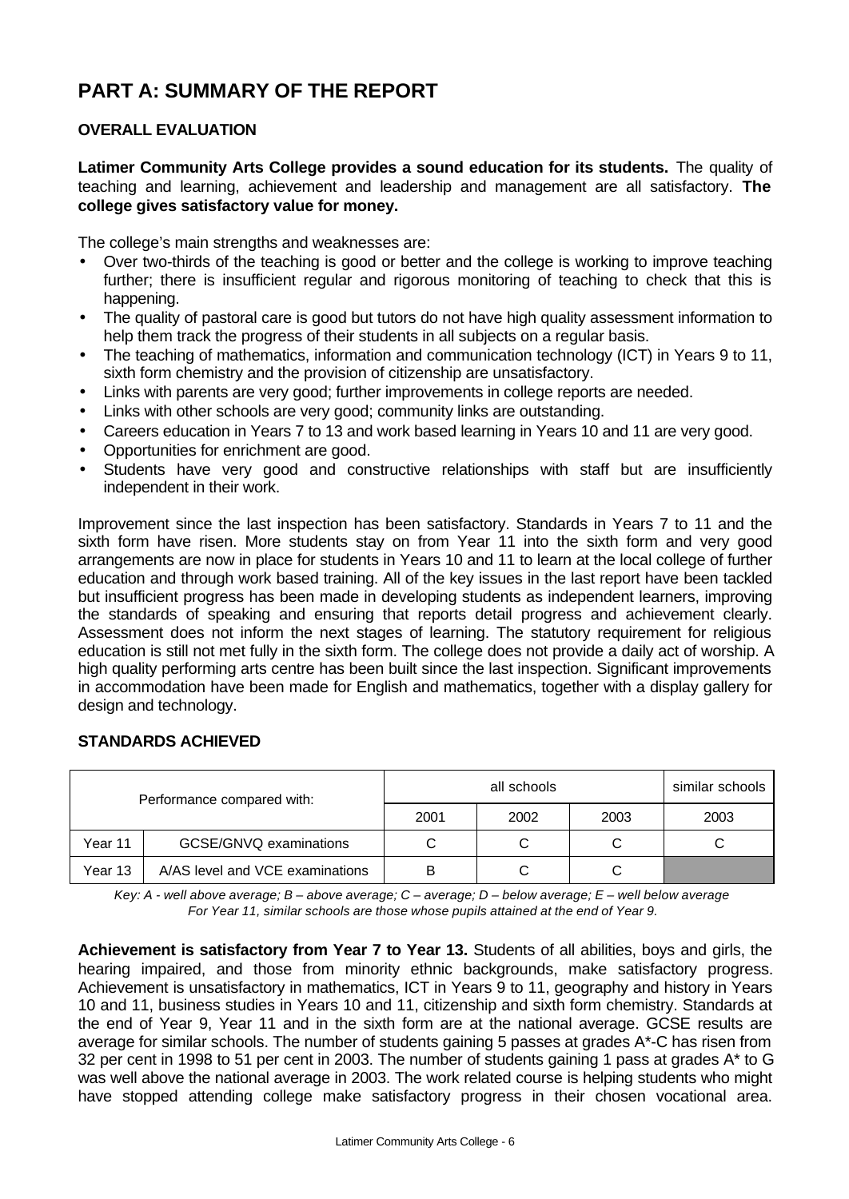# PART A: SUMMARY OF THE REPORT

## OVERALL EVALUATION

**Latimer Community Arts College provides a sound education for its students.** The quality of teaching and learning, achievement and leadership and management are all satisfactory. **The college gives satisfactory value for money.**

The college's main strengths and weaknesses are:

- Over two-thirds of the teaching is good or better and the college is working to improve teaching further; there is insufficient regular and rigorous monitoring of teaching to check that this is happening.
- The quality of pastoral care is good but tutors do not have high quality assessment information to help them track the progress of their students in all subjects on a regular basis.
- The teaching of mathematics, information and communication technology (ICT) in Years 9 to 11, sixth form chemistry and the provision of citizenship are unsatisfactory.
- Links with parents are very good; further improvements in college reports are needed.
- Links with other schools are very good; community links are outstanding.
- Careers education in Years 7 to 13 and work based learning in Years 10 and 11 are very good.
- Opportunities for enrichment are good.
- Students have very good and constructive relationships with staff but are insufficiently independent in their work.

Improvement since the last inspection has been satisfactory. Standards in Years 7 to 11 and the sixth form have risen. More students stay on from Year 11 into the sixth form and very good arrangements are now in place for students in Years 10 and 11 to learn at the local college of further education and through work based training. All of the key issues in the last report have been tackled but insufficient progress has been made in developing students as independent learners, improving the standards of speaking and ensuring that reports detail progress and achievement clearly. Assessment does not inform the next stages of learning. The statutory requirement for religious education is still not met fully in the sixth form. The college does not provide a daily act of worship. A high quality performing arts centre has been built since the last inspection. Significant improvements in accommodation have been made for English and mathematics, together with a display gallery for design and technology.

## STANDARDS ACHIEVED

| Performance compared with: | | all schools | | | similar schools |
|---|---|---|---|---|---|
| | | 2001 | 2002 | 2003 | 2003 |
| Year 11 | GCSE/GNVQ examinations | C | C | C | C |
| Year 13 | A/AS level and VCE examinations | B | C | C | |

*Key: A - well above average; B – above average; C – average; D – below average; E – well below average*
*For Year 11, similar schools are those whose pupils attained at the end of Year 9.*

**Achievement is satisfactory from Year 7 to Year 13.** Students of all abilities, boys and girls, the hearing impaired, and those from minority ethnic backgrounds, make satisfactory progress. Achievement is unsatisfactory in mathematics, ICT in Years 9 to 11, geography and history in Years 10 and 11, business studies in Years 10 and 11, citizenship and sixth form chemistry. Standards at the end of Year 9, Year 11 and in the sixth form are at the national average. GCSE results are average for similar schools. The number of students gaining 5 passes at grades A*-C has risen from 32 per cent in 1998 to 51 per cent in 2003. The number of students gaining 1 pass at grades A* to G was well above the national average in 2003. The work related course is helping students who might have stopped attending college make satisfactory progress in their chosen vocational area.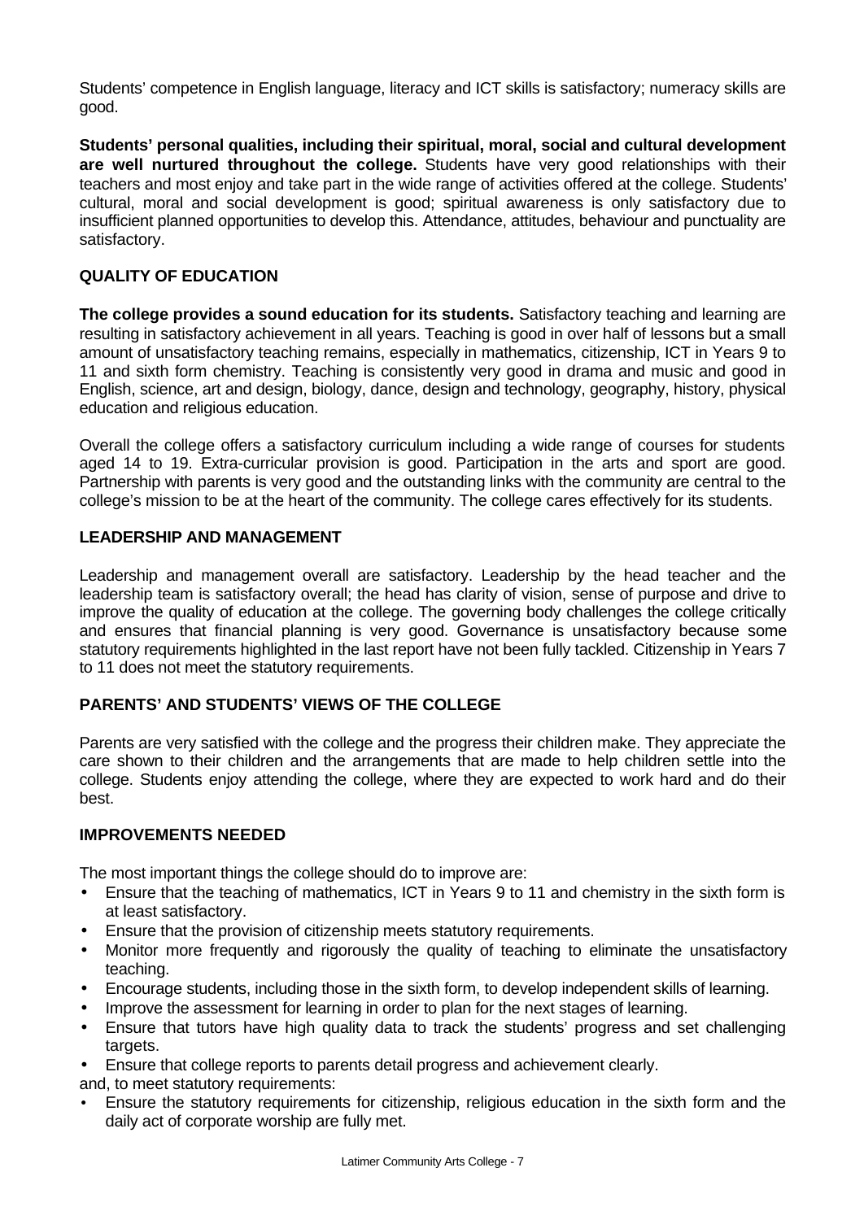Students' competence in English language, literacy and ICT skills is satisfactory; numeracy skills are good.

**Students' personal qualities, including their spiritual, moral, social and cultural development are well nurtured throughout the college.** Students have very good relationships with their teachers and most enjoy and take part in the wide range of activities offered at the college. Students' cultural, moral and social development is good; spiritual awareness is only satisfactory due to insufficient planned opportunities to develop this. Attendance, attitudes, behaviour and punctuality are satisfactory.

## QUALITY OF EDUCATION

**The college provides a sound education for its students.** Satisfactory teaching and learning are resulting in satisfactory achievement in all years. Teaching is good in over half of lessons but a small amount of unsatisfactory teaching remains, especially in mathematics, citizenship, ICT in Years 9 to 11 and sixth form chemistry. Teaching is consistently very good in drama and music and good in English, science, art and design, biology, dance, design and technology, geography, history, physical education and religious education.

Overall the college offers a satisfactory curriculum including a wide range of courses for students aged 14 to 19. Extra-curricular provision is good. Participation in the arts and sport are good. Partnership with parents is very good and the outstanding links with the community are central to the college's mission to be at the heart of the community. The college cares effectively for its students.

## LEADERSHIP AND MANAGEMENT

Leadership and management overall are satisfactory. Leadership by the head teacher and the leadership team is satisfactory overall; the head has clarity of vision, sense of purpose and drive to improve the quality of education at the college. The governing body challenges the college critically and ensures that financial planning is very good. Governance is unsatisfactory because some statutory requirements highlighted in the last report have not been fully tackled. Citizenship in Years 7 to 11 does not meet the statutory requirements.

## PARENTS' AND STUDENTS' VIEWS OF THE COLLEGE

Parents are very satisfied with the college and the progress their children make. They appreciate the care shown to their children and the arrangements that are made to help children settle into the college. Students enjoy attending the college, where they are expected to work hard and do their best.

## IMPROVEMENTS NEEDED

The most important things the college should do to improve are:

- Ensure that the teaching of mathematics, ICT in Years 9 to 11 and chemistry in the sixth form is at least satisfactory.
- Ensure that the provision of citizenship meets statutory requirements.
- Monitor more frequently and rigorously the quality of teaching to eliminate the unsatisfactory teaching.
- Encourage students, including those in the sixth form, to develop independent skills of learning.
- Improve the assessment for learning in order to plan for the next stages of learning.
- Ensure that tutors have high quality data to track the students' progress and set challenging targets.
- Ensure that college reports to parents detail progress and achievement clearly.

and, to meet statutory requirements:

- Ensure the statutory requirements for citizenship, religious education in the sixth form and the daily act of corporate worship are fully met.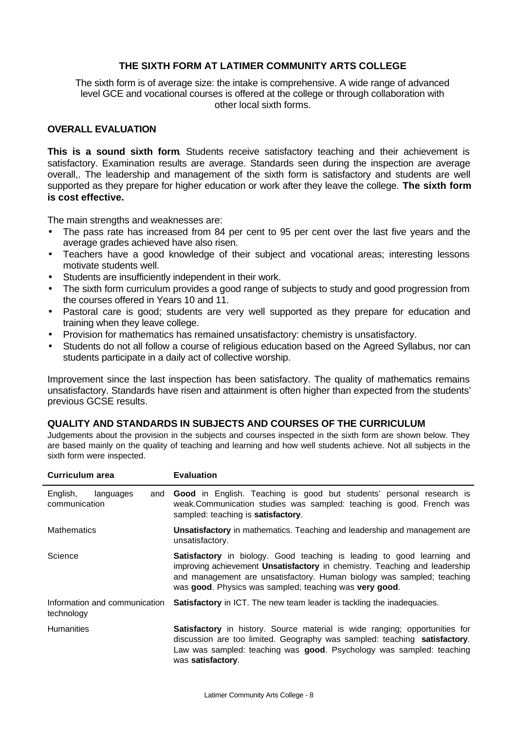## THE SIXTH FORM AT LATIMER COMMUNITY ARTS COLLEGE

The sixth form is of average size: the intake is comprehensive. A wide range of advanced level GCE and vocational courses is offered at the college or through collaboration with other local sixth forms.

### OVERALL EVALUATION

**This is a sound sixth form**. Students receive satisfactory teaching and their achievement is satisfactory. Examination results are average. Standards seen during the inspection are average overall,. The leadership and management of the sixth form is satisfactory and students are well supported as they prepare for higher education or work after they leave the college. **The sixth form is cost effective.**

The main strengths and weaknesses are:

- The pass rate has increased from 84 per cent to 95 per cent over the last five years and the average grades achieved have also risen.
- Teachers have a good knowledge of their subject and vocational areas; interesting lessons motivate students well.
- Students are insufficiently independent in their work.
- The sixth form curriculum provides a good range of subjects to study and good progression from the courses offered in Years 10 and 11.
- Pastoral care is good; students are very well supported as they prepare for education and training when they leave college.
- Provision for mathematics has remained unsatisfactory: chemistry is unsatisfactory.
- Students do not all follow a course of religious education based on the Agreed Syllabus, nor can students participate in a daily act of collective worship.

Improvement since the last inspection has been satisfactory. The quality of mathematics remains unsatisfactory. Standards have risen and attainment is often higher than expected from the students' previous GCSE results.

### QUALITY AND STANDARDS IN SUBJECTS AND COURSES OF THE CURRICULUM

Judgements about the provision in the subjects and courses inspected in the sixth form are shown below. They are based mainly on the quality of teaching and learning and how well students achieve. Not all subjects in the sixth form were inspected.

| Curriculum area | Evaluation |
|---|---|
| English, languages and communication | **Good** in English. Teaching is good but students' personal research is weak.Communication studies was sampled: teaching is good. French was sampled: teaching is **satisfactory**. |
| Mathematics | **Unsatisfactory** in mathematics. Teaching and leadership and management are unsatisfactory. |
| Science | **Satisfactory** in biology. Good teaching is leading to good learning and improving achievement **Unsatisfactory** in chemistry. Teaching and leadership and management are unsatisfactory. Human biology was sampled; teaching was **good**. Physics was sampled; teaching was **very good**. |
| Information and communication technology | **Satisfactory** in ICT. The new team leader is tackling the inadequacies. |
| Humanities | **Satisfactory** in history. Source material is wide ranging; opportunities for discussion are too limited. Geography was sampled: teaching **satisfactory**. Law was sampled: teaching was **good**. Psychology was sampled: teaching was **satisfactory**. |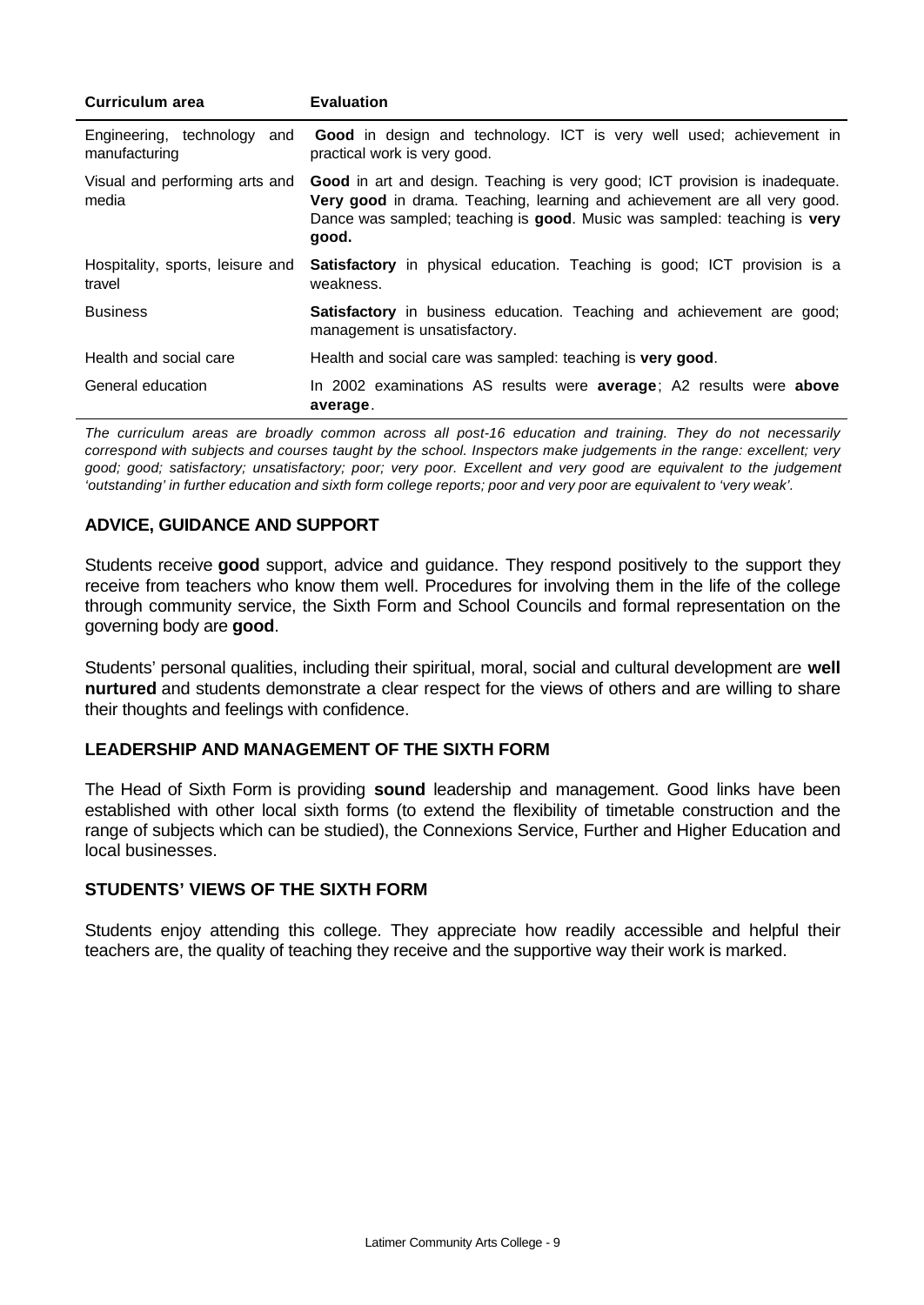| Curriculum area | Evaluation |
|---|---|
| Engineering, technology and manufacturing | **Good** in design and technology. ICT is very well used; achievement in practical work is very good. |
| Visual and performing arts and media | **Good** in art and design. Teaching is very good; ICT provision is inadequate. **Very good** in drama. Teaching, learning and achievement are all very good. Dance was sampled; teaching is **good**. Music was sampled: teaching is **very good.** |
| Hospitality, sports, leisure and travel | **Satisfactory** in physical education. Teaching is good; ICT provision is a weakness. |
| Business | **Satisfactory** in business education. Teaching and achievement are good; management is unsatisfactory. |
| Health and social care | Health and social care was sampled: teaching is **very good**. |
| General education | In 2002 examinations AS results were **average**; A2 results were **above average**. |

*The curriculum areas are broadly common across all post-16 education and training. They do not necessarily correspond with subjects and courses taught by the school. Inspectors make judgements in the range: excellent; very good; good; satisfactory; unsatisfactory; poor; very poor. Excellent and very good are equivalent to the judgement 'outstanding' in further education and sixth form college reports; poor and very poor are equivalent to 'very weak'.*

## ADVICE, GUIDANCE AND SUPPORT

Students receive **good** support, advice and guidance. They respond positively to the support they receive from teachers who know them well. Procedures for involving them in the life of the college through community service, the Sixth Form and School Councils and formal representation on the governing body are **good**.

Students' personal qualities, including their spiritual, moral, social and cultural development are **well nurtured** and students demonstrate a clear respect for the views of others and are willing to share their thoughts and feelings with confidence.

## LEADERSHIP AND MANAGEMENT OF THE SIXTH FORM

The Head of Sixth Form is providing **sound** leadership and management. Good links have been established with other local sixth forms (to extend the flexibility of timetable construction and the range of subjects which can be studied), the Connexions Service, Further and Higher Education and local businesses.

## STUDENTS' VIEWS OF THE SIXTH FORM

Students enjoy attending this college. They appreciate how readily accessible and helpful their teachers are, the quality of teaching they receive and the supportive way their work is marked.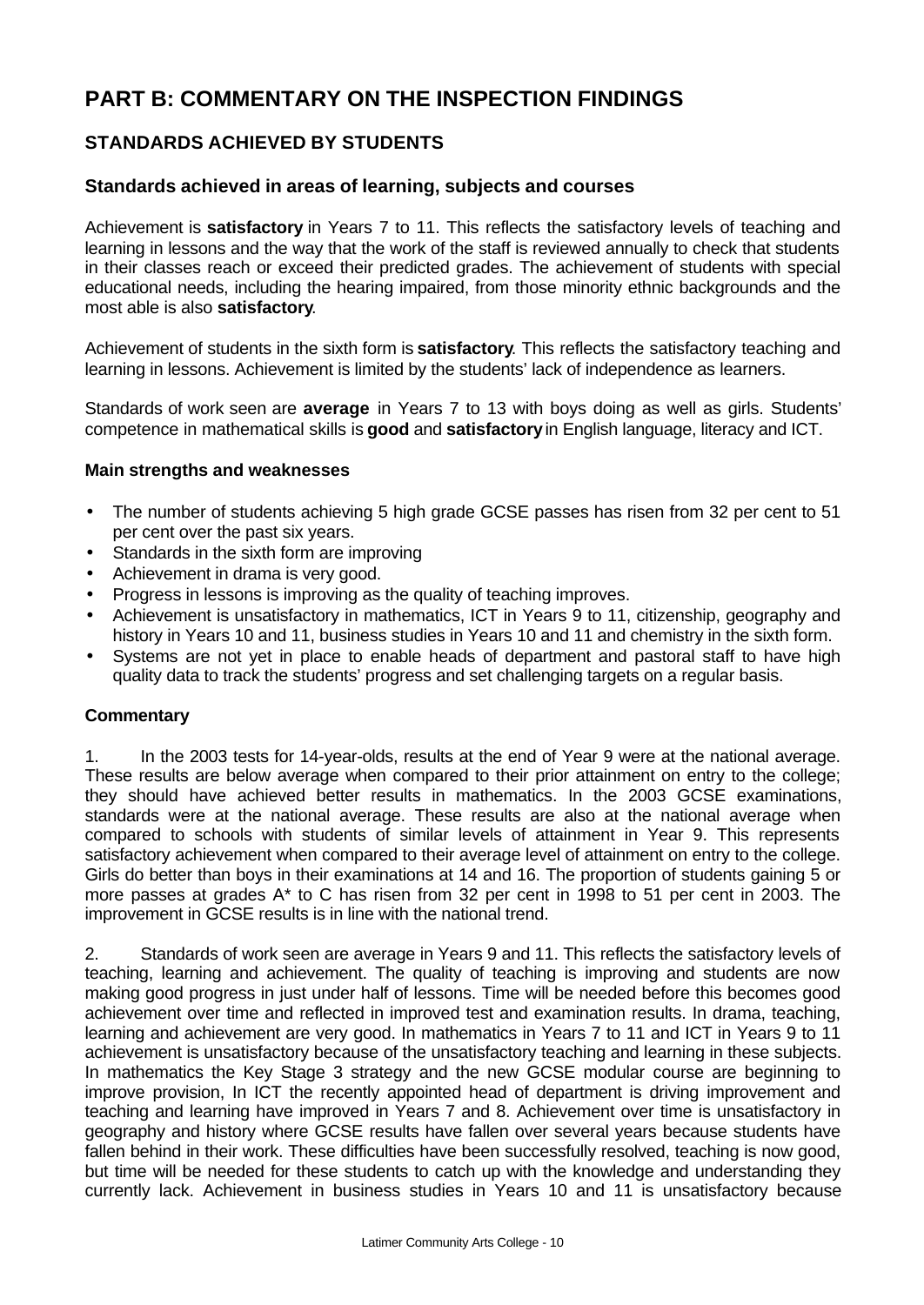# PART B: COMMENTARY ON THE INSPECTION FINDINGS

## STANDARDS ACHIEVED BY STUDENTS

### Standards achieved in areas of learning, subjects and courses

Achievement is **satisfactory** in Years 7 to 11. This reflects the satisfactory levels of teaching and learning in lessons and the way that the work of the staff is reviewed annually to check that students in their classes reach or exceed their predicted grades. The achievement of students with special educational needs, including the hearing impaired, from those minority ethnic backgrounds and the most able is also **satisfactory**.

Achievement of students in the sixth form is **satisfactory**. This reflects the satisfactory teaching and learning in lessons. Achievement is limited by the students' lack of independence as learners.

Standards of work seen are **average** in Years 7 to 13 with boys doing as well as girls. Students' competence in mathematical skills is **good** and **satisfactory** in English language, literacy and ICT.

**Main strengths and weaknesses**

- The number of students achieving 5 high grade GCSE passes has risen from 32 per cent to 51 per cent over the past six years.
- Standards in the sixth form are improving
- Achievement in drama is very good.
- Progress in lessons is improving as the quality of teaching improves.
- Achievement is unsatisfactory in mathematics, ICT in Years 9 to 11, citizenship, geography and history in Years 10 and 11, business studies in Years 10 and 11 and chemistry in the sixth form.
- Systems are not yet in place to enable heads of department and pastoral staff to have high quality data to track the students' progress and set challenging targets on a regular basis.

**Commentary**

1. In the 2003 tests for 14-year-olds, results at the end of Year 9 were at the national average. These results are below average when compared to their prior attainment on entry to the college; they should have achieved better results in mathematics. In the 2003 GCSE examinations, standards were at the national average. These results are also at the national average when compared to schools with students of similar levels of attainment in Year 9. This represents satisfactory achievement when compared to their average level of attainment on entry to the college. Girls do better than boys in their examinations at 14 and 16. The proportion of students gaining 5 or more passes at grades A* to C has risen from 32 per cent in 1998 to 51 per cent in 2003. The improvement in GCSE results is in line with the national trend.

2. Standards of work seen are average in Years 9 and 11. This reflects the satisfactory levels of teaching, learning and achievement. The quality of teaching is improving and students are now making good progress in just under half of lessons. Time will be needed before this becomes good achievement over time and reflected in improved test and examination results. In drama, teaching, learning and achievement are very good. In mathematics in Years 7 to 11 and ICT in Years 9 to 11 achievement is unsatisfactory because of the unsatisfactory teaching and learning in these subjects. In mathematics the Key Stage 3 strategy and the new GCSE modular course are beginning to improve provision, In ICT the recently appointed head of department is driving improvement and teaching and learning have improved in Years 7 and 8. Achievement over time is unsatisfactory in geography and history where GCSE results have fallen over several years because students have fallen behind in their work. These difficulties have been successfully resolved, teaching is now good, but time will be needed for these students to catch up with the knowledge and understanding they currently lack. Achievement in business studies in Years 10 and 11 is unsatisfactory because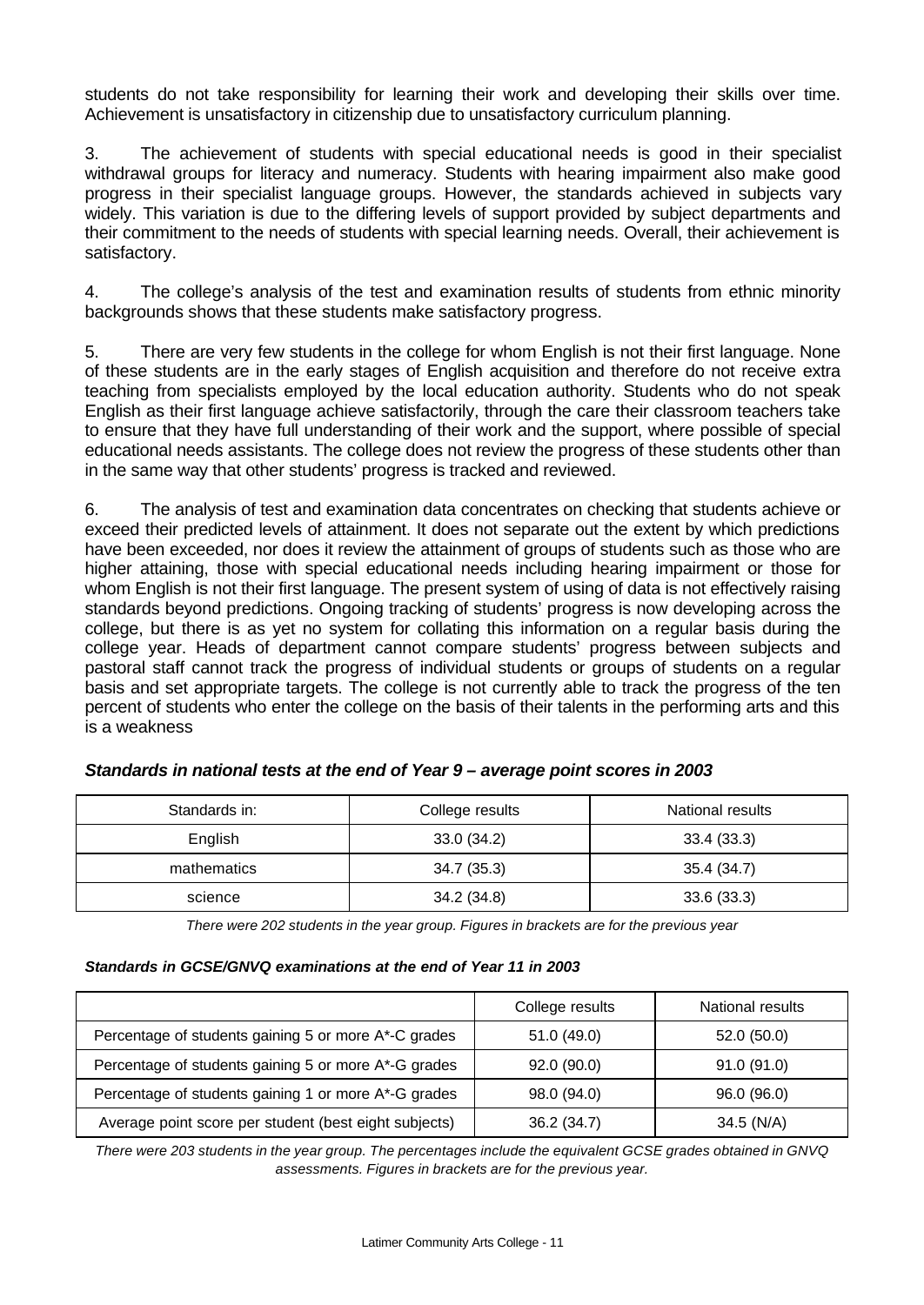students do not take responsibility for learning their work and developing their skills over time. Achievement is unsatisfactory in citizenship due to unsatisfactory curriculum planning.

3. The achievement of students with special educational needs is good in their specialist withdrawal groups for literacy and numeracy. Students with hearing impairment also make good progress in their specialist language groups. However, the standards achieved in subjects vary widely. This variation is due to the differing levels of support provided by subject departments and their commitment to the needs of students with special learning needs. Overall, their achievement is satisfactory.

4. The college's analysis of the test and examination results of students from ethnic minority backgrounds shows that these students make satisfactory progress.

5. There are very few students in the college for whom English is not their first language. None of these students are in the early stages of English acquisition and therefore do not receive extra teaching from specialists employed by the local education authority. Students who do not speak English as their first language achieve satisfactorily, through the care their classroom teachers take to ensure that they have full understanding of their work and the support, where possible of special educational needs assistants. The college does not review the progress of these students other than in the same way that other students' progress is tracked and reviewed.

6. The analysis of test and examination data concentrates on checking that students achieve or exceed their predicted levels of attainment. It does not separate out the extent by which predictions have been exceeded, nor does it review the attainment of groups of students such as those who are higher attaining, those with special educational needs including hearing impairment or those for whom English is not their first language. The present system of using of data is not effectively raising standards beyond predictions. Ongoing tracking of students' progress is now developing across the college, but there is as yet no system for collating this information on a regular basis during the college year. Heads of department cannot compare students' progress between subjects and pastoral staff cannot track the progress of individual students or groups of students on a regular basis and set appropriate targets. The college is not currently able to track the progress of the ten percent of students who enter the college on the basis of their talents in the performing arts and this is a weakness

***Standards in national tests at the end of Year 9 – average point scores in 2003***

| Standards in: | College results | National results |
|---|---|---|
| English | 33.0 (34.2) | 33.4 (33.3) |
| mathematics | 34.7 (35.3) | 35.4 (34.7) |
| science | 34.2 (34.8) | 33.6 (33.3) |

*There were 202 students in the year group. Figures in brackets are for the previous year*

***Standards in GCSE/GNVQ examinations at the end of Year 11 in 2003***

| | College results | National results |
|---|---|---|
| Percentage of students gaining 5 or more A*-C grades | 51.0 (49.0) | 52.0 (50.0) |
| Percentage of students gaining 5 or more A*-G grades | 92.0 (90.0) | 91.0 (91.0) |
| Percentage of students gaining 1 or more A*-G grades | 98.0 (94.0) | 96.0 (96.0) |
| Average point score per student (best eight subjects) | 36.2 (34.7) | 34.5 (N/A) |

*There were 203 students in the year group. The percentages include the equivalent GCSE grades obtained in GNVQ assessments. Figures in brackets are for the previous year.*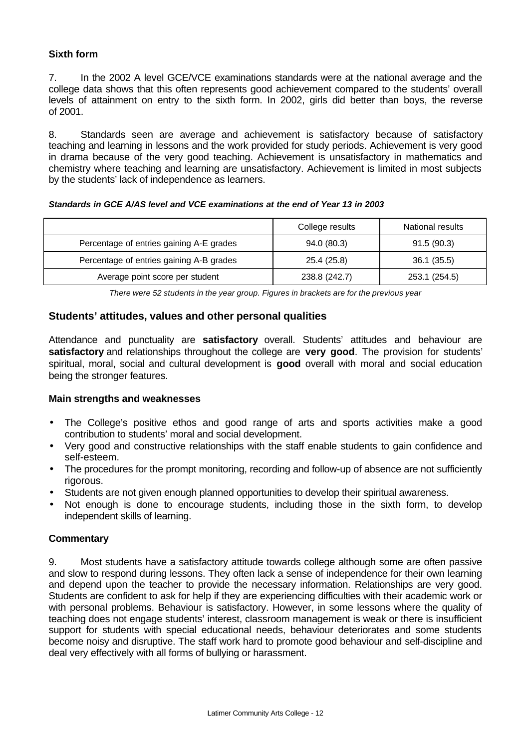### Sixth form

7. In the 2002 A level GCE/VCE examinations standards were at the national average and the college data shows that this often represents good achievement compared to the students' overall levels of attainment on entry to the sixth form. In 2002, girls did better than boys, the reverse of 2001.

8. Standards seen are average and achievement is satisfactory because of satisfactory teaching and learning in lessons and the work provided for study periods. Achievement is very good in drama because of the very good teaching. Achievement is unsatisfactory in mathematics and chemistry where teaching and learning are unsatisfactory. Achievement is limited in most subjects by the students' lack of independence as learners.

***Standards in GCE A/AS level and VCE examinations at the end of Year 13 in 2003***

| | College results | National results |
|---|---|---|
| Percentage of entries gaining A-E grades | 94.0 (80.3) | 91.5 (90.3) |
| Percentage of entries gaining A-B grades | 25.4 (25.8) | 36.1 (35.5) |
| Average point score per student | 238.8 (242.7) | 253.1 (254.5) |

*There were 52 students in the year group. Figures in brackets are for the previous year*

## Students' attitudes, values and other personal qualities

Attendance and punctuality are **satisfactory** overall. Students' attitudes and behaviour are **satisfactory** and relationships throughout the college are **very good**. The provision for students' spiritual, moral, social and cultural development is **good** overall with moral and social education being the stronger features.

### Main strengths and weaknesses

- The College's positive ethos and good range of arts and sports activities make a good contribution to students' moral and social development.
- Very good and constructive relationships with the staff enable students to gain confidence and self-esteem.
- The procedures for the prompt monitoring, recording and follow-up of absence are not sufficiently rigorous.
- Students are not given enough planned opportunities to develop their spiritual awareness.
- Not enough is done to encourage students, including those in the sixth form, to develop independent skills of learning.

### Commentary

9. Most students have a satisfactory attitude towards college although some are often passive and slow to respond during lessons. They often lack a sense of independence for their own learning and depend upon the teacher to provide the necessary information. Relationships are very good. Students are confident to ask for help if they are experiencing difficulties with their academic work or with personal problems. Behaviour is satisfactory. However, in some lessons where the quality of teaching does not engage students' interest, classroom management is weak or there is insufficient support for students with special educational needs, behaviour deteriorates and some students become noisy and disruptive. The staff work hard to promote good behaviour and self-discipline and deal very effectively with all forms of bullying or harassment.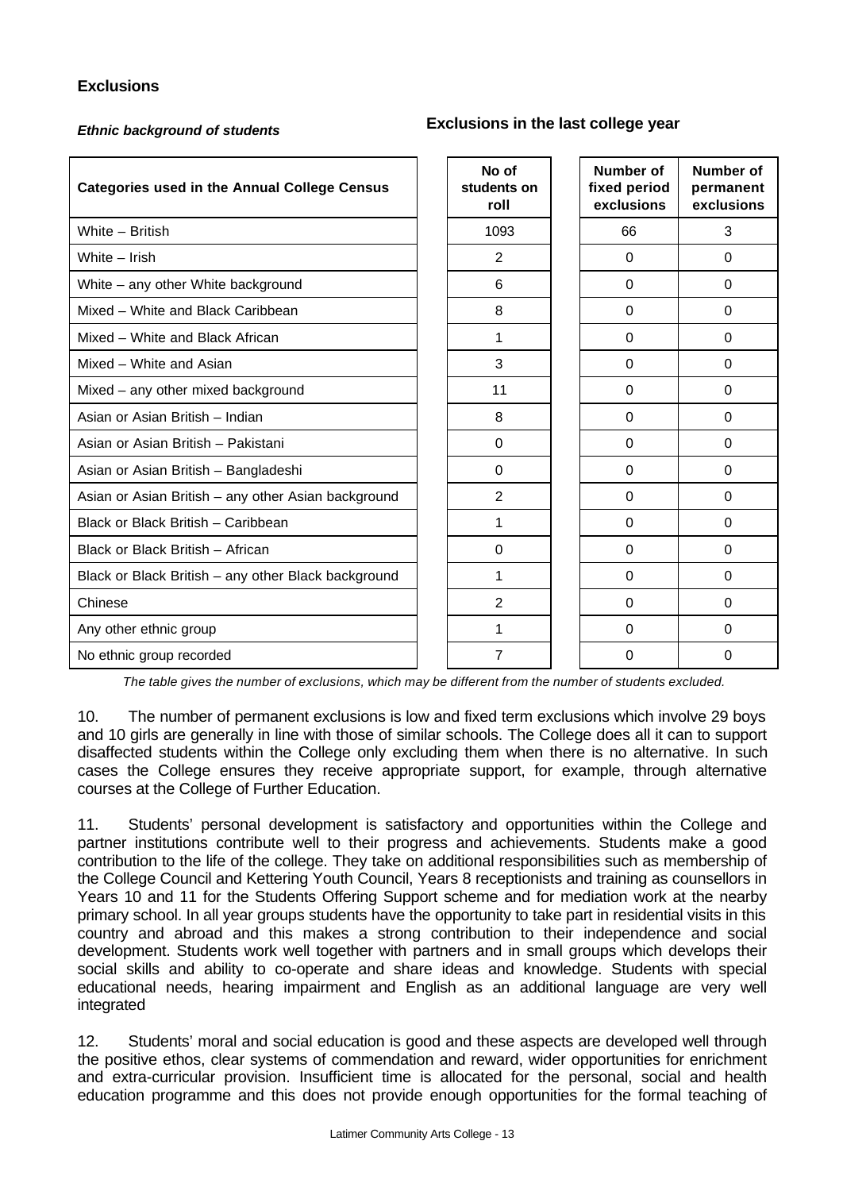### Exclusions

***Ethnic background of students***

**Exclusions in the last college year**

| Categories used in the Annual College Census | No of students on roll | Number of fixed period exclusions | Number of permanent exclusions |
|---|---|---|---|
| White – British | 1093 | 66 | 3 |
| White – Irish | 2 | 0 | 0 |
| White – any other White background | 6 | 0 | 0 |
| Mixed – White and Black Caribbean | 8 | 0 | 0 |
| Mixed – White and Black African | 1 | 0 | 0 |
| Mixed – White and Asian | 3 | 0 | 0 |
| Mixed – any other mixed background | 11 | 0 | 0 |
| Asian or Asian British – Indian | 8 | 0 | 0 |
| Asian or Asian British – Pakistani | 0 | 0 | 0 |
| Asian or Asian British – Bangladeshi | 0 | 0 | 0 |
| Asian or Asian British – any other Asian background | 2 | 0 | 0 |
| Black or Black British – Caribbean | 1 | 0 | 0 |
| Black or Black British – African | 0 | 0 | 0 |
| Black or Black British – any other Black background | 1 | 0 | 0 |
| Chinese | 2 | 0 | 0 |
| Any other ethnic group | 1 | 0 | 0 |
| No ethnic group recorded | 7 | 0 | 0 |

*The table gives the number of exclusions, which may be different from the number of students excluded.*

10. The number of permanent exclusions is low and fixed term exclusions which involve 29 boys and 10 girls are generally in line with those of similar schools. The College does all it can to support disaffected students within the College only excluding them when there is no alternative. In such cases the College ensures they receive appropriate support, for example, through alternative courses at the College of Further Education.

11. Students' personal development is satisfactory and opportunities within the College and partner institutions contribute well to their progress and achievements. Students make a good contribution to the life of the college. They take on additional responsibilities such as membership of the College Council and Kettering Youth Council, Years 8 receptionists and training as counsellors in Years 10 and 11 for the Students Offering Support scheme and for mediation work at the nearby primary school. In all year groups students have the opportunity to take part in residential visits in this country and abroad and this makes a strong contribution to their independence and social development. Students work well together with partners and in small groups which develops their social skills and ability to co-operate and share ideas and knowledge. Students with special educational needs, hearing impairment and English as an additional language are very well integrated

12. Students' moral and social education is good and these aspects are developed well through the positive ethos, clear systems of commendation and reward, wider opportunities for enrichment and extra-curricular provision. Insufficient time is allocated for the personal, social and health education programme and this does not provide enough opportunities for the formal teaching of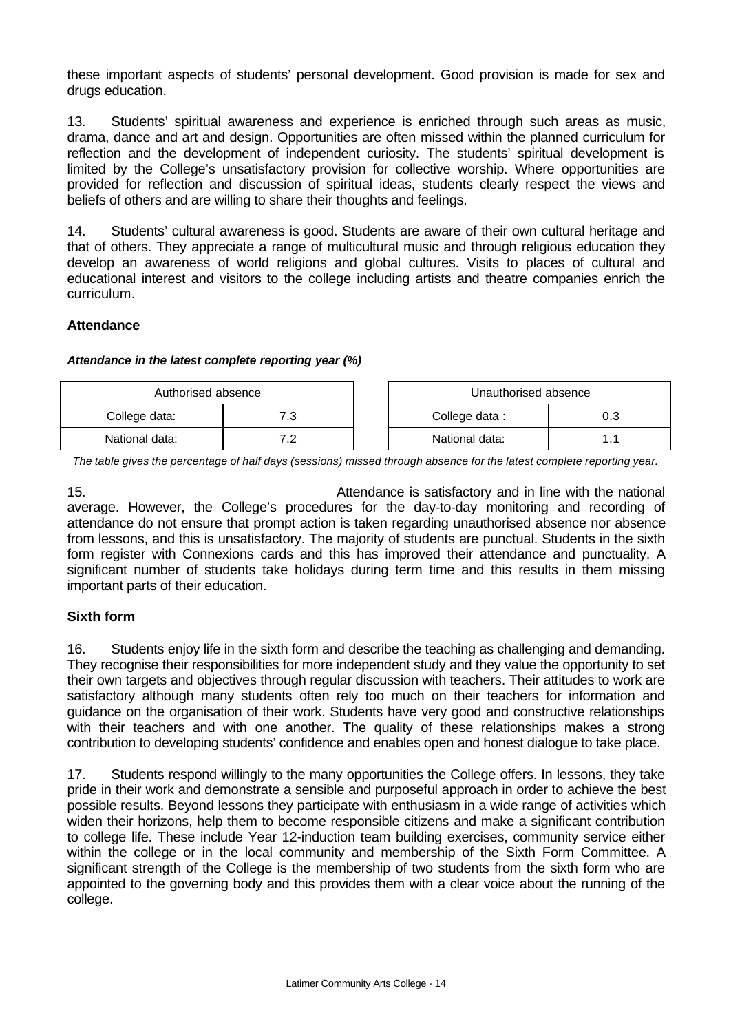these important aspects of students' personal development. Good provision is made for sex and drugs education.

13. Students' spiritual awareness and experience is enriched through such areas as music, drama, dance and art and design. Opportunities are often missed within the planned curriculum for reflection and the development of independent curiosity. The students' spiritual development is limited by the College's unsatisfactory provision for collective worship. Where opportunities are provided for reflection and discussion of spiritual ideas, students clearly respect the views and beliefs of others and are willing to share their thoughts and feelings.

14. Students' cultural awareness is good. Students are aware of their own cultural heritage and that of others. They appreciate a range of multicultural music and through religious education they develop an awareness of world religions and global cultures. Visits to places of cultural and educational interest and visitors to the college including artists and theatre companies enrich the curriculum.

### Attendance

***Attendance in the latest complete reporting year (%)***

| Authorised absence | |
|---|---|
| College data: | 7.3 |
| National data: | 7.2 |

| Unauthorised absence | |
|---|---|
| College data : | 0.3 |
| National data: | 1.1 |

*The table gives the percentage of half days (sessions) missed through absence for the latest complete reporting year.*

15. Attendance is satisfactory and in line with the national average. However, the College's procedures for the day-to-day monitoring and recording of attendance do not ensure that prompt action is taken regarding unauthorised absence nor absence from lessons, and this is unsatisfactory. The majority of students are punctual. Students in the sixth form register with Connexions cards and this has improved their attendance and punctuality. A significant number of students take holidays during term time and this results in them missing important parts of their education.

### Sixth form

16. Students enjoy life in the sixth form and describe the teaching as challenging and demanding. They recognise their responsibilities for more independent study and they value the opportunity to set their own targets and objectives through regular discussion with teachers. Their attitudes to work are satisfactory although many students often rely too much on their teachers for information and guidance on the organisation of their work. Students have very good and constructive relationships with their teachers and with one another. The quality of these relationships makes a strong contribution to developing students' confidence and enables open and honest dialogue to take place.

17. Students respond willingly to the many opportunities the College offers. In lessons, they take pride in their work and demonstrate a sensible and purposeful approach in order to achieve the best possible results. Beyond lessons they participate with enthusiasm in a wide range of activities which widen their horizons, help them to become responsible citizens and make a significant contribution to college life. These include Year 12-induction team building exercises, community service either within the college or in the local community and membership of the Sixth Form Committee. A significant strength of the College is the membership of two students from the sixth form who are appointed to the governing body and this provides them with a clear voice about the running of the college.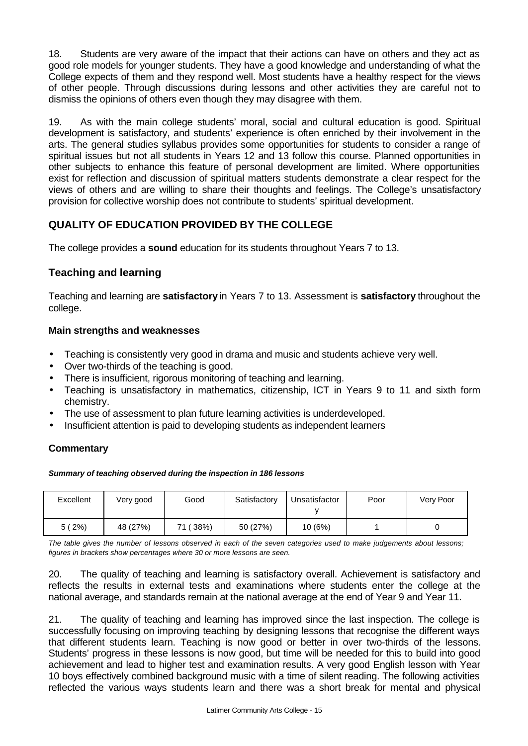18. Students are very aware of the impact that their actions can have on others and they act as good role models for younger students. They have a good knowledge and understanding of what the College expects of them and they respond well. Most students have a healthy respect for the views of other people. Through discussions during lessons and other activities they are careful not to dismiss the opinions of others even though they may disagree with them.

19. As with the main college students' moral, social and cultural education is good. Spiritual development is satisfactory, and students' experience is often enriched by their involvement in the arts. The general studies syllabus provides some opportunities for students to consider a range of spiritual issues but not all students in Years 12 and 13 follow this course. Planned opportunities in other subjects to enhance this feature of personal development are limited. Where opportunities exist for reflection and discussion of spiritual matters students demonstrate a clear respect for the views of others and are willing to share their thoughts and feelings. The College's unsatisfactory provision for collective worship does not contribute to students' spiritual development.

## QUALITY OF EDUCATION PROVIDED BY THE COLLEGE

The college provides a **sound** education for its students throughout Years 7 to 13.

### Teaching and learning

Teaching and learning are **satisfactory** in Years 7 to 13. Assessment is **satisfactory** throughout the college.

#### Main strengths and weaknesses

- Teaching is consistently very good in drama and music and students achieve very well.
- Over two-thirds of the teaching is good.
- There is insufficient, rigorous monitoring of teaching and learning.
- Teaching is unsatisfactory in mathematics, citizenship, ICT in Years 9 to 11 and sixth form chemistry.
- The use of assessment to plan future learning activities is underdeveloped.
- Insufficient attention is paid to developing students as independent learners

#### Commentary

***Summary of teaching observed during the inspection in 186 lessons***

| Excellent | Very good | Good | Satisfactory | Unsatisfactory | Poor | Very Poor |
|---|---|---|---|---|---|---|
| 5 ( 2%) | 48 (27%) | 71 ( 38%) | 50 (27%) | 10 (6%) | 1 | 0 |

*The table gives the number of lessons observed in each of the seven categories used to make judgements about lessons; figures in brackets show percentages where 30 or more lessons are seen.*

20. The quality of teaching and learning is satisfactory overall. Achievement is satisfactory and reflects the results in external tests and examinations where students enter the college at the national average, and standards remain at the national average at the end of Year 9 and Year 11.

21. The quality of teaching and learning has improved since the last inspection. The college is successfully focusing on improving teaching by designing lessons that recognise the different ways that different students learn. Teaching is now good or better in over two-thirds of the lessons. Students' progress in these lessons is now good, but time will be needed for this to build into good achievement and lead to higher test and examination results. A very good English lesson with Year 10 boys effectively combined background music with a time of silent reading. The following activities reflected the various ways students learn and there was a short break for mental and physical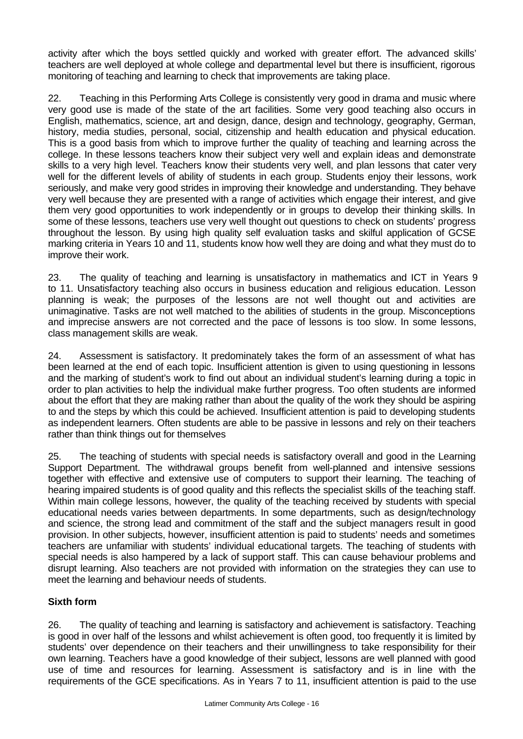activity after which the boys settled quickly and worked with greater effort. The advanced skills' teachers are well deployed at whole college and departmental level but there is insufficient, rigorous monitoring of teaching and learning to check that improvements are taking place.

22. Teaching in this Performing Arts College is consistently very good in drama and music where very good use is made of the state of the art facilities. Some very good teaching also occurs in English, mathematics, science, art and design, dance, design and technology, geography, German, history, media studies, personal, social, citizenship and health education and physical education. This is a good basis from which to improve further the quality of teaching and learning across the college. In these lessons teachers know their subject very well and explain ideas and demonstrate skills to a very high level. Teachers know their students very well, and plan lessons that cater very well for the different levels of ability of students in each group. Students enjoy their lessons, work seriously, and make very good strides in improving their knowledge and understanding. They behave very well because they are presented with a range of activities which engage their interest, and give them very good opportunities to work independently or in groups to develop their thinking skills. In some of these lessons, teachers use very well thought out questions to check on students' progress throughout the lesson. By using high quality self evaluation tasks and skilful application of GCSE marking criteria in Years 10 and 11, students know how well they are doing and what they must do to improve their work.

23. The quality of teaching and learning is unsatisfactory in mathematics and ICT in Years 9 to 11. Unsatisfactory teaching also occurs in business education and religious education. Lesson planning is weak; the purposes of the lessons are not well thought out and activities are unimaginative. Tasks are not well matched to the abilities of students in the group. Misconceptions and imprecise answers are not corrected and the pace of lessons is too slow. In some lessons, class management skills are weak.

24. Assessment is satisfactory. It predominately takes the form of an assessment of what has been learned at the end of each topic. Insufficient attention is given to using questioning in lessons and the marking of student's work to find out about an individual student's learning during a topic in order to plan activities to help the individual make further progress. Too often students are informed about the effort that they are making rather than about the quality of the work they should be aspiring to and the steps by which this could be achieved. Insufficient attention is paid to developing students as independent learners. Often students are able to be passive in lessons and rely on their teachers rather than think things out for themselves

25. The teaching of students with special needs is satisfactory overall and good in the Learning Support Department. The withdrawal groups benefit from well-planned and intensive sessions together with effective and extensive use of computers to support their learning. The teaching of hearing impaired students is of good quality and this reflects the specialist skills of the teaching staff. Within main college lessons, however, the quality of the teaching received by students with special educational needs varies between departments. In some departments, such as design/technology and science, the strong lead and commitment of the staff and the subject managers result in good provision. In other subjects, however, insufficient attention is paid to students' needs and sometimes teachers are unfamiliar with students' individual educational targets. The teaching of students with special needs is also hampered by a lack of support staff. This can cause behaviour problems and disrupt learning. Also teachers are not provided with information on the strategies they can use to meet the learning and behaviour needs of students.

**Sixth form**

26. The quality of teaching and learning is satisfactory and achievement is satisfactory. Teaching is good in over half of the lessons and whilst achievement is often good, too frequently it is limited by students' over dependence on their teachers and their unwillingness to take responsibility for their own learning. Teachers have a good knowledge of their subject, lessons are well planned with good use of time and resources for learning. Assessment is satisfactory and is in line with the requirements of the GCE specifications. As in Years 7 to 11, insufficient attention is paid to the use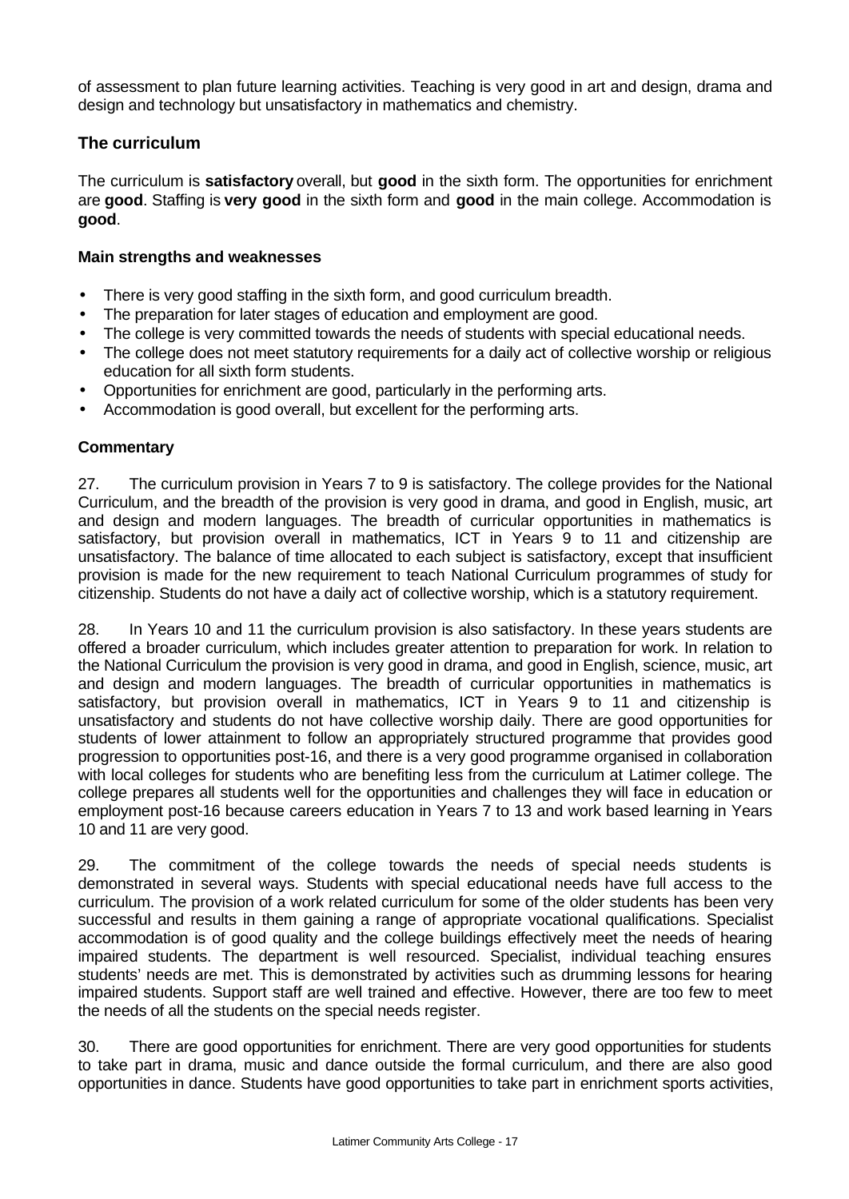of assessment to plan future learning activities. Teaching is very good in art and design, drama and design and technology but unsatisfactory in mathematics and chemistry.

## The curriculum

The curriculum is **satisfactory** overall, but **good** in the sixth form. The opportunities for enrichment are **good**. Staffing is **very good** in the sixth form and **good** in the main college. Accommodation is **good**.

### Main strengths and weaknesses

- There is very good staffing in the sixth form, and good curriculum breadth.
- The preparation for later stages of education and employment are good.
- The college is very committed towards the needs of students with special educational needs.
- The college does not meet statutory requirements for a daily act of collective worship or religious education for all sixth form students.
- Opportunities for enrichment are good, particularly in the performing arts.
- Accommodation is good overall, but excellent for the performing arts.

### Commentary

27. The curriculum provision in Years 7 to 9 is satisfactory. The college provides for the National Curriculum, and the breadth of the provision is very good in drama, and good in English, music, art and design and modern languages. The breadth of curricular opportunities in mathematics is satisfactory, but provision overall in mathematics, ICT in Years 9 to 11 and citizenship are unsatisfactory. The balance of time allocated to each subject is satisfactory, except that insufficient provision is made for the new requirement to teach National Curriculum programmes of study for citizenship. Students do not have a daily act of collective worship, which is a statutory requirement.

28. In Years 10 and 11 the curriculum provision is also satisfactory. In these years students are offered a broader curriculum, which includes greater attention to preparation for work. In relation to the National Curriculum the provision is very good in drama, and good in English, science, music, art and design and modern languages. The breadth of curricular opportunities in mathematics is satisfactory, but provision overall in mathematics, ICT in Years 9 to 11 and citizenship is unsatisfactory and students do not have collective worship daily. There are good opportunities for students of lower attainment to follow an appropriately structured programme that provides good progression to opportunities post-16, and there is a very good programme organised in collaboration with local colleges for students who are benefiting less from the curriculum at Latimer college. The college prepares all students well for the opportunities and challenges they will face in education or employment post-16 because careers education in Years 7 to 13 and work based learning in Years 10 and 11 are very good.

29. The commitment of the college towards the needs of special needs students is demonstrated in several ways. Students with special educational needs have full access to the curriculum. The provision of a work related curriculum for some of the older students has been very successful and results in them gaining a range of appropriate vocational qualifications. Specialist accommodation is of good quality and the college buildings effectively meet the needs of hearing impaired students. The department is well resourced. Specialist, individual teaching ensures students' needs are met. This is demonstrated by activities such as drumming lessons for hearing impaired students. Support staff are well trained and effective. However, there are too few to meet the needs of all the students on the special needs register.

30. There are good opportunities for enrichment. There are very good opportunities for students to take part in drama, music and dance outside the formal curriculum, and there are also good opportunities in dance. Students have good opportunities to take part in enrichment sports activities,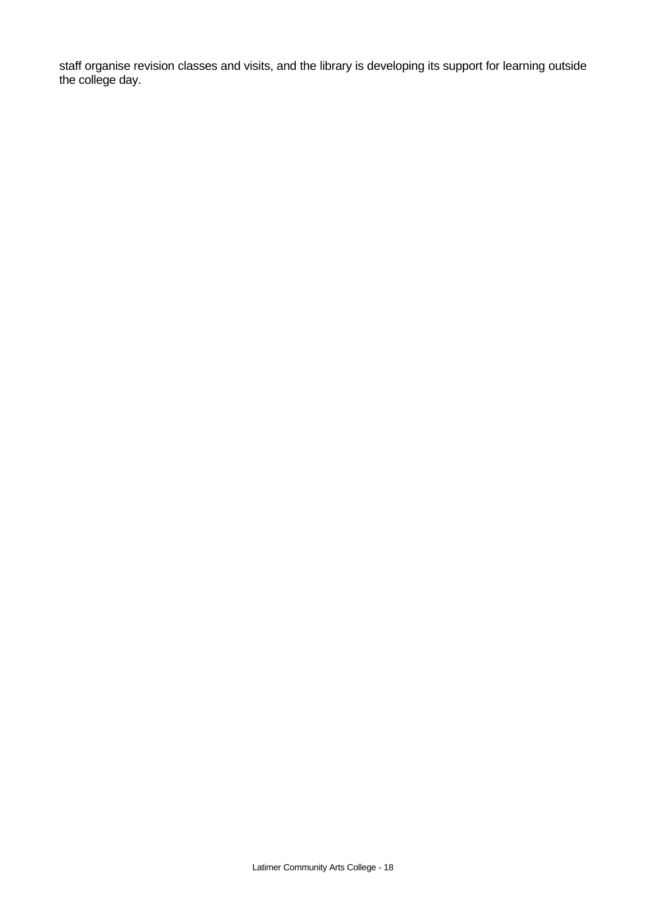staff organise revision classes and visits, and the library is developing its support for learning outside the college day.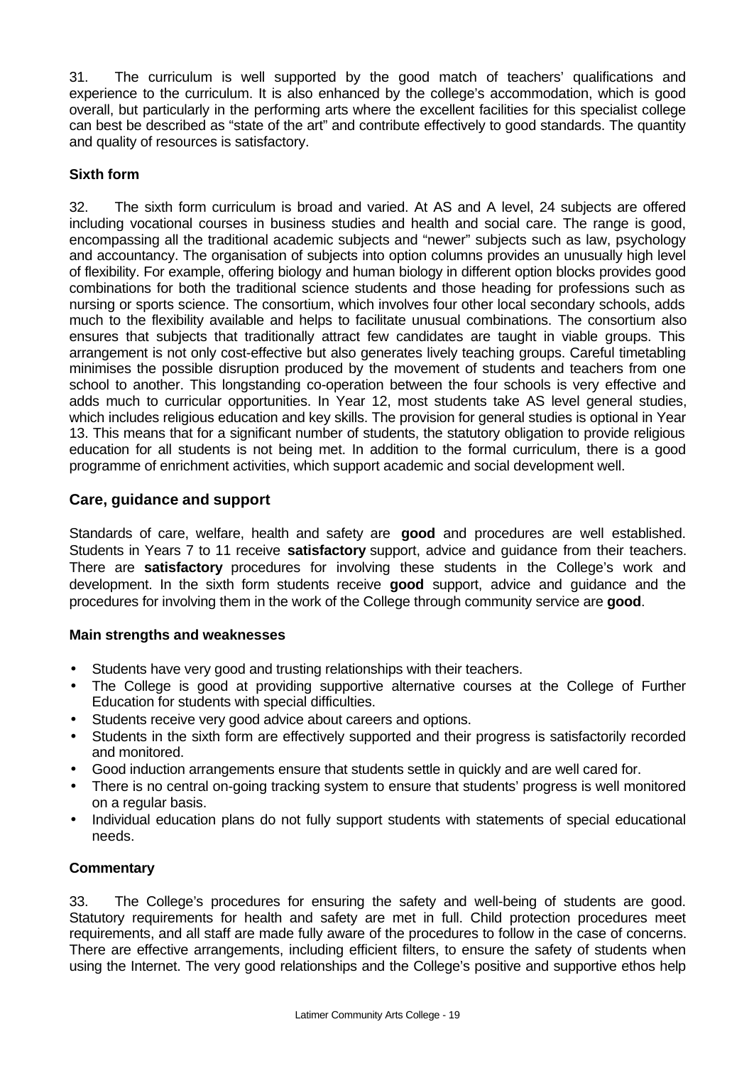31. The curriculum is well supported by the good match of teachers' qualifications and experience to the curriculum. It is also enhanced by the college's accommodation, which is good overall, but particularly in the performing arts where the excellent facilities for this specialist college can best be described as "state of the art" and contribute effectively to good standards. The quantity and quality of resources is satisfactory.

### Sixth form

32. The sixth form curriculum is broad and varied. At AS and A level, 24 subjects are offered including vocational courses in business studies and health and social care. The range is good, encompassing all the traditional academic subjects and "newer" subjects such as law, psychology and accountancy. The organisation of subjects into option columns provides an unusually high level of flexibility. For example, offering biology and human biology in different option blocks provides good combinations for both the traditional science students and those heading for professions such as nursing or sports science. The consortium, which involves four other local secondary schools, adds much to the flexibility available and helps to facilitate unusual combinations. The consortium also ensures that subjects that traditionally attract few candidates are taught in viable groups. This arrangement is not only cost-effective but also generates lively teaching groups. Careful timetabling minimises the possible disruption produced by the movement of students and teachers from one school to another. This longstanding co-operation between the four schools is very effective and adds much to curricular opportunities. In Year 12, most students take AS level general studies, which includes religious education and key skills. The provision for general studies is optional in Year 13. This means that for a significant number of students, the statutory obligation to provide religious education for all students is not being met. In addition to the formal curriculum, there is a good programme of enrichment activities, which support academic and social development well.

## Care, guidance and support

Standards of care, welfare, health and safety are **good** and procedures are well established. Students in Years 7 to 11 receive **satisfactory** support, advice and guidance from their teachers. There are **satisfactory** procedures for involving these students in the College's work and development. In the sixth form students receive **good** support, advice and guidance and the procedures for involving them in the work of the College through community service are **good**.

### Main strengths and weaknesses

- Students have very good and trusting relationships with their teachers.
- The College is good at providing supportive alternative courses at the College of Further Education for students with special difficulties.
- Students receive very good advice about careers and options.
- Students in the sixth form are effectively supported and their progress is satisfactorily recorded and monitored.
- Good induction arrangements ensure that students settle in quickly and are well cared for.
- There is no central on-going tracking system to ensure that students' progress is well monitored on a regular basis.
- Individual education plans do not fully support students with statements of special educational needs.

### Commentary

33. The College's procedures for ensuring the safety and well-being of students are good. Statutory requirements for health and safety are met in full. Child protection procedures meet requirements, and all staff are made fully aware of the procedures to follow in the case of concerns. There are effective arrangements, including efficient filters, to ensure the safety of students when using the Internet. The very good relationships and the College's positive and supportive ethos help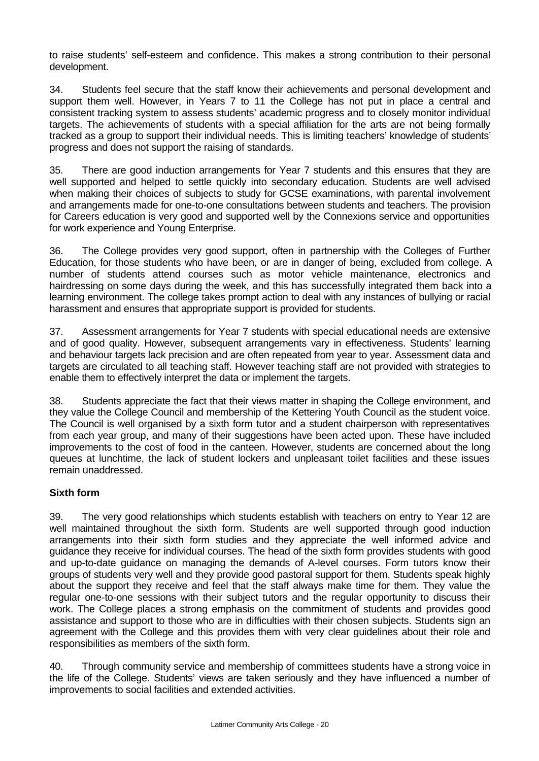to raise students' self-esteem and confidence. This makes a strong contribution to their personal development.

34. Students feel secure that the staff know their achievements and personal development and support them well. However, in Years 7 to 11 the College has not put in place a central and consistent tracking system to assess students' academic progress and to closely monitor individual targets. The achievements of students with a special affiliation for the arts are not being formally tracked as a group to support their individual needs. This is limiting teachers' knowledge of students' progress and does not support the raising of standards.

35. There are good induction arrangements for Year 7 students and this ensures that they are well supported and helped to settle quickly into secondary education. Students are well advised when making their choices of subjects to study for GCSE examinations, with parental involvement and arrangements made for one-to-one consultations between students and teachers. The provision for Careers education is very good and supported well by the Connexions service and opportunities for work experience and Young Enterprise.

36. The College provides very good support, often in partnership with the Colleges of Further Education, for those students attend who have been, or are in danger of being, excluded from college. A number of students attend courses such as motor vehicle maintenance, electronics and hairdressing on some days during the week, and this has successfully integrated them back into a learning environment. The college takes prompt action to deal with any instances of bullying or racial harassment and ensures that appropriate support is provided for students.

37. Assessment arrangements for Year 7 students with special educational needs are extensive and of good quality. However, subsequent arrangements vary in effectiveness. Students' learning and behaviour targets lack precision and are often repeated from year to year. Assessment data and targets are circulated to all teaching staff. However teaching staff are not provided with strategies to enable them to effectively interpret the data or implement the targets.

38. Students appreciate the fact that their views matter in shaping the College environment, and they value the College Council and membership of the Kettering Youth Council as the student voice. The Council is well organised by a sixth form tutor and a student chairperson with representatives from each year group, and many of their suggestions have been acted upon. These have included improvements to the cost of food in the canteen. However, students are concerned about the long queues at lunchtime, the lack of student lockers and unpleasant toilet facilities and these issues remain unaddressed.

**Sixth form**

39. The very good relationships which students establish with teachers on entry to Year 12 are well maintained throughout the sixth form. Students are well supported through good induction arrangements into their sixth form studies and they appreciate the well informed advice and guidance they receive for individual courses. The head of the sixth form provides students with good and up-to-date guidance on managing the demands of A-level courses. Form tutors know their groups of students very well and they provide good pastoral support for them. Students speak highly about the support they receive and feel that the staff always make time for them. They value the regular one-to-one sessions with their subject tutors and the regular opportunity to discuss their work. The College places a strong emphasis on the commitment of students and provides good assistance and support to those who are in difficulties with their chosen subjects. Students sign an agreement with the College and this provides them with very clear guidelines about their role and responsibilities as members of the sixth form.

40. Through community service and membership of committees students have a strong voice in the life of the College. Students' views are taken seriously and they have influenced a number of improvements to social facilities and extended activities.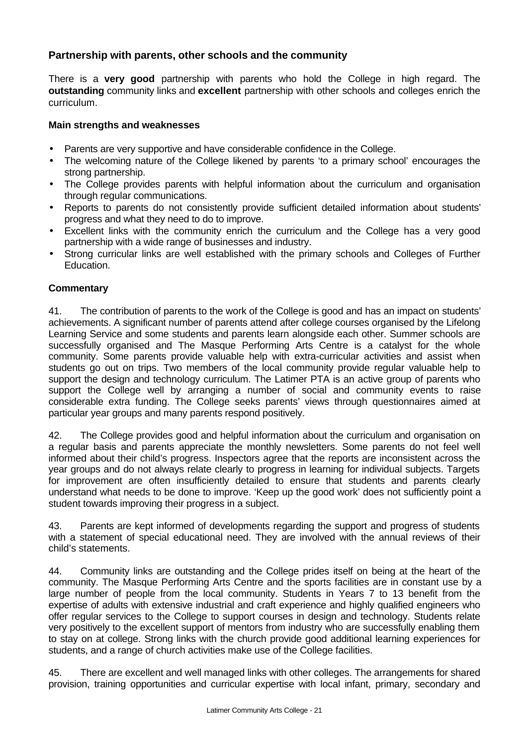### Partnership with parents, other schools and the community

There is a **very good** partnership with parents who hold the College in high regard. The **outstanding** community links and **excellent** partnership with other schools and colleges enrich the curriculum.

#### Main strengths and weaknesses

- Parents are very supportive and have considerable confidence in the College.
- The welcoming nature of the College likened by parents 'to a primary school' encourages the strong partnership.
- The College provides parents with helpful information about the curriculum and organisation through regular communications.
- Reports to parents do not consistently provide sufficient detailed information about students' progress and what they need to do to improve.
- Excellent links with the community enrich the curriculum and the College has a very good partnership with a wide range of businesses and industry.
- Strong curricular links are well established with the primary schools and Colleges of Further Education.

#### Commentary

41. The contribution of parents to the work of the College is good and has an impact on students' achievements. A significant number of parents attend after college courses organised by the Lifelong Learning Service and some students and parents learn alongside each other. Summer schools are successfully organised and The Masque Performing Arts Centre is a catalyst for the whole community. Some parents provide valuable help with extra-curricular activities and assist when students go out on trips. Two members of the local community provide regular valuable help to support the design and technology curriculum. The Latimer PTA is an active group of parents who support the College well by arranging a number of social and community events to raise considerable extra funding. The College seeks parents' views through questionnaires aimed at particular year groups and many parents respond positively.

42. The College provides good and helpful information about the curriculum and organisation on a regular basis and parents appreciate the monthly newsletters. Some parents do not feel well informed about their child's progress. Inspectors agree that the reports are inconsistent across the year groups and do not always relate clearly to progress in learning for individual subjects. Targets for improvement are often insufficiently detailed to ensure that students and parents clearly understand what needs to be done to improve. 'Keep up the good work' does not sufficiently point a student towards improving their progress in a subject.

43. Parents are kept informed of developments regarding the support and progress of students with a statement of special educational need. They are involved with the annual reviews of their child's statements.

44. Community links are outstanding and the College prides itself on being at the heart of the community. The Masque Performing Arts Centre and the sports facilities are in constant use by a large number of people from the local community. Students in Years 7 to 13 benefit from the expertise of adults with extensive industrial and craft experience and highly qualified engineers who offer regular services to the College to support courses in design and technology. Students relate very positively to the excellent support of mentors from industry who are successfully enabling them to stay on at college. Strong links with the church provide good additional learning experiences for students, and a range of church activities make use of the College facilities.

45. There are excellent and well managed links with other colleges. The arrangements for shared provision, training opportunities and curricular expertise with local infant, primary, secondary and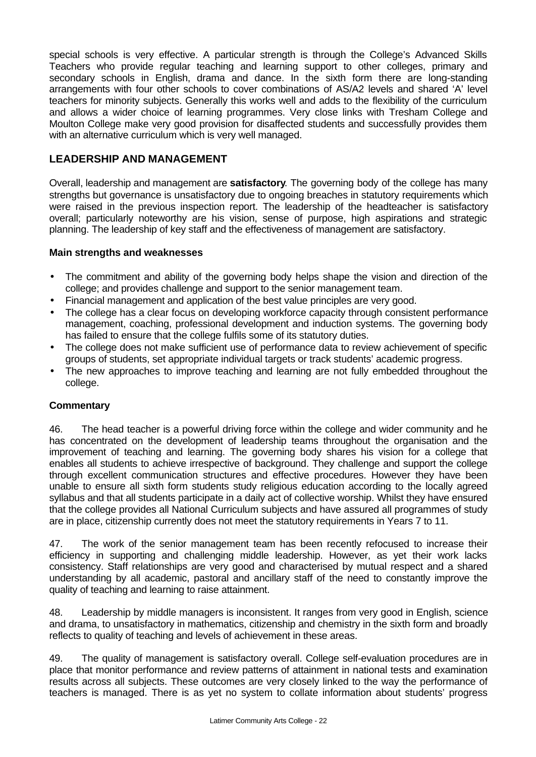special schools is very effective. A particular strength is through the College's Advanced Skills Teachers who provide regular teaching and learning support to other colleges, primary and secondary schools in English, drama and dance. In the sixth form there are long-standing arrangements with four other schools to cover combinations of AS/A2 levels and shared 'A' level teachers for minority subjects. Generally this works well and adds to the flexibility of the curriculum and allows a wider choice of learning programmes. Very close links with Tresham College and Moulton College make very good provision for disaffected students and successfully provides them with an alternative curriculum which is very well managed.

## LEADERSHIP AND MANAGEMENT

Overall, leadership and management are **satisfactory**. The governing body of the college has many strengths but governance is unsatisfactory due to ongoing breaches in statutory requirements which were raised in the previous inspection report. The leadership of the headteacher is satisfactory overall; particularly noteworthy are his vision, sense of purpose, high aspirations and strategic planning. The leadership of key staff and the effectiveness of management are satisfactory.

**Main strengths and weaknesses**

- The commitment and ability of the governing body helps shape the vision and direction of the college; and provides challenge and support to the senior management team.
- Financial management and application of the best value principles are very good.
- The college has a clear focus on developing workforce capacity through consistent performance management, coaching, professional development and induction systems. The governing body has failed to ensure that the college fulfils some of its statutory duties.
- The college does not make sufficient use of performance data to review achievement of specific groups of students, set appropriate individual targets or track students' academic progress.
- The new approaches to improve teaching and learning are not fully embedded throughout the college.

**Commentary**

46. The head teacher is a powerful driving force within the college and wider community and he has concentrated on the development of leadership teams throughout the organisation and the improvement of teaching and learning. The governing body shares his vision for a college that enables all students to achieve irrespective of background. They challenge and support the college through excellent communication structures and effective procedures. However they have been unable to ensure all sixth form students study religious education according to the locally agreed syllabus and that all students participate in a daily act of collective worship. Whilst they have ensured that the college provides all National Curriculum subjects and have assured all programmes of study are in place, citizenship currently does not meet the statutory requirements in Years 7 to 11.

47. The work of the senior management team has been recently refocused to increase their efficiency in supporting and challenging middle leadership. However, as yet their work lacks consistency. Staff relationships are very good and characterised by mutual respect and a shared understanding by all academic, pastoral and ancillary staff of the need to constantly improve the quality of teaching and learning to raise attainment.

48. Leadership by middle managers is inconsistent. It ranges from very good in English, science and drama, to unsatisfactory in mathematics, citizenship and chemistry in the sixth form and broadly reflects to quality of teaching and levels of achievement in these areas.

49. The quality of management is satisfactory overall. College self-evaluation procedures are in place that monitor performance and review patterns of attainment in national tests and examination results across all subjects. These outcomes are very closely linked to the way the performance of teachers is managed. There is as yet no system to collate information about students' progress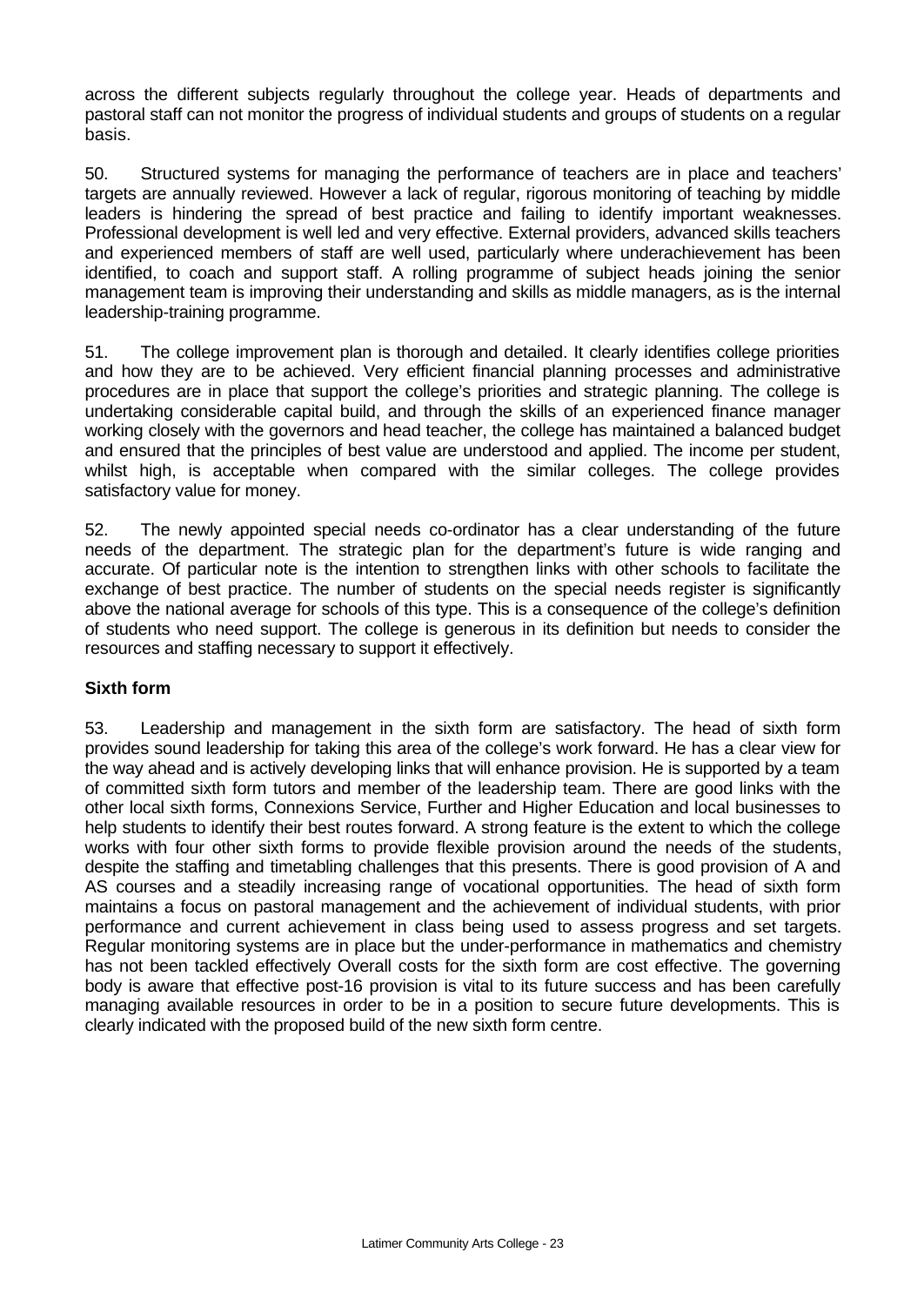across the different subjects regularly throughout the college year. Heads of departments and pastoral staff can not monitor the progress of individual students and groups of students on a regular basis.

50. Structured systems for managing the performance of teachers are in place and teachers' targets are annually reviewed. However a lack of regular, rigorous monitoring of teaching by middle leaders is hindering the spread of best practice and failing to identify important weaknesses. Professional development is well led and very effective. External providers, advanced skills teachers and experienced members of staff are well used, particularly where underachievement has been identified, to coach and support staff. A rolling programme of subject heads joining the senior management team is improving their understanding and skills as middle managers, as is the internal leadership-training programme.

51. The college improvement plan is thorough and detailed. It clearly identifies college priorities and how they are to be achieved. Very efficient financial planning processes and administrative procedures are in place that support the college's priorities and strategic planning. The college is undertaking considerable capital build, and through the skills of an experienced finance manager working closely with the governors and head teacher, the college has maintained a balanced budget and ensured that the principles of best value are understood and applied. The income per student, whilst high, is acceptable when compared with the similar colleges. The college provides satisfactory value for money.

52. The newly appointed special needs co-ordinator has a clear understanding of the future needs of the department. The strategic plan for the department's future is wide ranging and accurate. Of particular note is the intention to strengthen links with other schools to facilitate the exchange of best practice. The number of students on the special needs register is significantly above the national average for schools of this type. This is a consequence of the college's definition of students who need support. The college is generous in its definition but needs to consider the resources and staffing necessary to support it effectively.

### Sixth form

53. Leadership and management in the sixth form are satisfactory. The head of sixth form provides sound leadership for taking this area of the college's work forward. He has a clear view for the way ahead and is actively developing links that will enhance provision. He is supported by a team of committed sixth form tutors and member of the leadership team. There are good links with the other local sixth forms, Connexions Service, Further and Higher Education and local businesses to help students to identify their best routes forward. A strong feature is the extent to which the college works with four other sixth forms to provide flexible provision around the needs of the students, despite the staffing and timetabling challenges that this presents. There is good provision of A and AS courses and a steadily increasing range of vocational opportunities. The head of sixth form maintains a focus on pastoral management and the achievement of individual students, with prior performance and current achievement in class being used to assess progress and set targets. Regular monitoring systems are in place but the under-performance in mathematics and chemistry has not been tackled effectively Overall costs for the sixth form are cost effective. The governing body is aware that effective post-16 provision is vital to its future success and has been carefully managing available resources in order to be in a position to secure future developments. This is clearly indicated with the proposed build of the new sixth form centre.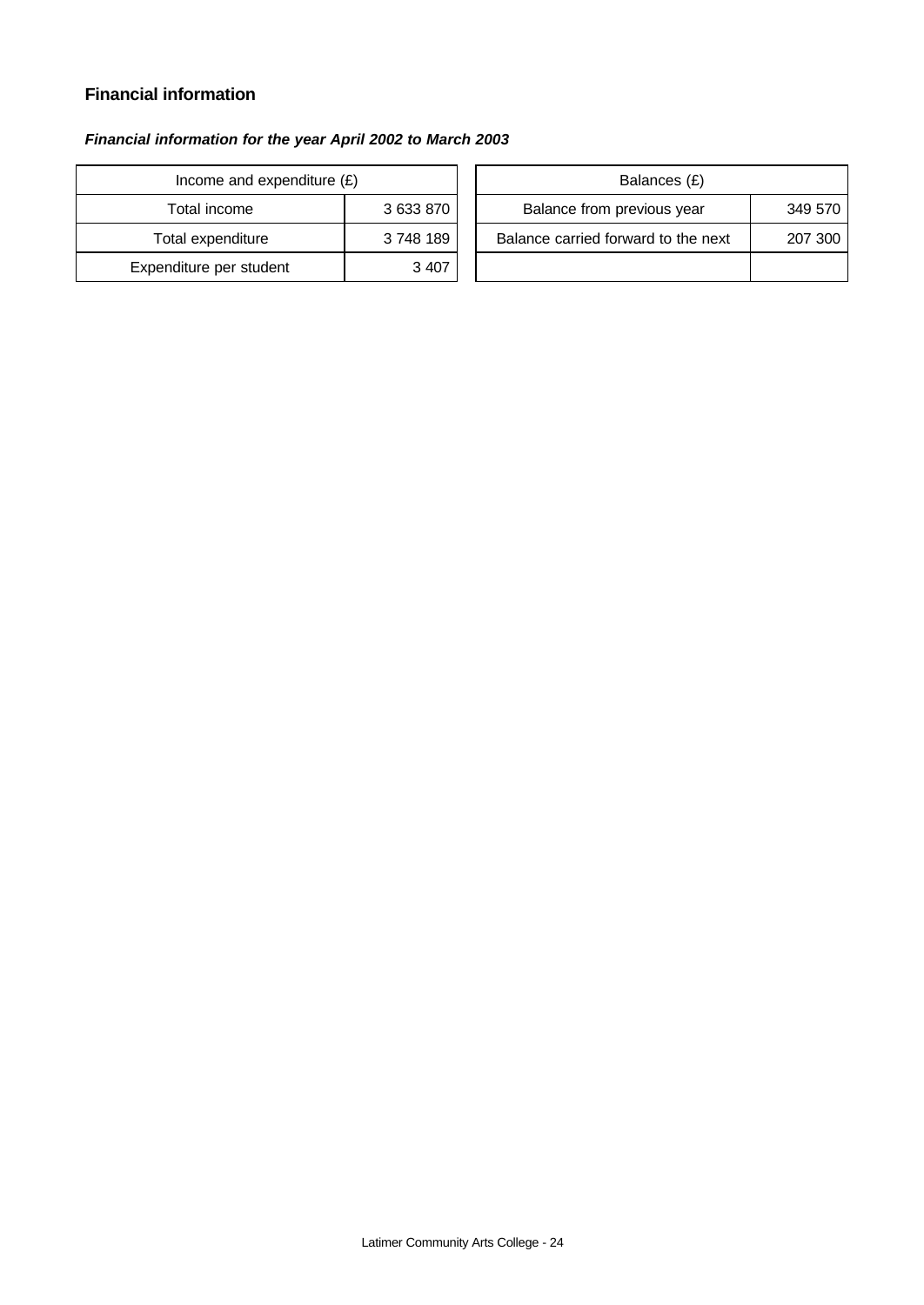## Financial information

***Financial information for the year April 2002 to March 2003***

| Income and expenditure (£) | |
|---|---|
| Total income | 3 633 870 |
| Total expenditure | 3 748 189 |
| Expenditure per student | 3 407 |

| Balances (£) | |
|---|---|
| Balance from previous year | 349 570 |
| Balance carried forward to the next | 207 300 |
| | |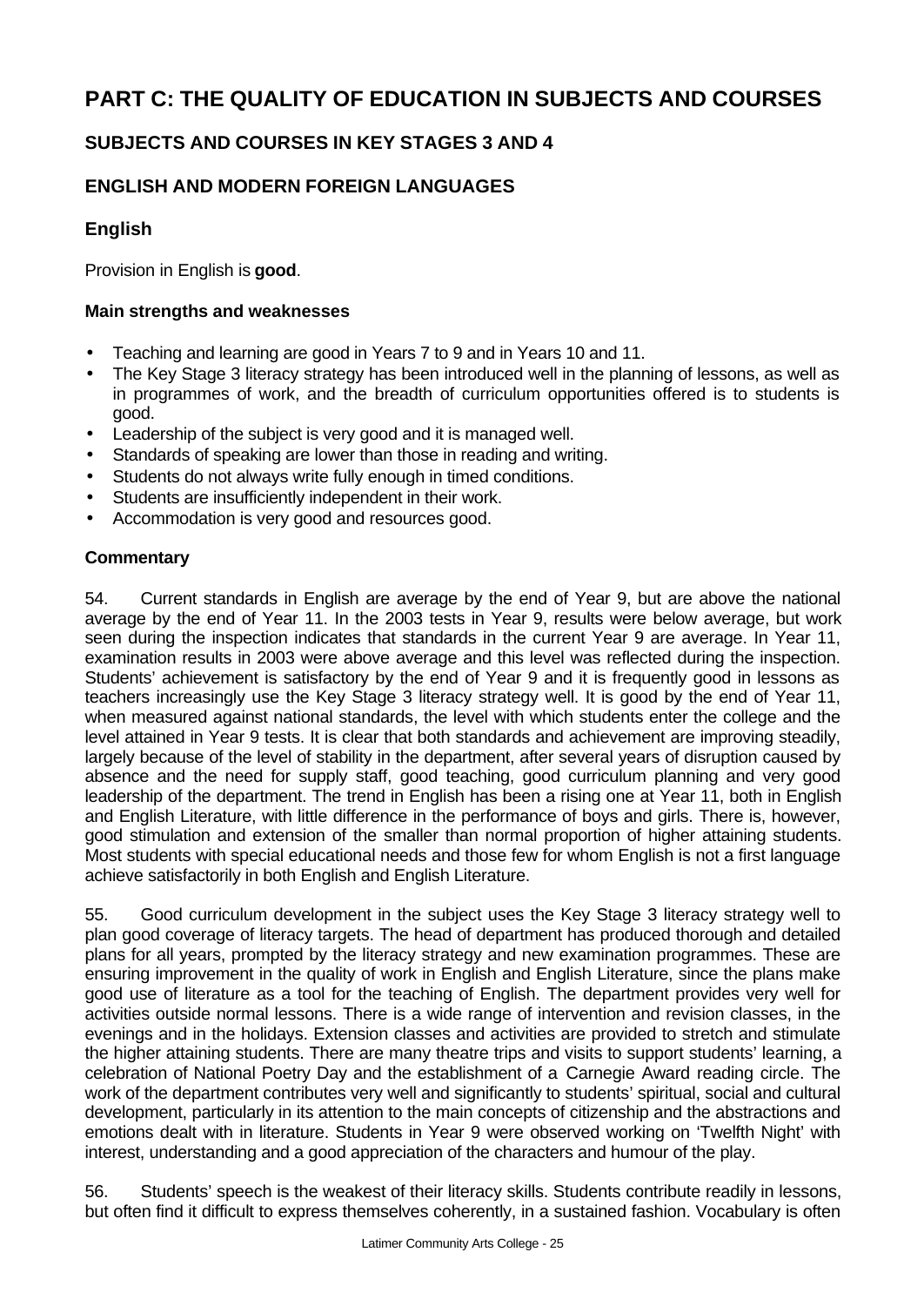# PART C: THE QUALITY OF EDUCATION IN SUBJECTS AND COURSES

## SUBJECTS AND COURSES IN KEY STAGES 3 AND 4

## ENGLISH AND MODERN FOREIGN LANGUAGES

### English

Provision in English is **good**.

#### Main strengths and weaknesses

- Teaching and learning are good in Years 7 to 9 and in Years 10 and 11.
- The Key Stage 3 literacy strategy has been introduced well in the planning of lessons, as well as in programmes of work, and the breadth of curriculum opportunities offered is to students is good.
- Leadership of the subject is very good and it is managed well.
- Standards of speaking are lower than those in reading and writing.
- Students do not always write fully enough in timed conditions.
- Students are insufficiently independent in their work.
- Accommodation is very good and resources good.

#### Commentary

54. Current standards in English are average by the end of Year 9, but are above the national average by the end of Year 11. In the 2003 tests in Year 9, results were below average, but work seen during the inspection indicates that standards in the current Year 9 are average. In Year 11, examination results in 2003 were above average and this level was reflected during the inspection. Students' achievement is satisfactory by the end of Year 9 and it is frequently good in lessons as teachers increasingly use the Key Stage 3 literacy strategy well. It is good by the end of Year 11, when measured against national standards, the level with which students enter the college and the level attained in Year 9 tests. It is clear that both standards and achievement are improving steadily, largely because of the level of stability in the department, after several years of disruption caused by absence and the need for supply staff, good teaching, good curriculum planning and very good leadership of the department. The trend in English has been a rising one at Year 11, both in English and English Literature, with little difference in the performance of boys and girls. There is, however, good stimulation and extension of the smaller than normal proportion of higher attaining students. Most students with special educational needs and those few for whom English is not a first language achieve satisfactorily in both English and English Literature.

55. Good curriculum development in the subject uses the Key Stage 3 literacy strategy well to plan good coverage of literacy targets. The head of department has produced thorough and detailed plans for all years, prompted by the literacy strategy and new examination programmes. These are ensuring improvement in the quality of work in English and English Literature, since the plans make good use of literature as a tool for the teaching of English. The department provides very well for activities outside normal lessons. There is a wide range of intervention and revision classes, in the evenings and in the holidays. Extension classes and activities are provided to stretch and stimulate the higher attaining students. There are many theatre trips and visits to support students' learning, a celebration of National Poetry Day and the establishment of a Carnegie Award reading circle. The work of the department contributes very well and significantly to students' spiritual, social and cultural development, particularly in its attention to the main concepts of citizenship and the abstractions and emotions dealt with in literature. Students in Year 9 were observed working on 'Twelfth Night' with interest, understanding and a good appreciation of the characters and humour of the play.

56. Students' speech is the weakest of their literacy skills. Students contribute readily in lessons, but often find it difficult to express themselves coherently, in a sustained fashion. Vocabulary is often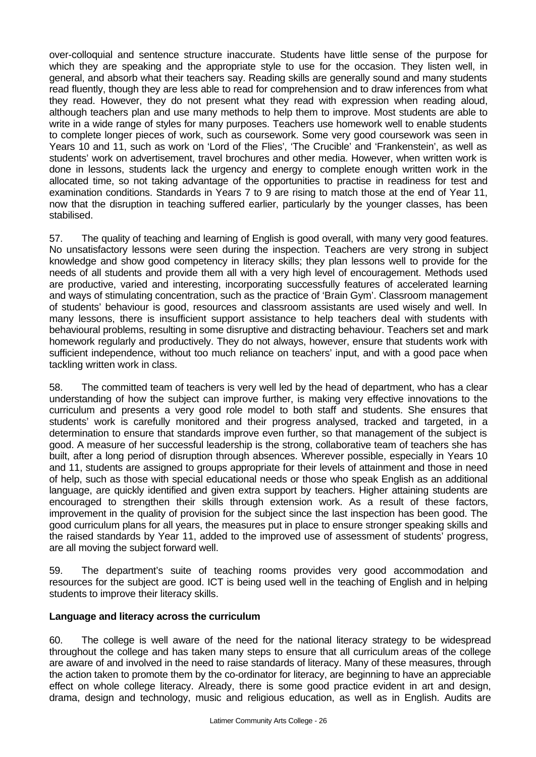over-colloquial and sentence structure inaccurate. Students have little sense of the purpose for which they are speaking and the appropriate style to use for the occasion. They listen well, in general, and absorb what their teachers say. Reading skills are generally sound and many students read fluently, though they are less able to read for comprehension and to draw inferences from what they read. However, they do not present what they read with expression when reading aloud, although teachers plan and use many methods to help them to improve. Most students are able to write in a wide range of styles for many purposes. Teachers use homework well to enable students to complete longer pieces of work, such as coursework. Some very good coursework was seen in Years 10 and 11, such as work on 'Lord of the Flies', 'The Crucible' and 'Frankenstein', as well as students' work on advertisement, travel brochures and other media. However, when written work is done in lessons, students lack the urgency and energy to complete enough written work in the allocated time, so not taking advantage of the opportunities to practise in readiness for test and examination conditions. Standards in Years 7 to 9 are rising to match those at the end of Year 11, now that the disruption in teaching suffered earlier, particularly by the younger classes, has been stabilised.

57. The quality of teaching and learning of English is good overall, with many very good features. No unsatisfactory lessons were seen during the inspection. Teachers are very strong in subject knowledge and show good competency in literacy skills; they plan lessons well to provide for the needs of all students and provide them all with a very high level of encouragement. Methods used are productive, varied and interesting, incorporating successfully features of accelerated learning and ways of stimulating concentration, such as the practice of 'Brain Gym'. Classroom management of students' behaviour is good, resources and classroom assistants are used wisely and well. In many lessons, there is insufficient support assistance to help teachers deal with students with behavioural problems, resulting in some disruptive and distracting behaviour. Teachers set and mark homework regularly and productively. They do not always, however, ensure that students work with sufficient independence, without too much reliance on teachers' input, and with a good pace when tackling written work in class.

58. The committed team of teachers is very well led by the head of department, who has a clear understanding of how the subject can improve further, is making very effective innovations to the curriculum and presents a very good role model to both staff and students. She ensures that students' work is carefully monitored and their progress analysed, tracked and targeted, in a determination to ensure that standards improve even further, so that management of the subject is good. A measure of her successful leadership is the strong, collaborative team of teachers she has built, after a long period of disruption through absences. Wherever possible, especially in Years 10 and 11, students are assigned to groups appropriate for their levels of attainment and those in need of help, such as those with special educational needs or those who speak English as an additional language, are quickly identified and given extra support by teachers. Higher attaining students are encouraged to strengthen their skills through extension work. As a result of these factors, improvement in the quality of provision for the subject since the last inspection has been good. The good curriculum plans for all years, the measures put in place to ensure stronger speaking skills and the raised standards by Year 11, added to the improved use of assessment of students' progress, are all moving the subject forward well.

59. The department's suite of teaching rooms provides very good accommodation and resources for the subject are good. ICT is being used well in the teaching of English and in helping students to improve their literacy skills.

**Language and literacy across the curriculum**

60. The college is well aware of the need for the national literacy strategy to be widespread throughout the college and has taken many steps to ensure that all curriculum areas of the college are aware of and involved in the need to raise standards of literacy. Many of these measures, through the action taken to promote them by the co-ordinator for literacy, are beginning to have an appreciable effect on whole college literacy. Already, there is some good practice evident in art and design, drama, design and technology, music and religious education, as well as in English. Audits are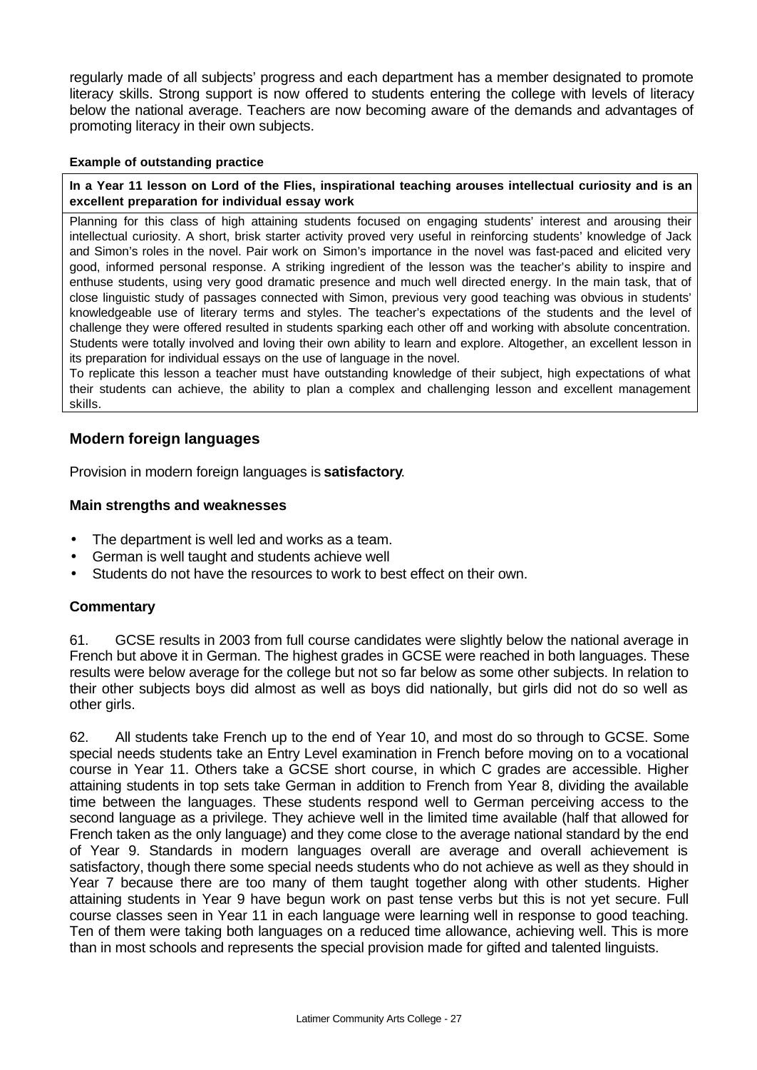regularly made of all subjects' progress and each department has a member designated to promote literacy skills. Strong support is now offered to students entering the college with levels of literacy below the national average. Teachers are now becoming aware of the demands and advantages of promoting literacy in their own subjects.

**Example of outstanding practice**

**In a Year 11 lesson on Lord of the Flies, inspirational teaching arouses intellectual curiosity and is an excellent preparation for individual essay work**

Planning for this class of high attaining students focused on engaging students' interest and arousing their intellectual curiosity. A short, brisk starter activity proved very useful in reinforcing students' knowledge of Jack and Simon's roles in the novel. Pair work on Simon's importance in the novel was fast-paced and elicited very good, informed personal response. A striking ingredient of the lesson was the teacher's ability to inspire and enthuse students, using very good dramatic presence and much well directed energy. In the main task, that of close linguistic study of passages connected with Simon, previous very good teaching was obvious in students' knowledgeable use of literary terms and styles. The teacher's expectations of the students and the level of challenge they were offered resulted in students sparking each other off and working with absolute concentration. Students were totally involved and loving their own ability to learn and explore. Altogether, an excellent lesson in its preparation for individual essays on the use of language in the novel.

To replicate this lesson a teacher must have outstanding knowledge of their subject, high expectations of what their students can achieve, the ability to plan a complex and challenging lesson and excellent management skills.

## Modern foreign languages

Provision in modern foreign languages is **satisfactory**.

### Main strengths and weaknesses

- The department is well led and works as a team.
- German is well taught and students achieve well
- Students do not have the resources to work to best effect on their own.

### Commentary

61. GCSE results in 2003 from full course candidates were slightly below the national average in French but above it in German. The highest grades in GCSE were reached in both languages. These results were below average for the college but not so far below as some other subjects. In relation to their other subjects boys did almost as well as boys did nationally, but girls did not do so well as other girls.

62. All students take French up to the end of Year 10, and most do so through to GCSE. Some special needs students take an Entry Level examination in French before moving on to a vocational course in Year 11. Others take a GCSE short course, in which C grades are accessible. Higher attaining students in top sets take German in addition to French from Year 8, dividing the available time between the languages. These students respond well to German perceiving access to the second language as a privilege. They achieve well in the limited time available (half that allowed for French taken as the only language) and they come close to the average national standard by the end of Year 9. Standards in modern languages overall are average and overall achievement is satisfactory, though there some special needs students who do not achieve as well as they should in Year 7 because there are too many of them taught together along with other students. Higher attaining students in Year 9 have begun work on past tense verbs but this is not yet secure. Full course classes seen in Year 11 in each language were learning well in response to good teaching. Ten of them were taking both languages on a reduced time allowance, achieving well. This is more than in most schools and represents the special provision made for gifted and talented linguists.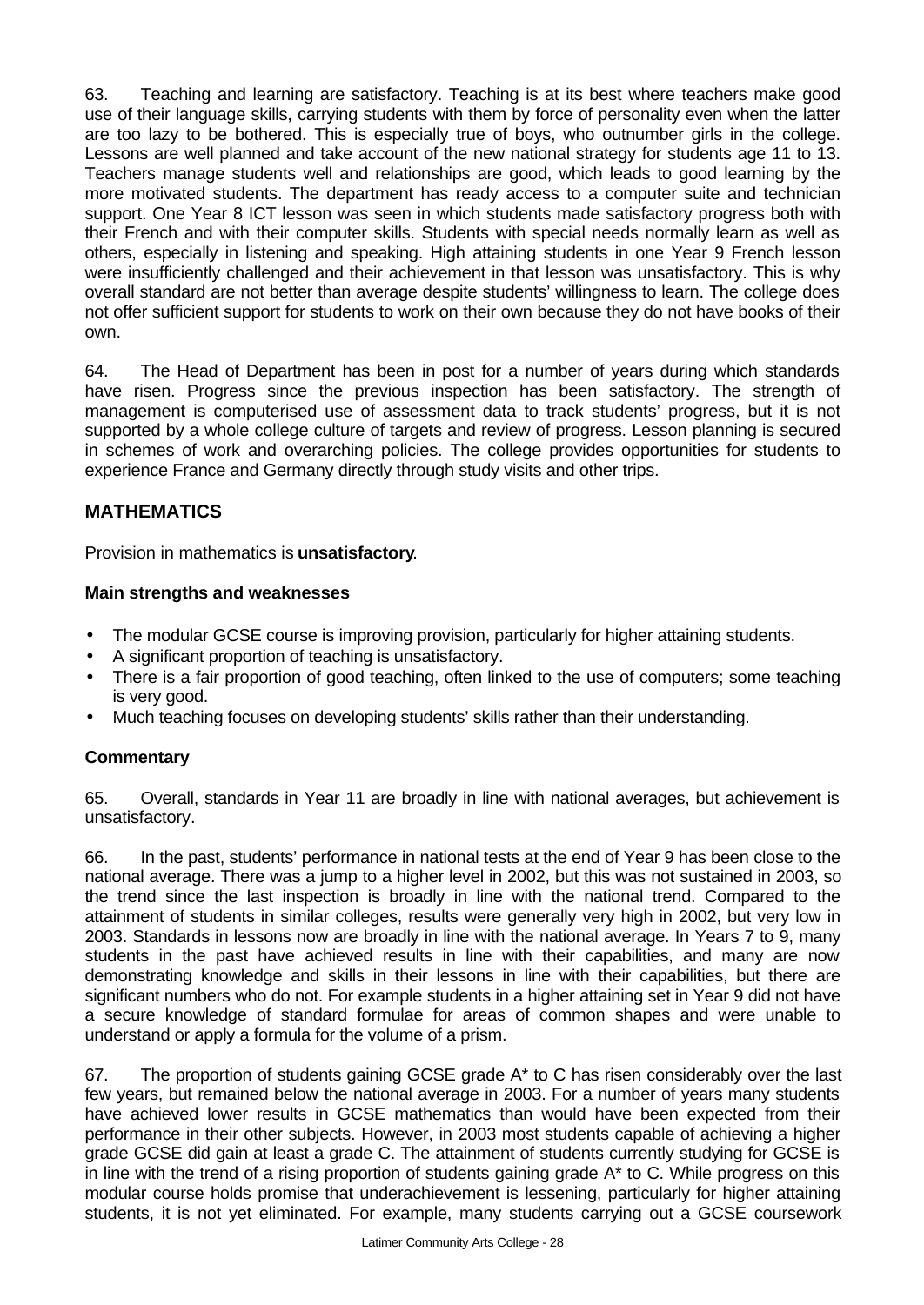63. Teaching and learning are satisfactory. Teaching is at its best where teachers make good use of their language skills, carrying students with them by force of personality even when the latter are too lazy to be bothered. This is especially true of boys, who outnumber girls in the college. Lessons are well planned and take account of the new national strategy for students age 11 to 13. Teachers manage students well and relationships are good, which leads to good learning by the more motivated students. The department has ready access to a computer suite and technician support. One Year 8 ICT lesson was seen in which students made satisfactory progress both with their French and with their computer skills. Students with special needs normally learn as well as others, especially in listening and speaking. High attaining students in one Year 9 French lesson were insufficiently challenged and their achievement in that lesson was unsatisfactory. This is why overall standard are not better than average despite students' willingness to learn. The college does not offer sufficient support for students to work on their own because they do not have books of their own.

64. The Head of Department has been in post for a number of years during which standards have risen. Progress since the previous inspection has been satisfactory. The strength of management is computerised use of assessment data to track students' progress, but it is not supported by a whole college culture of targets and review of progress. Lesson planning is secured in schemes of work and overarching policies. The college provides opportunities for students to experience France and Germany directly through study visits and other trips.

## MATHEMATICS

Provision in mathematics is **unsatisfactory**.

### Main strengths and weaknesses

- The modular GCSE course is improving provision, particularly for higher attaining students.
- A significant proportion of teaching is unsatisfactory.
- There is a fair proportion of good teaching, often linked to the use of computers; some teaching is very good.
- Much teaching focuses on developing students' skills rather than their understanding.

### Commentary

65. Overall, standards in Year 11 are broadly in line with national averages, but achievement is unsatisfactory.

66. In the past, students' performance in national tests at the end of Year 9 has been close to the national average. There was a jump to a higher level in 2002, but this was not sustained in 2003, so the trend since the last inspection is broadly in line with the national trend. Compared to the attainment of students in similar colleges, results were generally very high in 2002, but very low in 2003. Standards in lessons now are broadly in line with the national average. In Years 7 to 9, many students in the past have achieved results in line with their capabilities, and many are now demonstrating knowledge and skills in their lessons in line with their capabilities, but there are significant numbers who do not. For example students in a higher attaining set in Year 9 did not have a secure knowledge of standard formulae for areas of common shapes and were unable to understand or apply a formula for the volume of a prism.

67. The proportion of students gaining GCSE grade A* to C has risen considerably over the last few years, but remained below the national average in 2003. For a number of years many students have achieved lower results in GCSE mathematics than would have been expected from their performance in their other subjects. However, in 2003 most students capable of achieving a higher grade GCSE did gain at least a grade C. The attainment of students currently studying for GCSE is in line with the trend of a rising proportion of students gaining grade A* to C. While progress on this modular course holds promise that underachievement is lessening, particularly for higher attaining students, it is not yet eliminated. For example, many students carrying out a GCSE coursework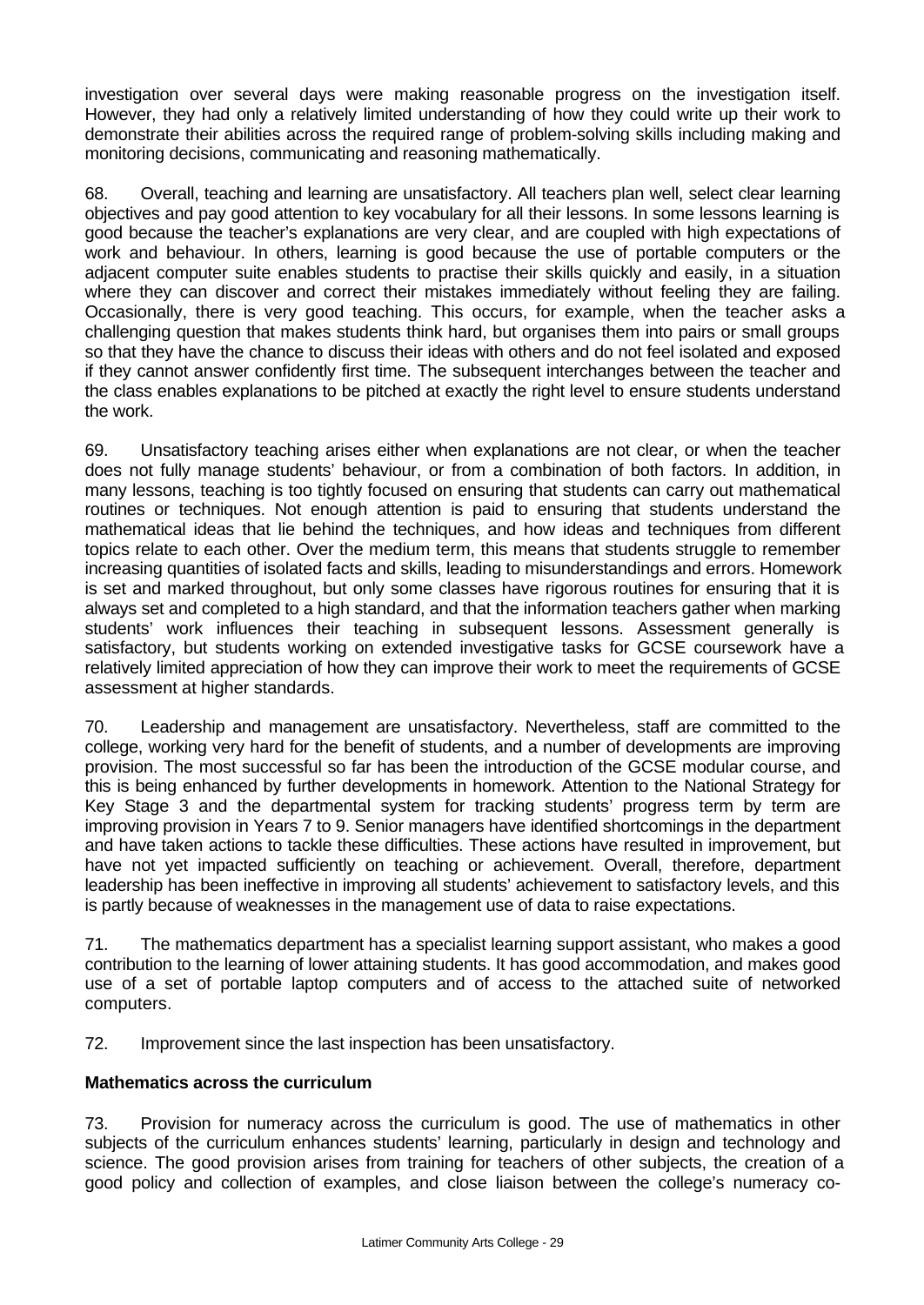investigation over several days were making reasonable progress on the investigation itself. However, they had only a relatively limited understanding of how they could write up their work to demonstrate their abilities across the required range of problem-solving skills including making and monitoring decisions, communicating and reasoning mathematically.

68. Overall, teaching and learning are unsatisfactory. All teachers plan well, select clear learning objectives and pay good attention to key vocabulary for all their lessons. In some lessons learning is good because the teacher's explanations are very clear, and are coupled with high expectations of work and behaviour. In others, learning is good because the use of portable computers or the adjacent computer suite enables students to practise their skills quickly and easily, in a situation where they can discover and correct their mistakes immediately without feeling they are failing. Occasionally, there is very good teaching. This occurs, for example, when the teacher asks a challenging question that makes students think hard, but organises them into pairs or small groups so that they have the chance to discuss their ideas with others and do not feel isolated and exposed if they cannot answer confidently first time. The subsequent interchanges between the teacher and the class enables explanations to be pitched at exactly the right level to ensure students understand the work.

69. Unsatisfactory teaching arises either when explanations are not clear, or when the teacher does not fully manage students' behaviour, or from a combination of both factors. In addition, in many lessons, teaching is too tightly focused on ensuring that students can carry out mathematical routines or techniques. Not enough attention is paid to ensuring that students understand the mathematical ideas that lie behind the techniques, and how ideas and techniques from different topics relate to each other. Over the medium term, this means that students struggle to remember increasing quantities of isolated facts and skills, leading to misunderstandings and errors. Homework is set and marked throughout, but only some classes have rigorous routines for ensuring that it is always set and completed to a high standard, and that the information teachers gather when marking students' work influences their teaching in subsequent lessons. Assessment generally is satisfactory, but students working on extended investigative tasks for GCSE coursework have a relatively limited appreciation of how they can improve their work to meet the requirements of GCSE assessment at higher standards.

70. Leadership and management are unsatisfactory. Nevertheless, staff are committed to the college, working very hard for the benefit of students, and a number of developments are improving provision. The most successful so far has been the introduction of the GCSE modular course, and this is being enhanced by further developments in homework. Attention to the National Strategy for Key Stage 3 and the departmental system for tracking students' progress term by term are improving provision in Years 7 to 9. Senior managers have identified shortcomings in the department and have taken actions to tackle these difficulties. These actions have resulted in improvement, but have not yet impacted sufficiently on teaching or achievement. Overall, therefore, department leadership has been ineffective in improving all students' achievement to satisfactory levels, and this is partly because of weaknesses in the management use of data to raise expectations.

71. The mathematics department has a specialist learning support assistant, who makes a good contribution to the learning of lower attaining students. It has good accommodation, and makes good use of a set of portable laptop computers and of access to the attached suite of networked computers.

72. Improvement since the last inspection has been unsatisfactory.

**Mathematics across the curriculum**

73. Provision for numeracy across the curriculum is good. The use of mathematics in other subjects of the curriculum enhances students' learning, particularly in design and technology and science. The good provision arises from training for teachers of other subjects, the creation of a good policy and collection of examples, and close liaison between the college's numeracy co-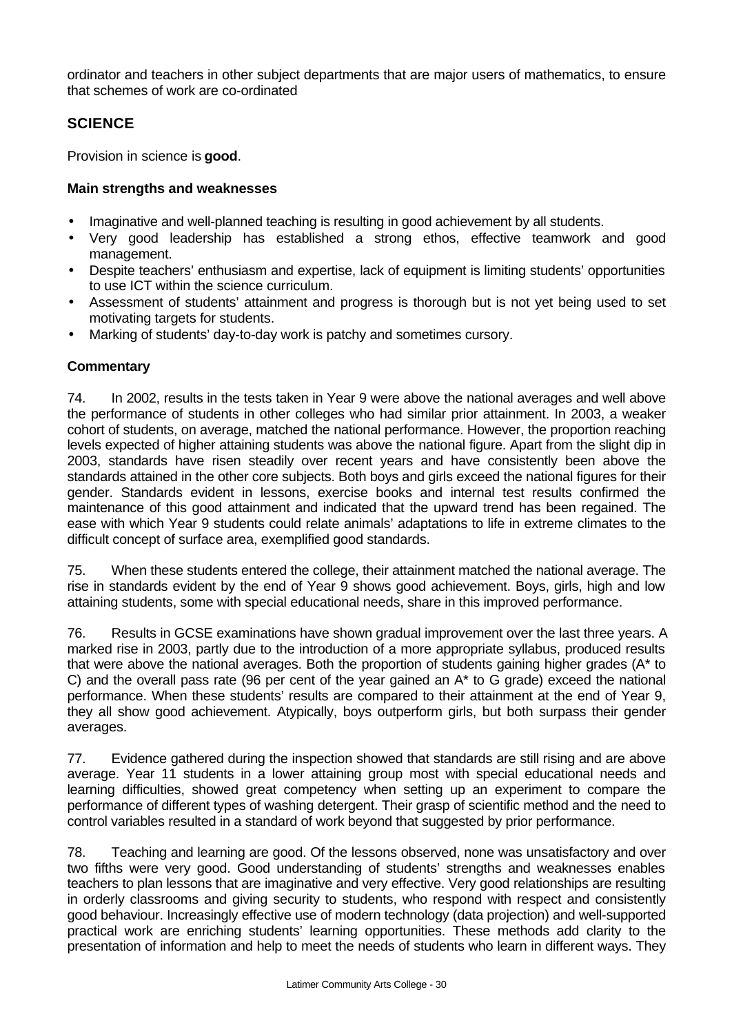ordinator and teachers in other subject departments that are major users of mathematics, to ensure that schemes of work are co-ordinated

## SCIENCE

Provision in science is **good**.

### Main strengths and weaknesses

- Imaginative and well-planned teaching is resulting in good achievement by all students.
- Very good leadership has established a strong ethos, effective teamwork and good management.
- Despite teachers' enthusiasm and expertise, lack of equipment is limiting students' opportunities to use ICT within the science curriculum.
- Assessment of students' attainment and progress is thorough but is not yet being used to set motivating targets for students.
- Marking of students' day-to-day work is patchy and sometimes cursory.

### Commentary

74. In 2002, results in the tests taken in Year 9 were above the national averages and well above the performance of students in other colleges who had similar prior attainment. In 2003, a weaker cohort of students, on average, matched the national performance. However, the proportion reaching levels expected of higher attaining students was above the national figure. Apart from the slight dip in 2003, standards have risen steadily over recent years and have consistently been above the standards attained in the other core subjects. Both boys and girls exceed the national figures for their gender. Standards evident in lessons, exercise books and internal test results confirmed the maintenance of this good attainment and indicated that the upward trend has been regained. The ease with which Year 9 students could relate animals' adaptations to life in extreme climates to the difficult concept of surface area, exemplified good standards.

75. When these students entered the college, their attainment matched the national average. The rise in standards evident by the end of Year 9 shows good achievement. Boys, girls, high and low attaining students, some with special educational needs, share in this improved performance.

76. Results in GCSE examinations have shown gradual improvement over the last three years. A marked rise in 2003, partly due to the introduction of a more appropriate syllabus, produced results that were above the national averages. Both the proportion of students gaining higher grades (A* to C) and the overall pass rate (96 per cent of the year gained an A* to G grade) exceed the national performance. When these students' results are compared to their attainment at the end of Year 9, they all show good achievement. Atypically, boys outperform girls, but both surpass their gender averages.

77. Evidence gathered during the inspection showed that standards are still rising and are above average. Year 11 students in a lower attaining group most with special educational needs and learning difficulties, showed great competency when setting up an experiment to compare the performance of different types of washing detergent. Their grasp of scientific method and the need to control variables resulted in a standard of work beyond that suggested by prior performance.

78. Teaching and learning are good. Of the lessons observed, none was unsatisfactory and over two fifths were very good. Good understanding of students' strengths and weaknesses enables teachers to plan lessons that are imaginative and very effective. Very good relationships are resulting in orderly classrooms and giving security to students, who respond with respect and consistently good behaviour. Increasingly effective use of modern technology (data projection) and well-supported practical work are enriching students' learning opportunities. These methods add clarity to the presentation of information and help to meet the needs of students who learn in different ways. They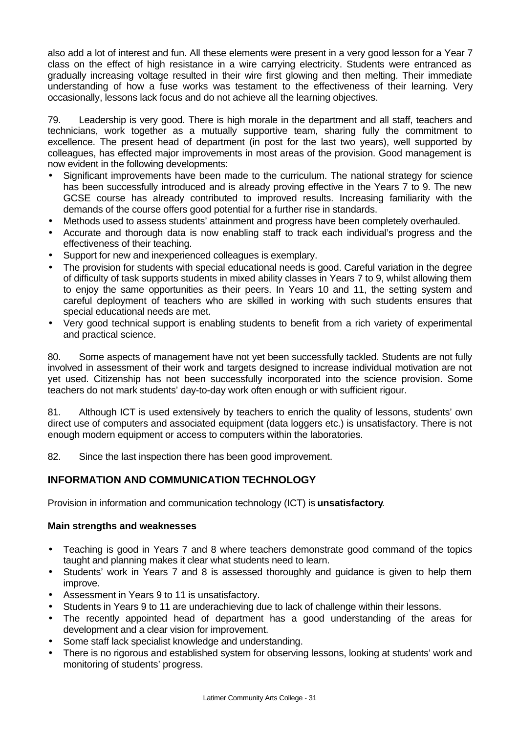also add a lot of interest and fun. All these elements were present in a very good lesson for a Year 7 class on the effect of high resistance in a wire carrying electricity. Students were entranced as gradually increasing voltage resulted in their wire first glowing and then melting. Their immediate understanding of how a fuse works was testament to the effectiveness of their learning. Very occasionally, lessons lack focus and do not achieve all the learning objectives.

79. Leadership is very good. There is high morale in the department and all staff, teachers and technicians, work together as a mutually supportive team, sharing fully the commitment to excellence. The present head of department (in post for the last two years), well supported by colleagues, has effected major improvements in most areas of the provision. Good management is now evident in the following developments:

- Significant improvements have been made to the curriculum. The national strategy for science has been successfully introduced and is already proving effective in the Years 7 to 9. The new GCSE course has already contributed to improved results. Increasing familiarity with the demands of the course offers good potential for a further rise in standards.
- Methods used to assess students' attainment and progress have been completely overhauled.
- Accurate and thorough data is now enabling staff to track each individual's progress and the effectiveness of their teaching.
- Support for new and inexperienced colleagues is exemplary.
- The provision for students with special educational needs is good. Careful variation in the degree of difficulty of task supports students in mixed ability classes in Years 7 to 9, whilst allowing them to enjoy the same opportunities as their peers. In Years 10 and 11, the setting system and careful deployment of teachers who are skilled in working with such students ensures that special educational needs are met.
- Very good technical support is enabling students to benefit from a rich variety of experimental and practical science.

80. Some aspects of management have not yet been successfully tackled. Students are not fully involved in assessment of their work and targets designed to increase individual motivation are not yet used. Citizenship has not been successfully incorporated into the science provision. Some teachers do not mark students' day-to-day work often enough or with sufficient rigour.

81. Although ICT is used extensively by teachers to enrich the quality of lessons, students' own direct use of computers and associated equipment (data loggers etc.) is unsatisfactory. There is not enough modern equipment or access to computers within the laboratories.

82. Since the last inspection there has been good improvement.

## INFORMATION AND COMMUNICATION TECHNOLOGY

Provision in information and communication technology (ICT) is **unsatisfactory**.

### Main strengths and weaknesses

- Teaching is good in Years 7 and 8 where teachers demonstrate good command of the topics taught and planning makes it clear what students need to learn.
- Students' work in Years 7 and 8 is assessed thoroughly and guidance is given to help them improve.
- Assessment in Years 9 to 11 is unsatisfactory.
- Students in Years 9 to 11 are underachieving due to lack of challenge within their lessons.
- The recently appointed head of department has a good understanding of the areas for development and a clear vision for improvement.
- Some staff lack specialist knowledge and understanding.
- There is no rigorous and established system for observing lessons, looking at students' work and monitoring of students' progress.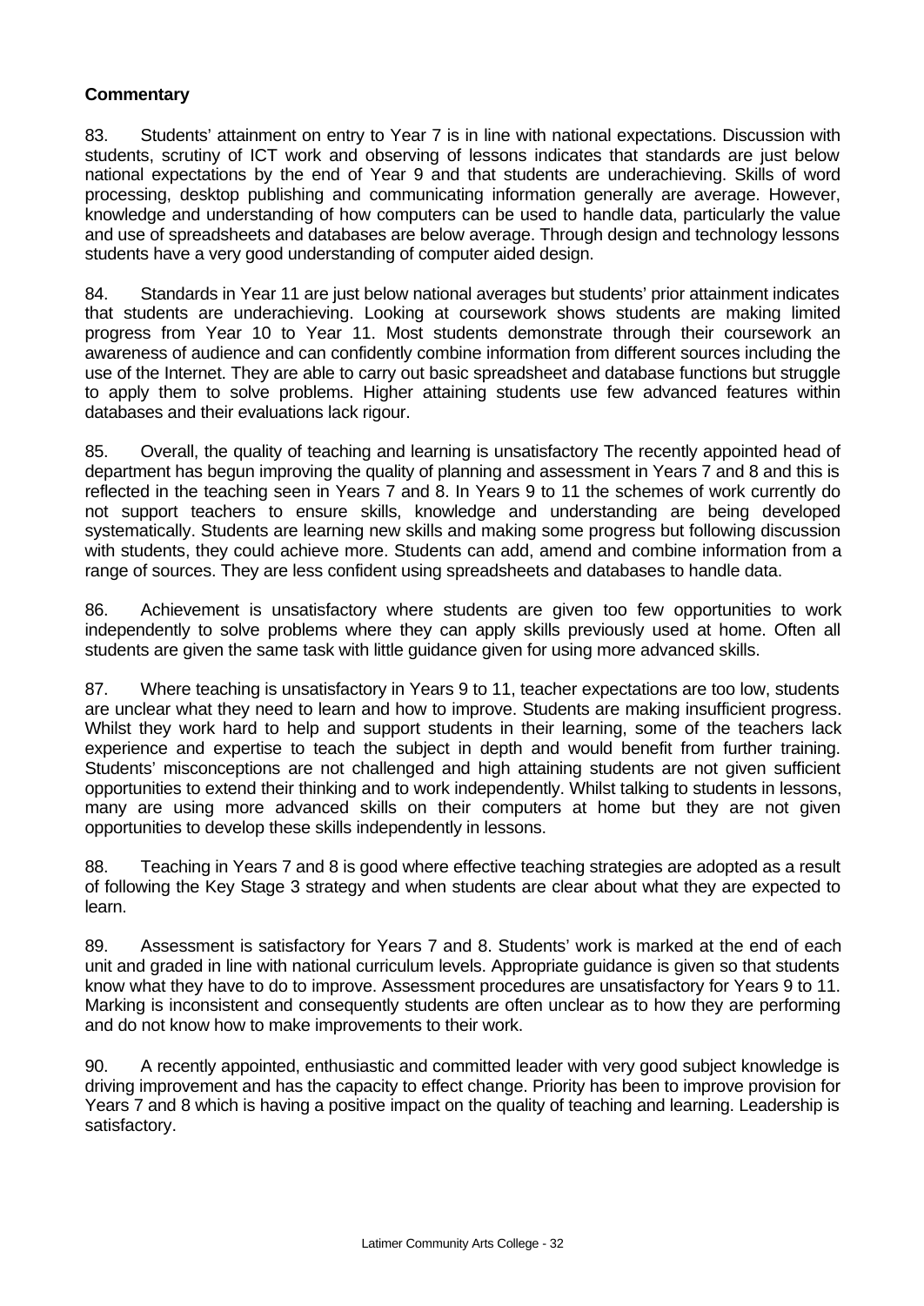**Commentary**

83. Students' attainment on entry to Year 7 is in line with national expectations. Discussion with students, scrutiny of ICT work and observing of lessons indicates that standards are just below national expectations by the end of Year 9 and that students are underachieving. Skills of word processing, desktop publishing and communicating information generally are average. However, knowledge and understanding of how computers can be used to handle data, particularly the value and use of spreadsheets and databases are below average. Through design and technology lessons students have a very good understanding of computer aided design.

84. Standards in Year 11 are just below national averages but students' prior attainment indicates that students are underachieving. Looking at coursework shows students are making limited progress from Year 10 to Year 11. Most students demonstrate through their coursework an awareness of audience and can confidently combine information from different sources including the use of the Internet. They are able to carry out basic spreadsheet and database functions but struggle to apply them to solve problems. Higher attaining students use few advanced features within databases and their evaluations lack rigour.

85. Overall, the quality of teaching and learning is unsatisfactory The recently appointed head of department has begun improving the quality of planning and assessment in Years 7 and 8 and this is reflected in the teaching seen in Years 7 and 8. In Years 9 to 11 the schemes of work currently do not support teachers to ensure skills, knowledge and understanding are being developed systematically. Students are learning new skills and making some progress but following discussion with students, they could achieve more. Students can add, amend and combine information from a range of sources. They are less confident using spreadsheets and databases to handle data.

86. Achievement is unsatisfactory where students are given too few opportunities to work independently to solve problems where they can apply skills previously used at home. Often all students are given the same task with little guidance given for using more advanced skills.

87. Where teaching is unsatisfactory in Years 9 to 11, teacher expectations are too low, students are unclear what they need to learn and how to improve. Students are making insufficient progress. Whilst they work hard to help and support students in their learning, some of the teachers lack experience and expertise to teach the subject in depth and would benefit from further training. Students' misconceptions are not challenged and high attaining students are not given sufficient opportunities to extend their thinking and to work independently. Whilst talking to students in lessons, many are using more advanced skills on their computers at home but they are not given opportunities to develop these skills independently in lessons.

88. Teaching in Years 7 and 8 is good where effective teaching strategies are adopted as a result of following the Key Stage 3 strategy and when students are clear about what they are expected to learn.

89. Assessment is satisfactory for Years 7 and 8. Students' work is marked at the end of each unit and graded in line with national curriculum levels. Appropriate guidance is given so that students know what they have to do to improve. Assessment procedures are unsatisfactory for Years 9 to 11. Marking is inconsistent and consequently students are often unclear as to how they are performing and do not know how to make improvements to their work.

90. A recently appointed, enthusiastic and committed leader with very good subject knowledge is driving improvement and has the capacity to effect change. Priority has been to improve provision for Years 7 and 8 which is having a positive impact on the quality of teaching and learning. Leadership is satisfactory.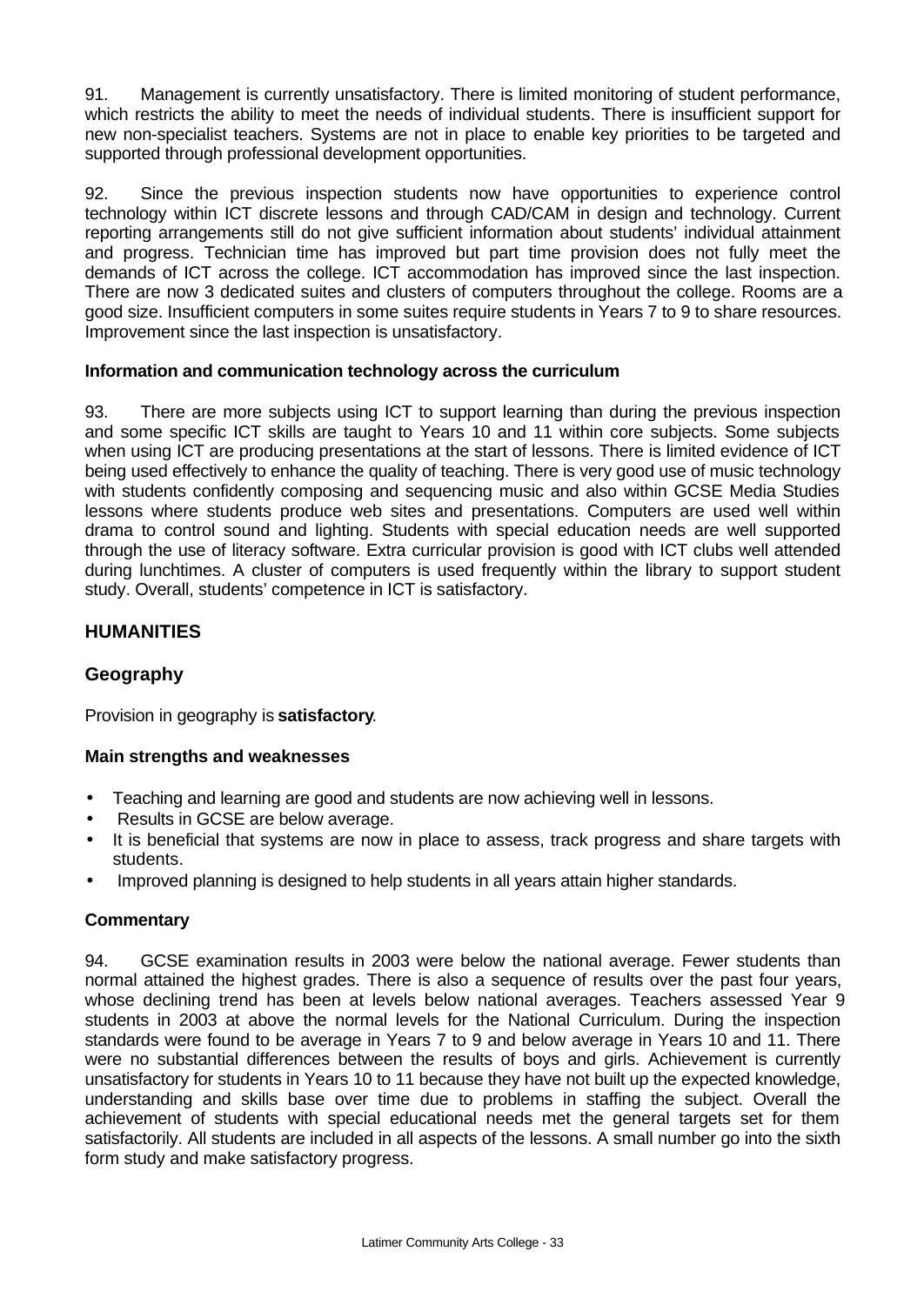91. Management is currently unsatisfactory. There is limited monitoring of student performance, which restricts the ability to meet the needs of individual students. There is insufficient support for new non-specialist teachers. Systems are not in place to enable key priorities to be targeted and supported through professional development opportunities.

92. Since the previous inspection students now have opportunities to experience control technology within ICT discrete lessons and through CAD/CAM in design and technology. Current reporting arrangements still do not give sufficient information about students' individual attainment and progress. Technician time has improved but part time provision does not fully meet the demands of ICT across the college. ICT accommodation has improved since the last inspection. There are now 3 dedicated suites and clusters of computers throughout the college. Rooms are a good size. Insufficient computers in some suites require students in Years 7 to 9 to share resources. Improvement since the last inspection is unsatisfactory.

**Information and communication technology across the curriculum**

93. There are more subjects using ICT to support learning than during the previous inspection and some specific ICT skills are taught to Years 10 and 11 within core subjects. Some subjects when using ICT are producing presentations at the start of lessons. There is limited evidence of ICT being used effectively to enhance the quality of teaching. There is very good use of music technology with students confidently composing and sequencing music and also within GCSE Media Studies lessons where students produce web sites and presentations. Computers are used well within drama to control sound and lighting. Students with special education needs are well supported through the use of literacy software. Extra curricular provision is good with ICT clubs well attended during lunchtimes. A cluster of computers is used frequently within the library to support student study. Overall, students' competence in ICT is satisfactory.

## HUMANITIES

### Geography

Provision in geography is **satisfactory**.

**Main strengths and weaknesses**

- Teaching and learning are good and students are now achieving well in lessons.
- Results in GCSE are below average.
- It is beneficial that systems are now in place to assess, track progress and share targets with students.
- Improved planning is designed to help students in all years attain higher standards.

**Commentary**

94. GCSE examination results in 2003 were below the national average. Fewer students than normal attained the highest grades. There is also a sequence of results over the past four years, whose declining trend has been at levels below national averages. Teachers assessed Year 9 students in 2003 at above the normal levels for the National Curriculum. During the inspection standards were found to be average in Years 7 to 9 and below average in Years 10 and 11. There were no substantial differences between the results of boys and girls. Achievement is currently unsatisfactory for students in Years 10 to 11 because they have not built up the expected knowledge, understanding and skills base over time due to problems in staffing the subject. Overall the achievement of students with special educational needs met the general targets set for them satisfactorily. All students are included in all aspects of the lessons. A small number go into the sixth form study and make satisfactory progress.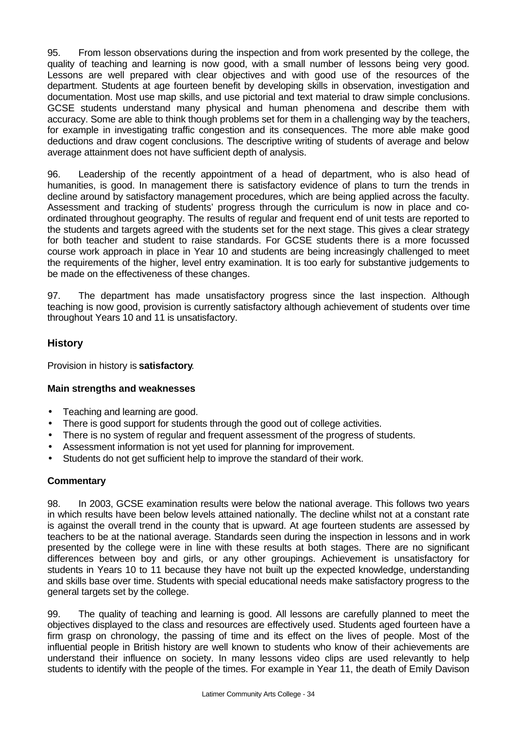95. From lesson observations during the inspection and from work presented by the college, the quality of teaching and learning is now good, with a small number of lessons being very good. Lessons are well prepared with clear objectives and with good use of the resources of the department. Students at age fourteen benefit by developing skills in observation, investigation and documentation. Most use map skills, and use pictorial and text material to draw simple conclusions. GCSE students understand many physical and human phenomena and describe them with accuracy. Some are able to think though problems set for them in a challenging way by the teachers, for example in investigating traffic congestion and its consequences. The more able make good deductions and draw cogent conclusions. The descriptive writing of students of average and below average attainment does not have sufficient depth of analysis.

96. Leadership of the recently appointment of a head of department, who is also head of humanities, is good. In management there is satisfactory evidence of plans to turn the trends in decline around by satisfactory management procedures, which are being applied across the faculty. Assessment and tracking of students' progress through the curriculum is now in place and co-ordinated throughout geography. The results of regular and frequent end of unit tests are reported to the students and targets agreed with the students set for the next stage. This gives a clear strategy for both teacher and student to raise standards. For GCSE students there is a more focussed course work approach in place in Year 10 and students are being increasingly challenged to meet the requirements of the higher, level entry examination. It is too early for substantive judgements to be made on the effectiveness of these changes.

97. The department has made unsatisfactory progress since the last inspection. Although teaching is now good, provision is currently satisfactory although achievement of students over time throughout Years 10 and 11 is unsatisfactory.

## History

Provision in history is **satisfactory**.

### Main strengths and weaknesses

- Teaching and learning are good.
- There is good support for students through the good out of college activities.
- There is no system of regular and frequent assessment of the progress of students.
- Assessment information is not yet used for planning for improvement.
- Students do not get sufficient help to improve the standard of their work.

### Commentary

98. In 2003, GCSE examination results were below the national average. This follows two years in which results have been below levels attained nationally. The decline whilst not at a constant rate is against the overall trend in the county that is upward. At age fourteen students are assessed by teachers to be at the national average. Standards seen during the inspection in lessons and in work presented by the college were in line with these results at both stages. There are no significant differences between boy and girls, or any other groupings. Achievement is unsatisfactory for students in Years 10 to 11 because they have not built up the expected knowledge, understanding and skills base over time. Students with special educational needs make satisfactory progress to the general targets set by the college.

99. The quality of teaching and learning is good. All lessons are carefully planned to meet the objectives displayed to the class and resources are effectively used. Students aged fourteen have a firm grasp on chronology, the passing of time and its effect on the lives of people. Most of the influential people in British history are well known to students who know of their achievements are understand their influence on society. In many lessons video clips are used relevantly to help students to identify with the people of the times. For example in Year 11, the death of Emily Davison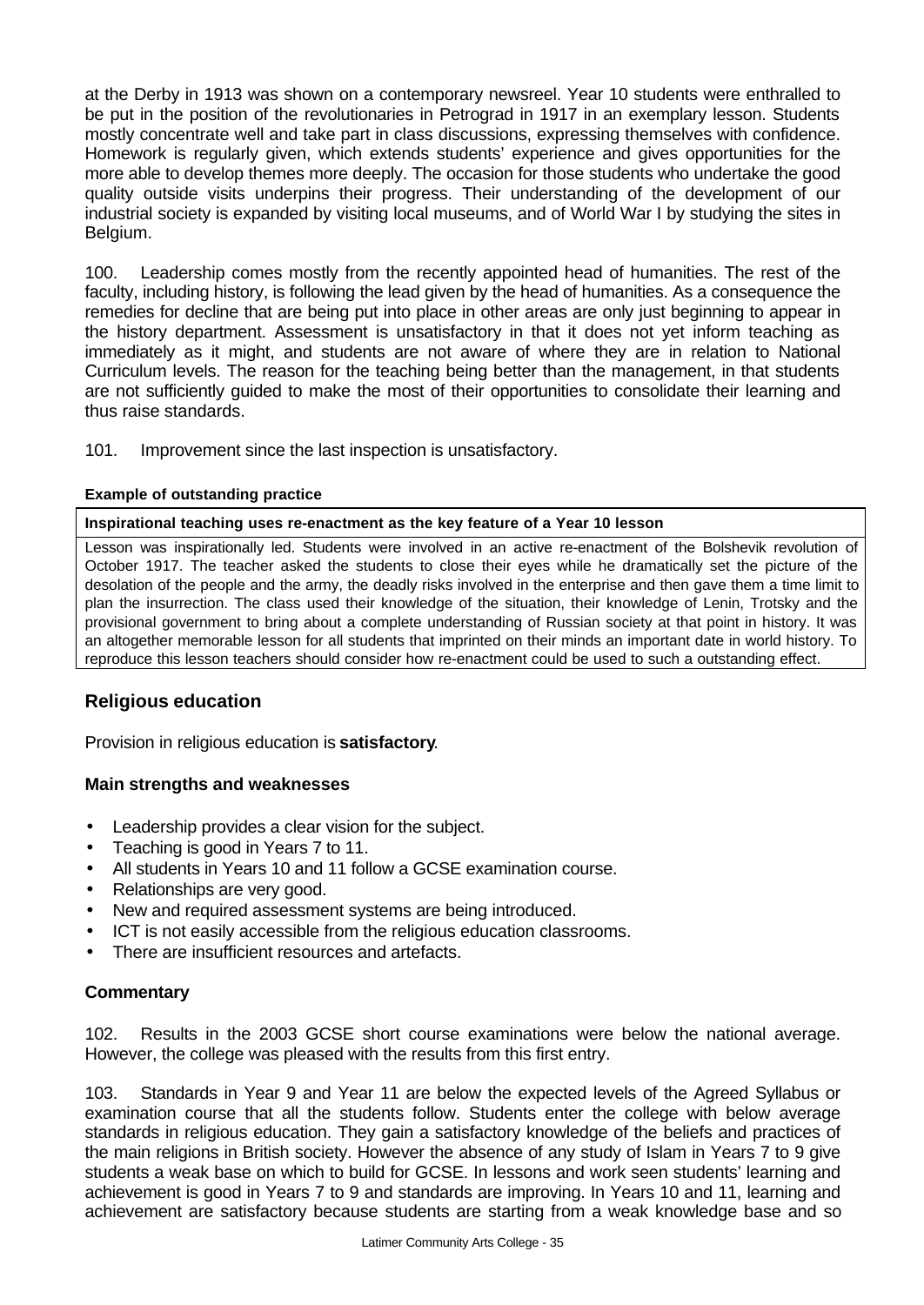at the Derby in 1913 was shown on a contemporary newsreel. Year 10 students were enthralled to be put in the position of the revolutionaries in Petrograd in 1917 in an exemplary lesson. Students mostly concentrate well and take part in class discussions, expressing themselves with confidence. Homework is regularly given, which extends students' experience and gives opportunities for the more able to develop themes more deeply. The occasion for those students who undertake the good quality outside visits underpins their progress. Their understanding of the development of our industrial society is expanded by visiting local museums, and of World War I by studying the sites in Belgium.

100. Leadership comes mostly from the recently appointed head of humanities. The rest of the faculty, including history, is following the lead given by the head of humanities. As a consequence the remedies for decline that are being put into place in other areas are only just beginning to appear in the history department. Assessment is unsatisfactory in that it does not yet inform teaching as immediately as it might, and students are not aware of where they are in relation to National Curriculum levels. The reason for the teaching being better than the management, in that students are not sufficiently guided to make the most of their opportunities to consolidate their learning and thus raise standards.

101. Improvement since the last inspection is unsatisfactory.

**Example of outstanding practice**

**Inspirational teaching uses re-enactment as the key feature of a Year 10 lesson**

Lesson was inspirationally led. Students were involved in an active re-enactment of the Bolshevik revolution of October 1917. The teacher asked the students to close their eyes while he dramatically set the picture of the desolation of the people and the army, the deadly risks involved in the enterprise and then gave them a time limit to plan the insurrection. The class used their knowledge of the situation, their knowledge of Lenin, Trotsky and the provisional government to bring about a complete understanding of Russian society at that point in history. It was an altogether memorable lesson for all students that imprinted on their minds an important date in world history. To reproduce this lesson teachers should consider how re-enactment could be used to such a outstanding effect.

## Religious education

Provision in religious education is **satisfactory**.

### Main strengths and weaknesses

- Leadership provides a clear vision for the subject.
- Teaching is good in Years 7 to 11.
- All students in Years 10 and 11 follow a GCSE examination course.
- Relationships are very good.
- New and required assessment systems are being introduced.
- ICT is not easily accessible from the religious education classrooms.
- There are insufficient resources and artefacts.

### Commentary

102. Results in the 2003 GCSE short course examinations were below the national average. However, the college was pleased with the results from this first entry.

103. Standards in Year 9 and Year 11 are below the expected levels of the Agreed Syllabus or examination course that all the students follow. Students enter the college with below average standards in religious education. They gain a satisfactory knowledge of the beliefs and practices of the main religions in British society. However the absence of any study of Islam in Years 7 to 9 give students a weak base on which to build for GCSE. In lessons and work seen students' learning and achievement is good in Years 7 to 9 and standards are improving. In Years 10 and 11, learning and achievement are satisfactory because students are starting from a weak knowledge base and so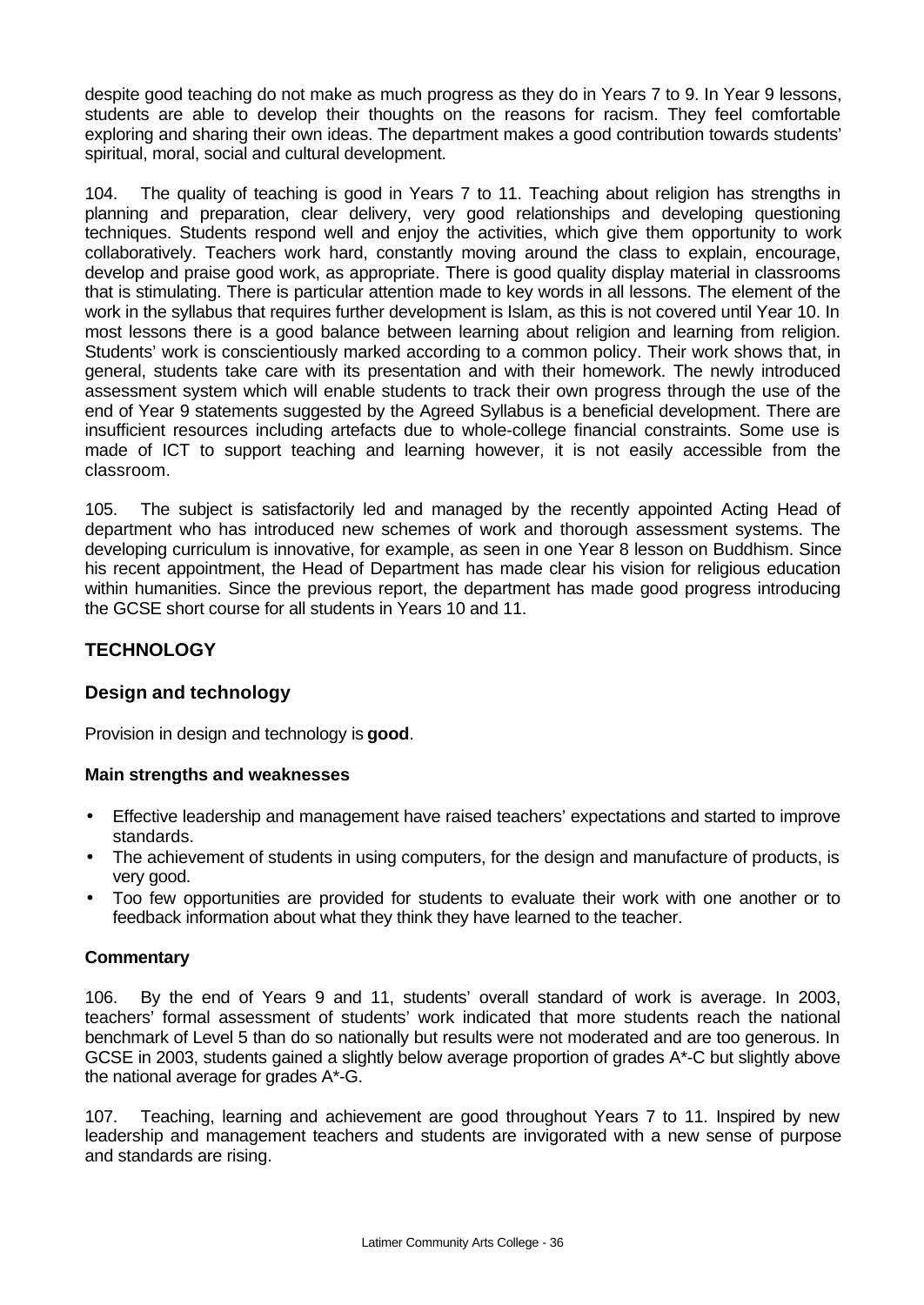despite good teaching do not make as much progress as they do in Years 7 to 9. In Year 9 lessons, students are able to develop their thoughts on the reasons for racism. They feel comfortable exploring and sharing their own ideas. The department makes a good contribution towards students' spiritual, moral, social and cultural development.

104. The quality of teaching is good in Years 7 to 11. Teaching about religion has strengths in planning and preparation, clear delivery, very good relationships and developing questioning techniques. Students respond well and enjoy the activities, which give them opportunity to work collaboratively. Teachers work hard, constantly moving around the class to explain, encourage, develop and praise good work, as appropriate. There is good quality display material in classrooms that is stimulating. There is particular attention made to key words in all lessons. The element of the work in the syllabus that requires further development is Islam, as this is not covered until Year 10. In most lessons there is a good balance between learning about religion and learning from religion. Students' work is conscientiously marked according to a common policy. Their work shows that, in general, students take care with its presentation and with their homework. The newly introduced assessment system which will enable students to track their own progress through the use of the end of Year 9 statements suggested by the Agreed Syllabus is a beneficial development. There are insufficient resources including artefacts due to whole-college financial constraints. Some use is made of ICT to support teaching and learning however, it is not easily accessible from the classroom.

105. The subject is satisfactorily led and managed by the recently appointed Acting Head of department who has introduced new schemes of work and thorough assessment systems. The developing curriculum is innovative, for example, as seen in one Year 8 lesson on Buddhism. Since his recent appointment, the Head of Department has made clear his vision for religious education within humanities. Since the previous report, the department has made good progress introducing the GCSE short course for all students in Years 10 and 11.

## TECHNOLOGY

### Design and technology

Provision in design and technology is **good**.

#### Main strengths and weaknesses

- Effective leadership and management have raised teachers' expectations and started to improve standards.
- The achievement of students in using computers, for the design and manufacture of products, is very good.
- Too few opportunities are provided for students to evaluate their work with one another or to feedback information about what they think they have learned to the teacher.

#### Commentary

106. By the end of Years 9 and 11, students' overall standard of work is average. In 2003, teachers' formal assessment of students' work indicated that more students reach the national benchmark of Level 5 than do so nationally but results were not moderated and are too generous. In GCSE in 2003, students gained a slightly below average proportion of grades A*-C but slightly above the national average for grades A*-G.

107. Teaching, learning and achievement are good throughout Years 7 to 11. Inspired by new leadership and management teachers and students are invigorated with a new sense of purpose and standards are rising.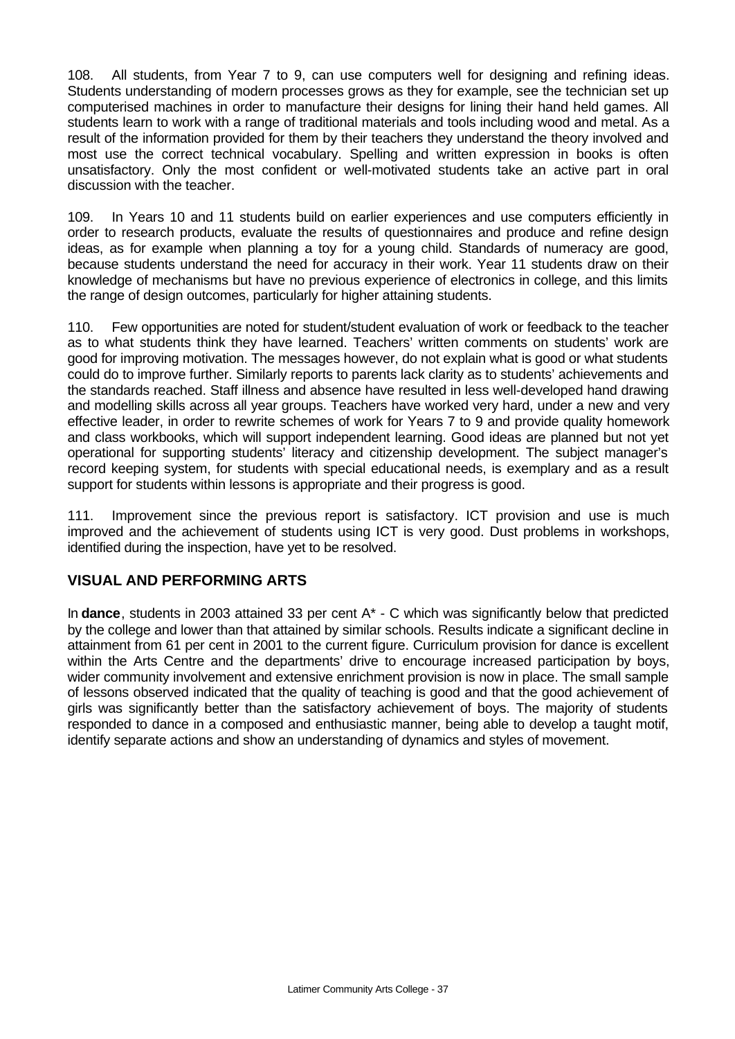108. All students, from Year 7 to 9, can use computers well for designing and refining ideas. Students understanding of modern processes grows as they for example, see the technician set up computerised machines in order to manufacture their designs for lining their hand held games. All students learn to work with a range of traditional materials and tools including wood and metal. As a result of the information provided for them by their teachers they understand the theory involved and most use the correct technical vocabulary. Spelling and written expression in books is often unsatisfactory. Only the most confident or well-motivated students take an active part in oral discussion with the teacher.

109. In Years 10 and 11 students build on earlier experiences and use computers efficiently in order to research products, evaluate the results of questionnaires and produce and refine design ideas, as for example when planning a toy for a young child. Standards of numeracy are good, because students understand the need for accuracy in their work. Year 11 students draw on their knowledge of mechanisms but have no previous experience of electronics in college, and this limits the range of design outcomes, particularly for higher attaining students.

110. Few opportunities are noted for student/student evaluation of work or feedback to the teacher as to what students think they have learned. Teachers' written comments on students' work are good for improving motivation. The messages however, do not explain what is good or what students could do to improve further. Similarly reports to parents lack clarity as to students' achievements and the standards reached. Staff illness and absence have resulted in less well-developed hand drawing and modelling skills across all year groups. Teachers have worked very hard, under a new and very effective leader, in order to rewrite schemes of work for Years 7 to 9 and provide quality homework and class workbooks, which will support independent learning. Good ideas are planned but not yet operational for supporting students' literacy and citizenship development. The subject manager's record keeping system, for students with special educational needs, is exemplary and as a result support for students within lessons is appropriate and their progress is good.

111. Improvement since the previous report is satisfactory. ICT provision and use is much improved and the achievement of students using ICT is very good. Dust problems in workshops, identified during the inspection, have yet to be resolved.

## VISUAL AND PERFORMING ARTS

In **dance**, students in 2003 attained 33 per cent A* - C which was significantly below that predicted by the college and lower than that attained by similar schools. Results indicate a significant decline in attainment from 61 per cent in 2001 to the current figure. Curriculum provision for dance is excellent within the Arts Centre and the departments' drive to encourage increased participation by boys, wider community involvement and extensive enrichment provision is now in place. The small sample of lessons observed indicated that the quality of teaching is good and that the good achievement of girls was significantly better than the satisfactory achievement of boys. The majority of students responded to dance in a composed and enthusiastic manner, being able to develop a taught motif, identify separate actions and show an understanding of dynamics and styles of movement.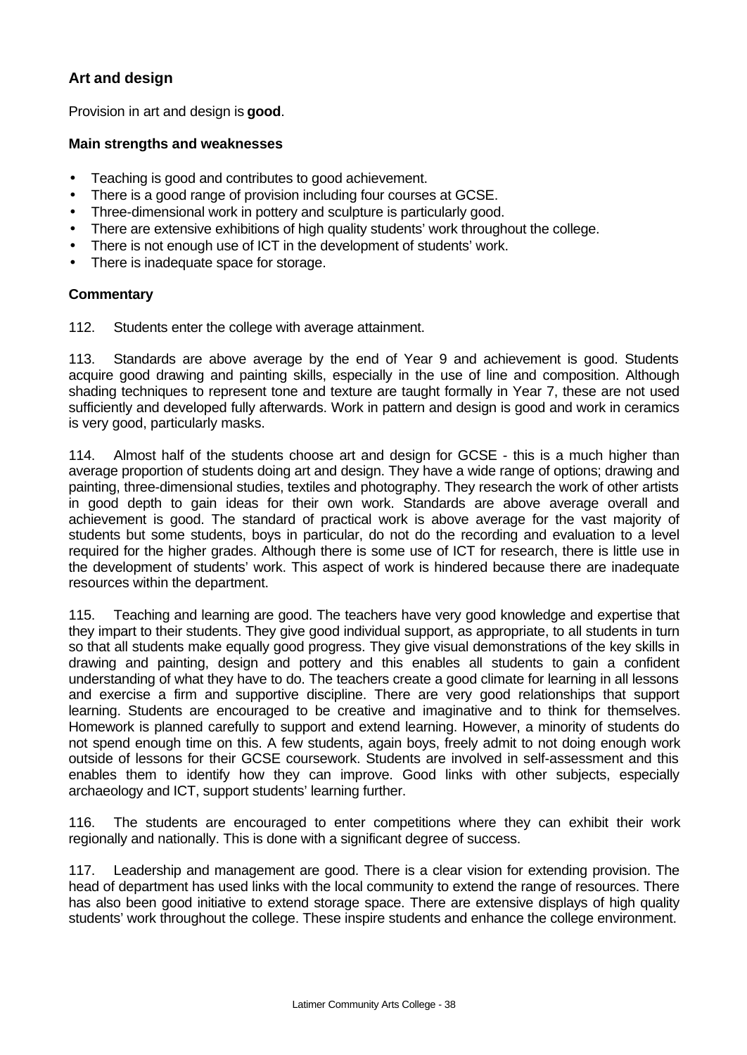## Art and design

Provision in art and design is **good**.

### Main strengths and weaknesses

- Teaching is good and contributes to good achievement.
- There is a good range of provision including four courses at GCSE.
- Three-dimensional work in pottery and sculpture is particularly good.
- There are extensive exhibitions of high quality students' work throughout the college.
- There is not enough use of ICT in the development of students' work.
- There is inadequate space for storage.

### Commentary

112. Students enter the college with average attainment.

113. Standards are above average by the end of Year 9 and achievement is good. Students acquire good drawing and painting skills, especially in the use of line and composition. Although shading techniques to represent tone and texture are taught formally in Year 7, these are not used sufficiently and developed fully afterwards. Work in pattern and design is good and work in ceramics is very good, particularly masks.

114. Almost half of the students choose art and design for GCSE - this is a much higher than average proportion of students doing art and design. They have a wide range of options; drawing and painting, three-dimensional studies, textiles and photography. They research the work of other artists in good depth to gain ideas for their own work. Standards are above average overall and achievement is good. The standard of practical work is above average for the vast majority of students but some students, boys in particular, do not do the recording and evaluation to a level required for the higher grades. Although there is some use of ICT for research, there is little use in the development of students' work. This aspect of work is hindered because there are inadequate resources within the department.

115. Teaching and learning are good. The teachers have very good knowledge and expertise that they impart to their students. They give good individual support, as appropriate, to all students in turn so that all students make equally good progress. They give visual demonstrations of the key skills in drawing and painting, design and pottery and this enables all students to gain a confident understanding of what they have to do. The teachers create a good climate for learning in all lessons and exercise a firm and supportive discipline. There are very good relationships that support learning. Students are encouraged to be creative and imaginative and to think for themselves. Homework is planned carefully to support and extend learning. However, a minority of students do not spend enough time on this. A few students, again boys, freely admit to not doing enough work outside of lessons for their GCSE coursework. Students are involved in self-assessment and this enables them to identify how they can improve. Good links with other subjects, especially archaeology and ICT, support students' learning further.

116. The students are encouraged to enter competitions where they can exhibit their work regionally and nationally. This is done with a significant degree of success.

117. Leadership and management are good. There is a clear vision for extending provision. The head of department has used links with the local community to extend the range of resources. There has also been good initiative to extend storage space. There are extensive displays of high quality students' work throughout the college. These inspire students and enhance the college environment.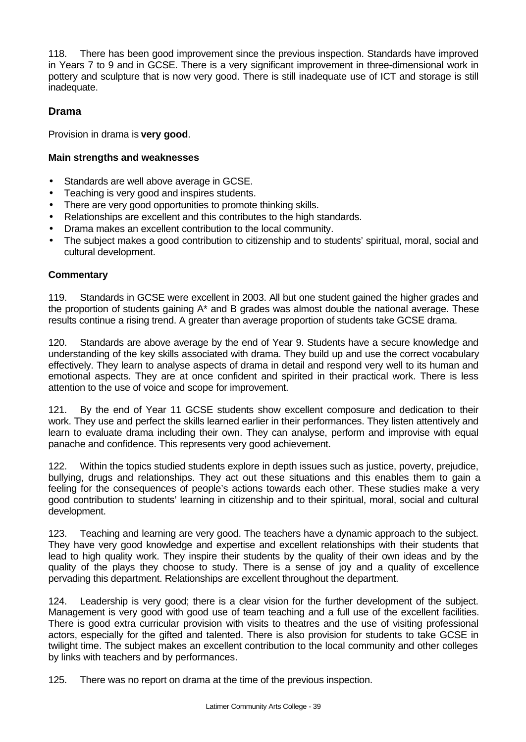118. There has been good improvement since the previous inspection. Standards have improved in Years 7 to 9 and in GCSE. There is a very significant improvement in three-dimensional work in pottery and sculpture that is now very good. There is still inadequate use of ICT and storage is still inadequate.

## Drama

Provision in drama is **very good**.

### Main strengths and weaknesses

- Standards are well above average in GCSE.
- Teaching is very good and inspires students.
- There are very good opportunities to promote thinking skills.
- Relationships are excellent and this contributes to the high standards.
- Drama makes an excellent contribution to the local community.
- The subject makes a good contribution to citizenship and to students' spiritual, moral, social and cultural development.

### Commentary

119. Standards in GCSE were excellent in 2003. All but one student gained the higher grades and the proportion of students gaining A* and B grades was almost double the national average. These results continue a rising trend. A greater than average proportion of students take GCSE drama.

120. Standards are above average by the end of Year 9. Students have a secure knowledge and understanding of the key skills associated with drama. They build up and use the correct vocabulary effectively. They learn to analyse aspects of drama in detail and respond very well to its human and emotional aspects. They are at once confident and spirited in their practical work. There is less attention to the use of voice and scope for improvement.

121. By the end of Year 11 GCSE students show excellent composure and dedication to their work. They use and perfect the skills learned earlier in their performances. They listen attentively and learn to evaluate drama including their own. They can analyse, perform and improvise with equal panache and confidence. This represents very good achievement.

122. Within the topics studied students explore in depth issues such as justice, poverty, prejudice, bullying, drugs and relationships. They act out these situations and this enables them to gain a feeling for the consequences of people's actions towards each other. These studies make a very good contribution to students' learning in citizenship and to their spiritual, moral, social and cultural development.

123. Teaching and learning are very good. The teachers have a dynamic approach to the subject. They have very good knowledge and expertise and excellent relationships with their students that lead to high quality work. They inspire their students by the quality of their own ideas and by the quality of the plays they choose to study. There is a sense of joy and a quality of excellence pervading this department. Relationships are excellent throughout the department.

124. Leadership is very good; there is a clear vision for the further development of the subject. Management is very good with good use of team teaching and a full use of the excellent facilities. There is good extra curricular provision with visits to theatres and the use of visiting professional actors, especially for the gifted and talented. There is also provision for students to take GCSE in twilight time. The subject makes an excellent contribution to the local community and other colleges by links with teachers and by performances.

125. There was no report on drama at the time of the previous inspection.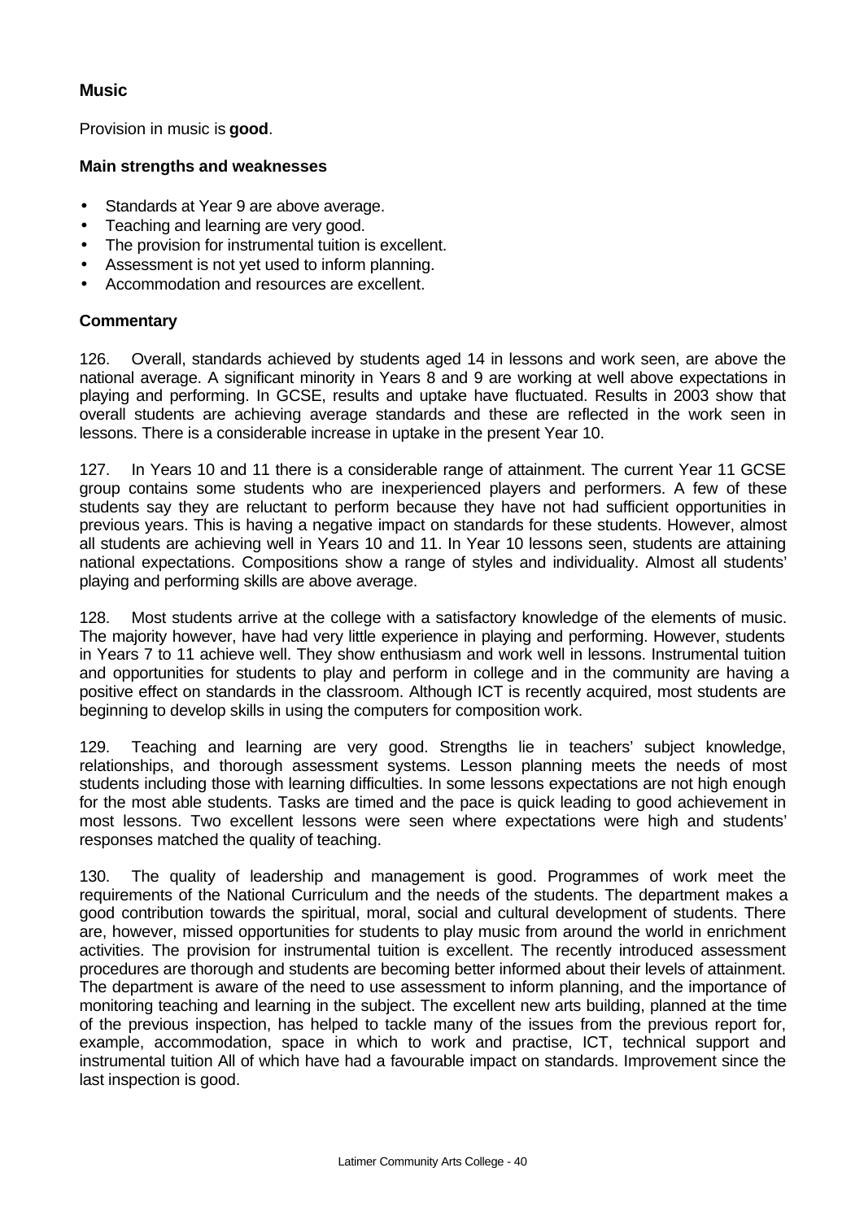## Music

Provision in music is **good**.

### Main strengths and weaknesses

- Standards at Year 9 are above average.
- Teaching and learning are very good.
- The provision for instrumental tuition is excellent.
- Assessment is not yet used to inform planning.
- Accommodation and resources are excellent.

### Commentary

126. Overall, standards achieved by students aged 14 in lessons and work seen, are above the national average. A significant minority in Years 8 and 9 are working at well above expectations in playing and performing. In GCSE, results and uptake have fluctuated. Results in 2003 show that overall students are achieving average standards and these are reflected in the work seen in lessons. There is a considerable increase in uptake in the present Year 10.

127. In Years 10 and 11 there is a considerable range of attainment. The current Year 11 GCSE group contains some students who are inexperienced players and performers. A few of these students say they are reluctant to perform because they have not had sufficient opportunities in previous years. This is having a negative impact on standards for these students. However, almost all students are achieving well in Years 10 and 11. In Year 10 lessons seen, students are attaining national expectations. Compositions show a range of styles and individuality. Almost all students' playing and performing skills are above average.

128. Most students arrive at the college with a satisfactory knowledge of the elements of music. The majority however, have had very little experience in playing and performing. However, students in Years 7 to 11 achieve well. They show enthusiasm and work well in lessons. Instrumental tuition and opportunities for students to play and perform in college and in the community are having a positive effect on standards in the classroom. Although ICT is recently acquired, most students are beginning to develop skills in using the computers for composition work.

129. Teaching and learning are very good. Strengths lie in teachers' subject knowledge, relationships, and thorough assessment systems. Lesson planning meets the needs of most students including those with learning difficulties. In some lessons expectations are not high enough for the most able students. Tasks are timed and the pace is quick leading to good achievement in most lessons. Two excellent lessons were seen where expectations were high and students' responses matched the quality of teaching.

130. The quality of leadership and management is good. Programmes of work meet the requirements of the National Curriculum and the needs of the students. The department makes a good contribution towards the spiritual, moral, social and cultural development of students. There are, however, missed opportunities for students to play music from around the world in enrichment activities. The provision for instrumental tuition is excellent. The recently introduced assessment procedures are thorough and students are becoming better informed about their levels of attainment. The department is aware of the need to use assessment to inform planning, and the importance of monitoring teaching and learning in the subject. The excellent new arts building, planned at the time of the previous inspection, has helped to tackle many of the issues from the previous report for, example, accommodation, space in which to work and practise, ICT, technical support and instrumental tuition All of which have had a favourable impact on standards. Improvement since the last inspection is good.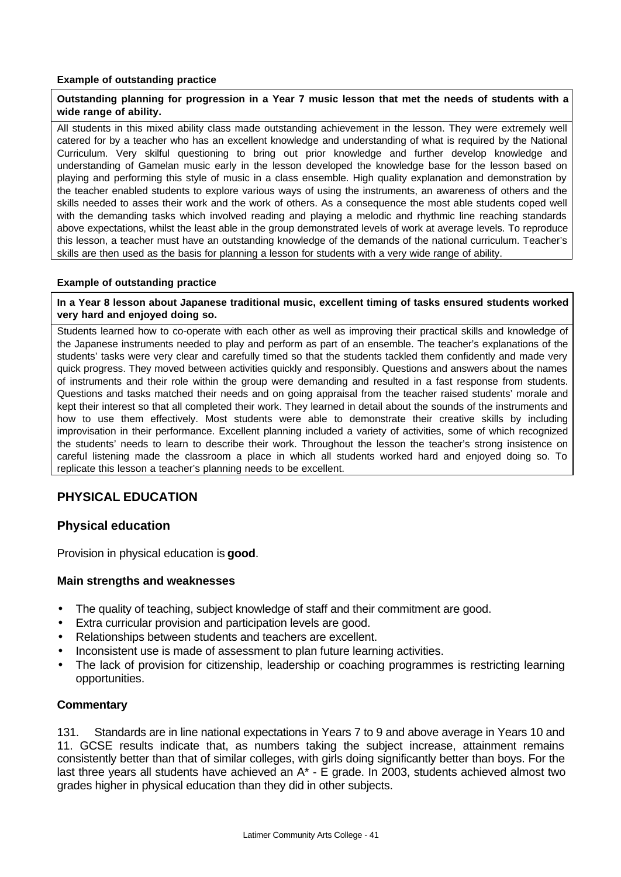**Example of outstanding practice**

**Outstanding planning for progression in a Year 7 music lesson that met the needs of students with a wide range of ability.**

All students in this mixed ability class made outstanding achievement in the lesson. They were extremely well catered for by a teacher who has an excellent knowledge and understanding of what is required by the National Curriculum. Very skilful questioning to bring out prior knowledge and further develop knowledge and understanding of Gamelan music early in the lesson developed the knowledge base for the lesson based on playing and performing this style of music in a class ensemble. High quality explanation and demonstration by the teacher enabled students to explore various ways of using the instruments, an awareness of others and the skills needed to asses their work and the work of others. As a consequence the most able students coped well with the demanding tasks which involved reading and playing a melodic and rhythmic line reaching standards above expectations, whilst the least able in the group demonstrated levels of work at average levels. To reproduce this lesson, a teacher must have an outstanding knowledge of the demands of the national curriculum. Teacher's skills are then used as the basis for planning a lesson for students with a very wide range of ability.

**Example of outstanding practice**

**In a Year 8 lesson about Japanese traditional music, excellent timing of tasks ensured students worked very hard and enjoyed doing so.**

Students learned how to co-operate with each other as well as improving their practical skills and knowledge of the Japanese instruments needed to play and perform as part of an ensemble. The teacher's explanations of the students' tasks were very clear and carefully timed so that the students tackled them confidently and made very quick progress. They moved between activities quickly and responsibly. Questions and answers about the names of instruments and their role within the group were demanding and resulted in a fast response from students. Questions and tasks matched their needs and on going appraisal from the teacher raised students' morale and kept their interest so that all completed their work. They learned in detail about the sounds of the instruments and how to use them effectively. Most students were able to demonstrate their creative skills by including improvisation in their performance. Excellent planning included a variety of activities, some of which recognized the students' needs to learn to describe their work. Throughout the lesson the teacher's strong insistence on careful listening made the classroom a place in which all students worked hard and enjoyed doing so. To replicate this lesson a teacher's planning needs to be excellent.

## PHYSICAL EDUCATION

### Physical education

Provision in physical education is **good**.

#### Main strengths and weaknesses

- The quality of teaching, subject knowledge of staff and their commitment are good.
- Extra curricular provision and participation levels are good.
- Relationships between students and teachers are excellent.
- Inconsistent use is made of assessment to plan future learning activities.
- The lack of provision for citizenship, leadership or coaching programmes is restricting learning opportunities.

#### Commentary

131. Standards are in line national expectations in Years 7 to 9 and above average in Years 10 and 11. GCSE results indicate that, as numbers taking the subject increase, attainment remains consistently better than that of similar colleges, with girls doing significantly better than boys. For the last three years all students have achieved an A* - E grade. In 2003, students achieved almost two grades higher in physical education than they did in other subjects.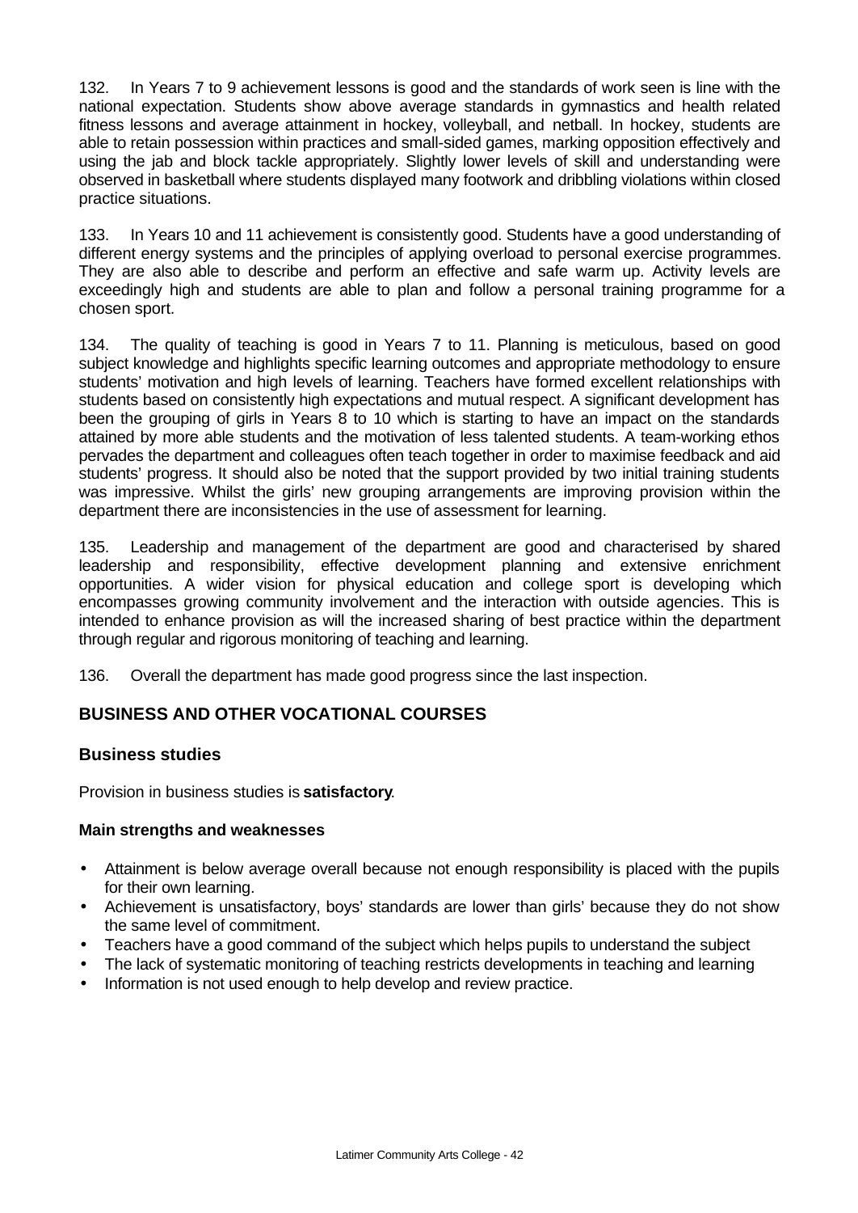132. In Years 7 to 9 achievement lessons is good and the standards of work seen is line with the national expectation. Students show above average standards in gymnastics and health related fitness lessons and average attainment in hockey, volleyball, and netball. In hockey, students are able to retain possession within practices and small-sided games, marking opposition effectively and using the jab and block tackle appropriately. Slightly lower levels of skill and understanding were observed in basketball where students displayed many footwork and dribbling violations within closed practice situations.

133. In Years 10 and 11 achievement is consistently good. Students have a good understanding of different energy systems and the principles of applying overload to personal exercise programmes. They are also able to describe and perform an effective and safe warm up. Activity levels are exceedingly high and students are able to plan and follow a personal training programme for a chosen sport.

134. The quality of teaching is good in Years 7 to 11. Planning is meticulous, based on good subject knowledge and highlights specific learning outcomes and appropriate methodology to ensure students' motivation and high levels of learning. Teachers have formed excellent relationships with students based on consistently high expectations and mutual respect. A significant development has been the grouping of girls in Years 8 to 10 which is starting to have an impact on the standards attained by more able students and the motivation of less talented students. A team-working ethos pervades the department and colleagues often teach together in order to maximise feedback and aid students' progress. It should also be noted that the support provided by two initial training students was impressive. Whilst the girls' new grouping arrangements are improving provision within the department there are inconsistencies in the use of assessment for learning.

135. Leadership and management of the department are good and characterised by shared leadership and responsibility, effective development planning and extensive enrichment opportunities. A wider vision for physical education and college sport is developing which encompasses growing community involvement and the interaction with outside agencies. This is intended to enhance provision as will the increased sharing of best practice within the department through regular and rigorous monitoring of teaching and learning.

136. Overall the department has made good progress since the last inspection.

## BUSINESS AND OTHER VOCATIONAL COURSES

### Business studies

Provision in business studies is **satisfactory**.

#### Main strengths and weaknesses

- Attainment is below average overall because not enough responsibility is placed with the pupils for their own learning.
- Achievement is unsatisfactory, boys' standards are lower than girls' because they do not show the same level of commitment.
- Teachers have a good command of the subject which helps pupils to understand the subject
- The lack of systematic monitoring of teaching restricts developments in teaching and learning
- Information is not used enough to help develop and review practice.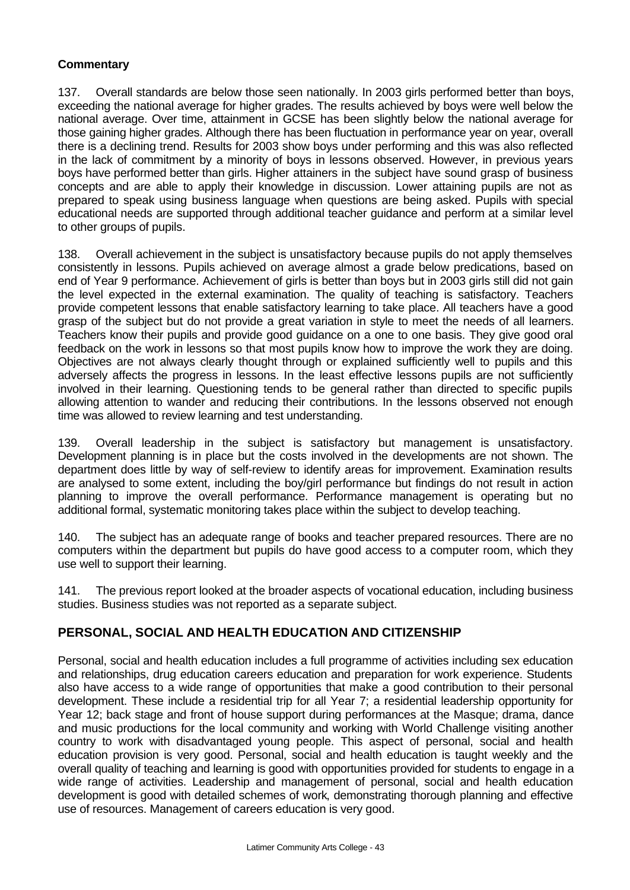**Commentary**

137. Overall standards are below those seen nationally. In 2003 girls performed better than boys, exceeding the national average for higher grades. The results achieved by boys were well below the national average. Over time, attainment in GCSE has been slightly below the national average for those gaining higher grades. Although there has been fluctuation in performance year on year, overall there is a declining trend. Results for 2003 show boys under performing and this was also reflected in the lack of commitment by a minority of boys in lessons observed. However, in previous years boys have performed better than girls. Higher attainers in the subject have sound grasp of business concepts and are able to apply their knowledge in discussion. Lower attaining pupils are not as prepared to speak using business language when questions are being asked. Pupils with special educational needs are supported through additional teacher guidance and perform at a similar level to other groups of pupils.

138. Overall achievement in the subject is unsatisfactory because pupils do not apply themselves consistently in lessons. Pupils achieved on average almost a grade below predications, based on end of Year 9 performance. Achievement of girls is better than boys but in 2003 girls still did not gain the level expected in the external examination. The quality of teaching is satisfactory. Teachers provide competent lessons that enable satisfactory learning to take place. All teachers have a good grasp of the subject but do not provide a great variation in style to meet the needs of all learners. Teachers know their pupils and provide good guidance on a one to one basis. They give good oral feedback on the work in lessons so that most pupils know how to improve the work they are doing. Objectives are not always clearly thought through or explained sufficiently well to pupils and this adversely affects the progress in lessons. In the least effective lessons pupils are not sufficiently involved in their learning. Questioning tends to be general rather than directed to specific pupils allowing attention to wander and reducing their contributions. In the lessons observed not enough time was allowed to review learning and test understanding.

139. Overall leadership in the subject is satisfactory but management is unsatisfactory. Development planning is in place but the costs involved in the developments are not shown. The department does little by way of self-review to identify areas for improvement. Examination results are analysed to some extent, including the boy/girl performance but findings do not result in action planning to improve the overall performance. Performance management is operating but no additional formal, systematic monitoring takes place within the subject to develop teaching.

140. The subject has an adequate range of books and teacher prepared resources. There are no computers within the department but pupils do have good access to a computer room, which they use well to support their learning.

141. The previous report looked at the broader aspects of vocational education, including business studies. Business studies was not reported as a separate subject.

## PERSONAL, SOCIAL AND HEALTH EDUCATION AND CITIZENSHIP

Personal, social and health education includes a full programme of activities including sex education and relationships, drug education careers education and preparation for work experience. Students also have access to a wide range of opportunities that make a good contribution to their personal development. These include a residential trip for all Year 7; a residential leadership opportunity for Year 12; back stage and front of house support during performances at the Masque; drama, dance and music productions for the local community and working with World Challenge visiting another country to work with disadvantaged young people. This aspect of personal, social and health education provision is very good. Personal, social and health education is taught weekly and the overall quality of teaching and learning is good with opportunities provided for students to engage in a wide range of activities. Leadership and management of personal, social and health education development is good with detailed schemes of work, demonstrating thorough planning and effective use of resources. Management of careers education is very good.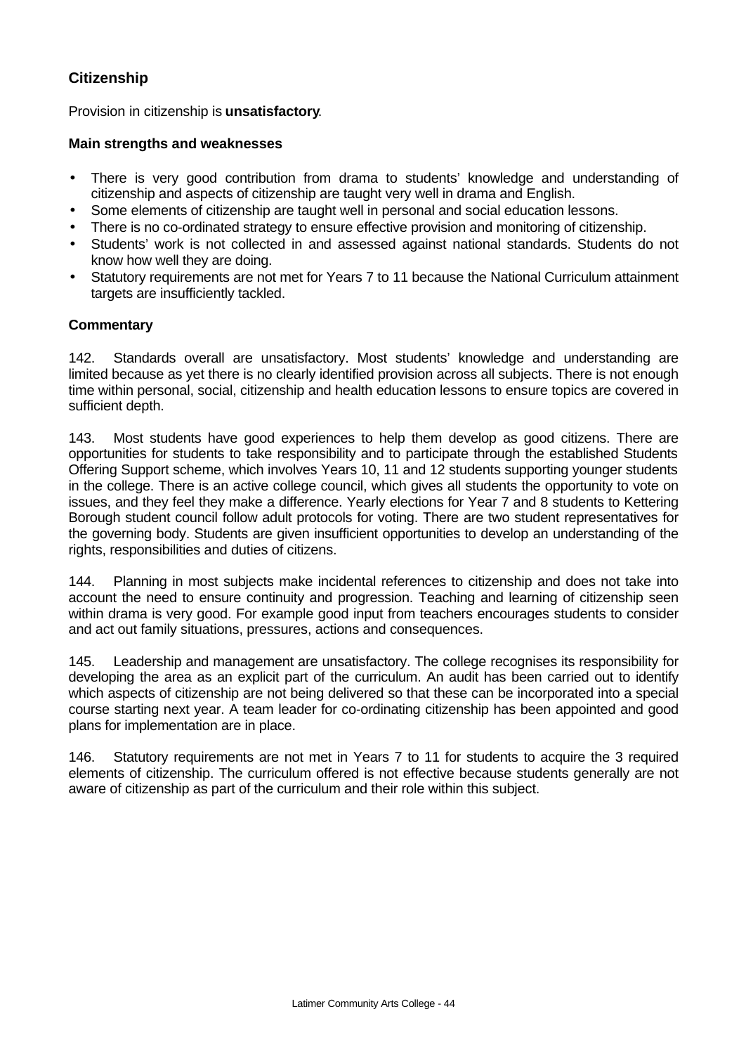### Citizenship

Provision in citizenship is **unsatisfactory**.

#### Main strengths and weaknesses

- There is very good contribution from drama to students' knowledge and understanding of citizenship and aspects of citizenship are taught very well in drama and English.
- Some elements of citizenship are taught well in personal and social education lessons.
- There is no co-ordinated strategy to ensure effective provision and monitoring of citizenship.
- Students' work is not collected in and assessed against national standards. Students do not know how well they are doing.
- Statutory requirements are not met for Years 7 to 11 because the National Curriculum attainment targets are insufficiently tackled.

#### Commentary

142. Standards overall are unsatisfactory. Most students' knowledge and understanding are limited because as yet there is no clearly identified provision across all subjects. There is not enough time within personal, social, citizenship and health education lessons to ensure topics are covered in sufficient depth.

143. Most students have good experiences to help them develop as good citizens. There are opportunities for students to take responsibility and to participate through the established Students Offering Support scheme, which involves Years 10, 11 and 12 students supporting younger students in the college. There is an active college council, which gives all students the opportunity to vote on issues, and they feel they make a difference. Yearly elections for Year 7 and 8 students to Kettering Borough student council follow adult protocols for voting. There are two student representatives for the governing body. Students are given insufficient opportunities to develop an understanding of the rights, responsibilities and duties of citizens.

144. Planning in most subjects make incidental references to citizenship and does not take into account the need to ensure continuity and progression. Teaching and learning of citizenship seen within drama is very good. For example good input from teachers encourages students to consider and act out family situations, pressures, actions and consequences.

145. Leadership and management are unsatisfactory. The college recognises its responsibility for developing the area as an explicit part of the curriculum. An audit has been carried out to identify which aspects of citizenship are not being delivered so that these can be incorporated into a special course starting next year. A team leader for co-ordinating citizenship has been appointed and good plans for implementation are in place.

146. Statutory requirements are not met in Years 7 to 11 for students to acquire the 3 required elements of citizenship. The curriculum offered is not effective because students generally are not aware of citizenship as part of the curriculum and their role within this subject.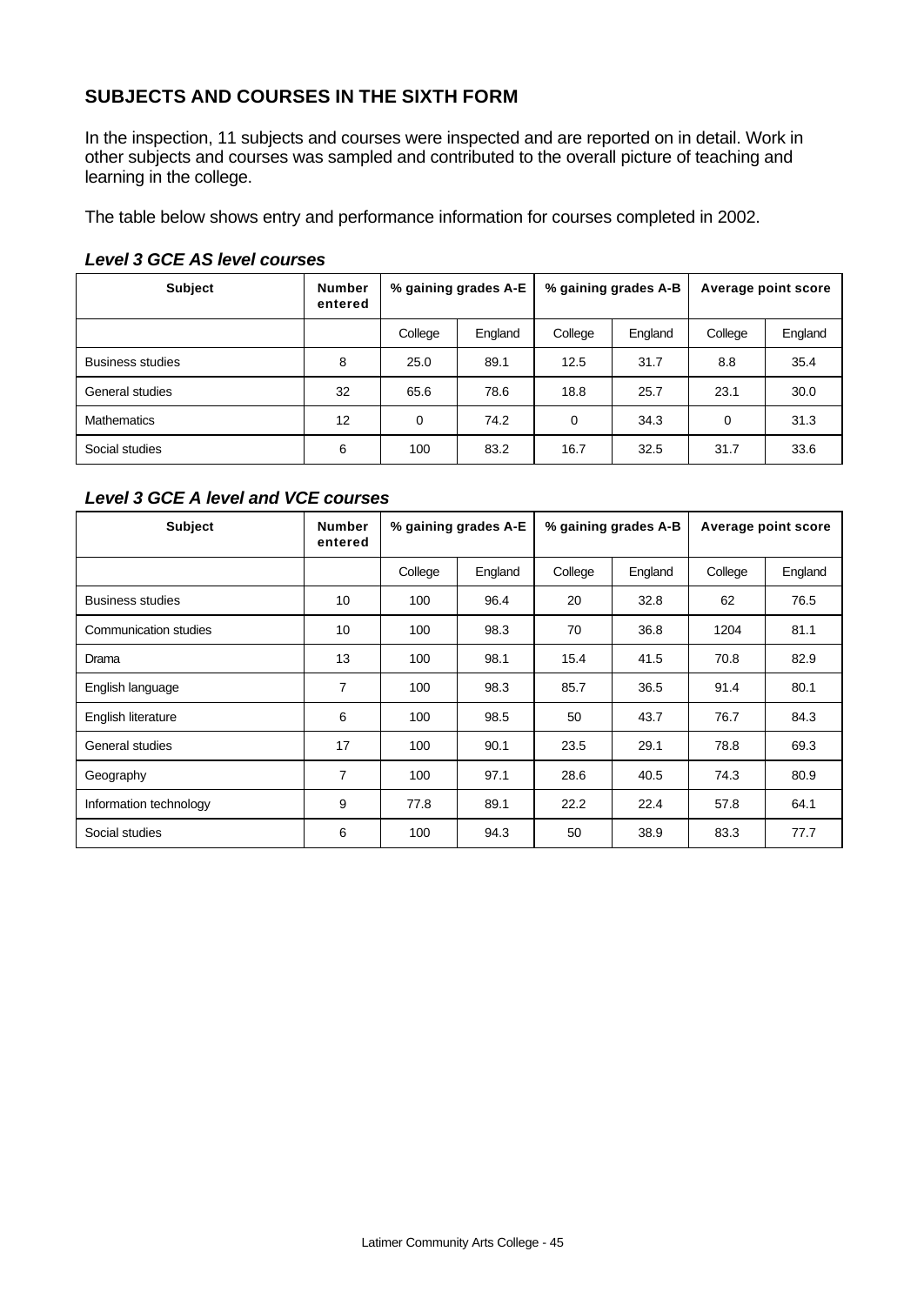## SUBJECTS AND COURSES IN THE SIXTH FORM

In the inspection, 11 subjects and courses were inspected and are reported on in detail. Work in other subjects and courses was sampled and contributed to the overall picture of teaching and learning in the college.

The table below shows entry and performance information for courses completed in 2002.

### *Level 3 GCE AS level courses*

| Subject | Number entered | % gaining grades A-E | | % gaining grades A-B | | Average point score | |
|---|---|---|---|---|---|---|---|
| | | College | England | College | England | College | England |
| Business studies | 8 | 25.0 | 89.1 | 12.5 | 31.7 | 8.8 | 35.4 |
| General studies | 32 | 65.6 | 78.6 | 18.8 | 25.7 | 23.1 | 30.0 |
| Mathematics | 12 | 0 | 74.2 | 0 | 34.3 | 0 | 31.3 |
| Social studies | 6 | 100 | 83.2 | 16.7 | 32.5 | 31.7 | 33.6 |

### *Level 3 GCE A level and VCE courses*

| Subject | Number entered | % gaining grades A-E | | % gaining grades A-B | | Average point score | |
|---|---|---|---|---|---|---|---|
| | | College | England | College | England | College | England |
| Business studies | 10 | 100 | 96.4 | 20 | 32.8 | 62 | 76.5 |
| Communication studies | 10 | 100 | 98.3 | 70 | 36.8 | 1204 | 81.1 |
| Drama | 13 | 100 | 98.1 | 15.4 | 41.5 | 70.8 | 82.9 |
| English language | 7 | 100 | 98.3 | 85.7 | 36.5 | 91.4 | 80.1 |
| English literature | 6 | 100 | 98.5 | 50 | 43.7 | 76.7 | 84.3 |
| General studies | 17 | 100 | 90.1 | 23.5 | 29.1 | 78.8 | 69.3 |
| Geography | 7 | 100 | 97.1 | 28.6 | 40.5 | 74.3 | 80.9 |
| Information technology | 9 | 77.8 | 89.1 | 22.2 | 22.4 | 57.8 | 64.1 |
| Social studies | 6 | 100 | 94.3 | 50 | 38.9 | 83.3 | 77.7 |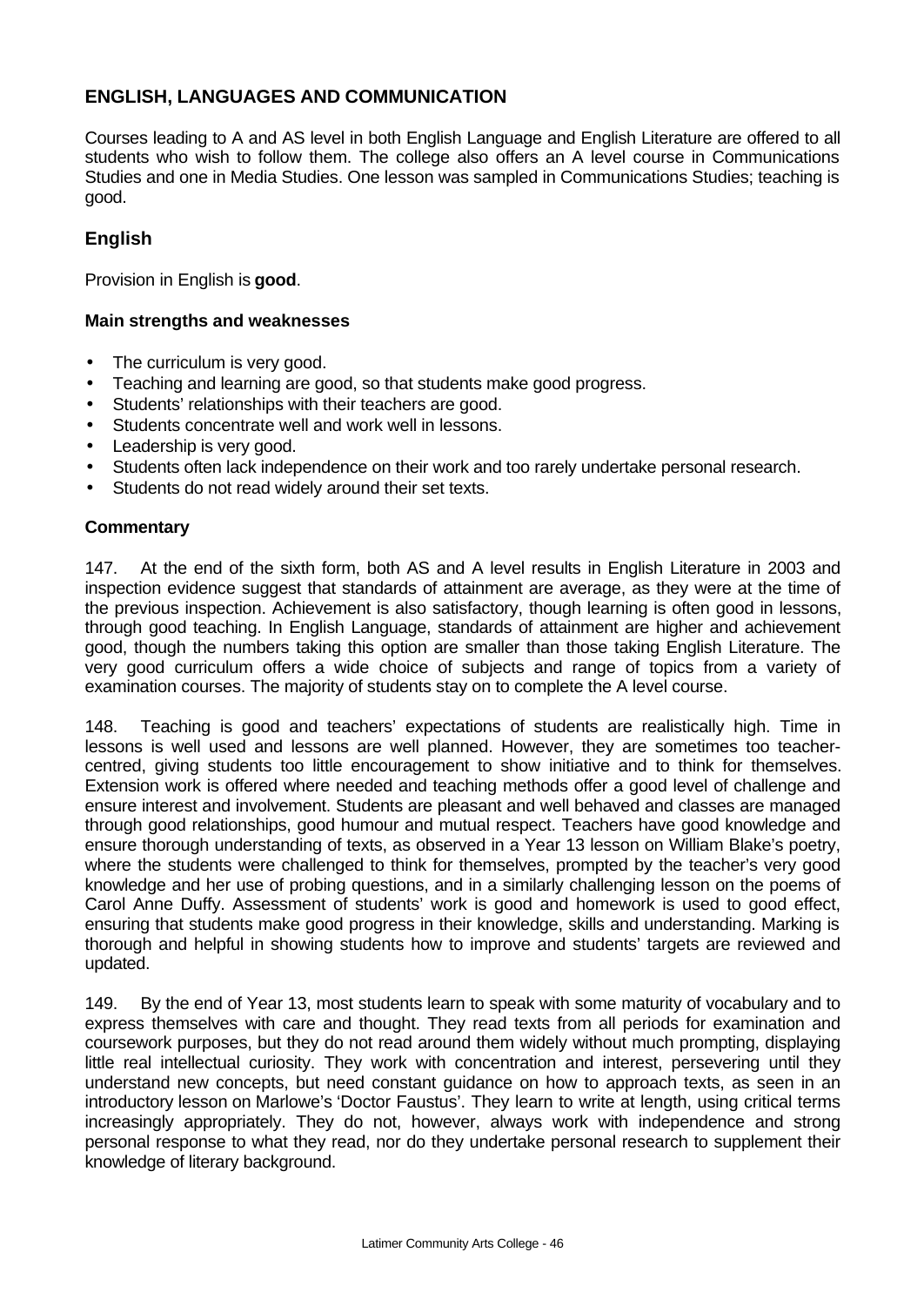## ENGLISH, LANGUAGES AND COMMUNICATION

Courses leading to A and AS level in both English Language and English Literature are offered to all students who wish to follow them. The college also offers an A level course in Communications Studies and one in Media Studies. One lesson was sampled in Communications Studies; teaching is good.

### English

Provision in English is **good**.

#### Main strengths and weaknesses

- The curriculum is very good.
- Teaching and learning are good, so that students make good progress.
- Students' relationships with their teachers are good.
- Students concentrate well and work well in lessons.
- Leadership is very good.
- Students often lack independence on their work and too rarely undertake personal research.
- Students do not read widely around their set texts.

#### Commentary

147. At the end of the sixth form, both AS and A level results in English Literature in 2003 and inspection evidence suggest that standards of attainment are average, as they were at the time of the previous inspection. Achievement is also satisfactory, though learning is often good in lessons, through good teaching. In English Language, standards of attainment are higher and achievement good, though the numbers taking this option are smaller than those taking English Literature. The very good curriculum offers a wide choice of subjects and range of topics from a variety of examination courses. The majority of students stay on to complete the A level course.

148. Teaching is good and teachers' expectations of students are realistically high. Time in lessons is well used and lessons are well planned. However, they are sometimes too teacher-centred, giving students too little encouragement to show initiative and to think for themselves. Extension work is offered where needed and teaching methods offer a good level of challenge and ensure interest and involvement. Students are pleasant and well behaved and classes are managed through good relationships, good humour and mutual respect. Teachers have good knowledge and ensure thorough understanding of texts, as observed in a Year 13 lesson on William Blake's poetry, where the students were challenged to think for themselves, prompted by the teacher's very good knowledge and her use of probing questions, and in a similarly challenging lesson on the poems of Carol Anne Duffy. Assessment of students' work is good and homework is used to good effect, ensuring that students make good progress in their knowledge, skills and understanding. Marking is thorough and helpful in showing students how to improve and students' targets are reviewed and updated.

149. By the end of Year 13, most students learn to speak with some maturity of vocabulary and to express themselves with care and thought. They read texts from all periods for examination and coursework purposes, but they do not read around them widely without much prompting, displaying little real intellectual curiosity. They work with concentration and interest, persevering until they understand new concepts, but need constant guidance on how to approach texts, as seen in an introductory lesson on Marlowe's 'Doctor Faustus'. They learn to write at length, using critical terms increasingly appropriately. They do not, however, always work with independence and strong personal response to what they read, nor do they undertake personal research to supplement their knowledge of literary background.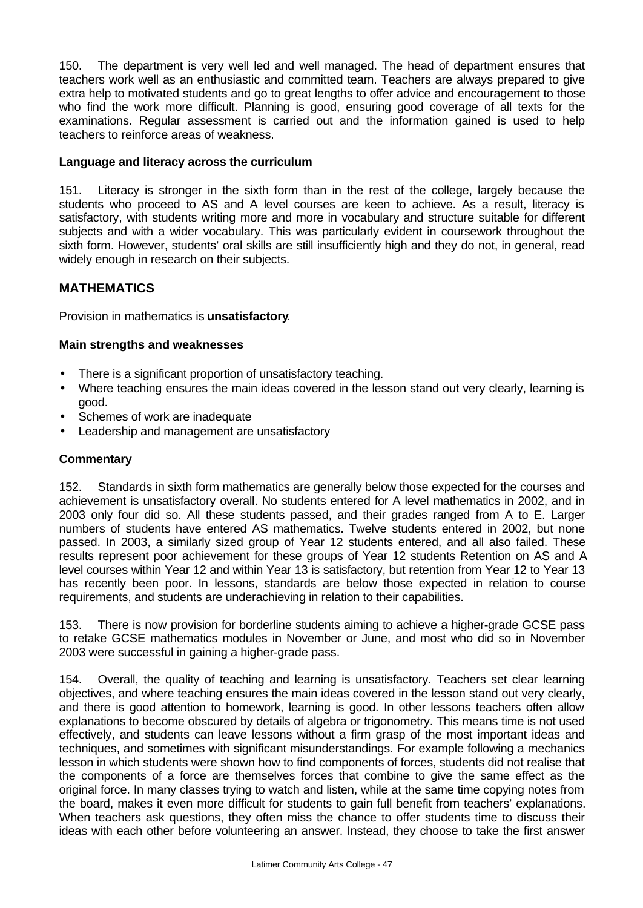150. The department is very well led and well managed. The head of department ensures that teachers work well as an enthusiastic and committed team. Teachers are always prepared to give extra help to motivated students and go to great lengths to offer advice and encouragement to those who find the work more difficult. Planning is good, ensuring good coverage of all texts for the examinations. Regular assessment is carried out and the information gained is used to help teachers to reinforce areas of weakness.

**Language and literacy across the curriculum**

151. Literacy is stronger in the sixth form than in the rest of the college, largely because the students who proceed to AS and A level courses are keen to achieve. As a result, literacy is satisfactory, with students writing more and more in vocabulary and structure suitable for different subjects and with a wider vocabulary. This was particularly evident in coursework throughout the sixth form. However, students' oral skills are still insufficiently high and they do not, in general, read widely enough in research on their subjects.

## MATHEMATICS

Provision in mathematics is **unsatisfactory**.

**Main strengths and weaknesses**

- There is a significant proportion of unsatisfactory teaching.
- Where teaching ensures the main ideas covered in the lesson stand out very clearly, learning is good.
- Schemes of work are inadequate
- Leadership and management are unsatisfactory

**Commentary**

152. Standards in sixth form mathematics are generally below those expected for the courses and achievement is unsatisfactory overall. No students entered for A level mathematics in 2002, and in 2003 only four did so. All these students passed, and their grades ranged from A to E. Larger numbers of students have entered AS mathematics. Twelve students entered in 2002, but none passed. In 2003, a similarly sized group of Year 12 students entered, and all also failed. These results represent poor achievement for these groups of Year 12 students Retention on AS and A level courses within Year 12 and within Year 13 is satisfactory, but retention from Year 12 to Year 13 has recently been poor. In lessons, standards are below those expected in relation to course requirements, and students are underachieving in relation to their capabilities.

153. There is now provision for borderline students aiming to achieve a higher-grade GCSE pass to retake GCSE mathematics modules in November or June, and most who did so in November 2003 were successful in gaining a higher-grade pass.

154. Overall, the quality of teaching and learning is unsatisfactory. Teachers set clear learning objectives, and where teaching ensures the main ideas covered in the lesson stand out very clearly, and there is good attention to homework, learning is good. In other lessons teachers often allow explanations to become obscured by details of algebra or trigonometry. This means time is not used effectively, and students can leave lessons without a firm grasp of the most important ideas and techniques, and sometimes with significant misunderstandings. For example following a mechanics lesson in which students were shown how to find components of forces, students did not realise that the components of a force are themselves forces that combine to give the same effect as the original force. In many classes trying to watch and listen, while at the same time copying notes from the board, makes it even more difficult for students to gain full benefit from teachers' explanations. When teachers ask questions, they often miss the chance to offer students time to discuss their ideas with each other before volunteering an answer. Instead, they choose to take the first answer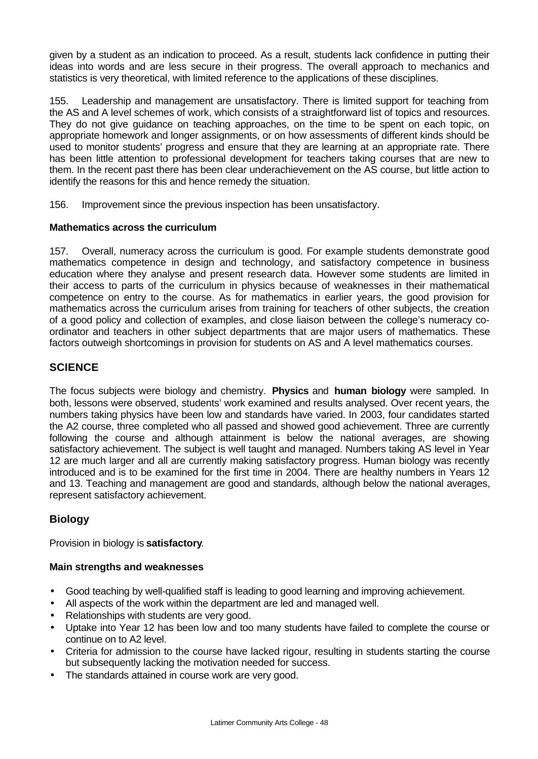given by a student as an indication to proceed. As a result, students lack confidence in putting their ideas into words and are less secure in their progress. The overall approach to mechanics and statistics is very theoretical, with limited reference to the applications of these disciplines.

155. Leadership and management are unsatisfactory. There is limited support for teaching from the AS and A level schemes of work, which consists of a straightforward list of topics and resources. They do not give guidance on teaching approaches, on the time to be spent on each topic, on appropriate homework and longer assignments, or on how assessments of different kinds should be used to monitor students' progress and ensure that they are learning at an appropriate rate. There has been little attention to professional development for teachers taking courses that are new to them. In the recent past there has been clear underachievement on the AS course, but little action to identify the reasons for this and hence remedy the situation.

156. Improvement since the previous inspection has been unsatisfactory.

**Mathematics across the curriculum**

157. Overall, numeracy across the curriculum is good. For example students demonstrate good mathematics competence in design and technology, and satisfactory competence in business education where they analyse and present research data. However some students are limited in their access to parts of the curriculum in physics because of weaknesses in their mathematical competence on entry to the course. As for mathematics in earlier years, the good provision for mathematics across the curriculum arises from training for teachers of other subjects, the creation of a good policy and collection of examples, and close liaison between the college's numeracy co-ordinator and teachers in other subject departments that are major users of mathematics. These factors outweigh shortcomings in provision for students on AS and A level mathematics courses.

## SCIENCE

The focus subjects were biology and chemistry. **Physics** and **human biology** were sampled. In both, lessons were observed, students' work examined and results analysed. Over recent years, the numbers taking physics have been low and standards have varied. In 2003, four candidates started the A2 course, three completed who all passed and showed good achievement. Three are currently following the course and although attainment is below the national averages, are showing satisfactory achievement. The subject is well taught and managed. Numbers taking AS level in Year 12 are much larger and all are currently making satisfactory progress. Human biology was recently introduced and is to be examined for the first time in 2004. There are healthy numbers in Years 12 and 13. Teaching and management are good and standards, although below the national averages, represent satisfactory achievement.

### Biology

Provision in biology is **satisfactory**.

**Main strengths and weaknesses**

- Good teaching by well-qualified staff is leading to good learning and improving achievement.
- All aspects of the work within the department are led and managed well.
- Relationships with students are very good.
- Uptake into Year 12 has been low and too many students have failed to complete the course or continue on to A2 level.
- Criteria for admission to the course have lacked rigour, resulting in students starting the course but subsequently lacking the motivation needed for success.
- The standards attained in course work are very good.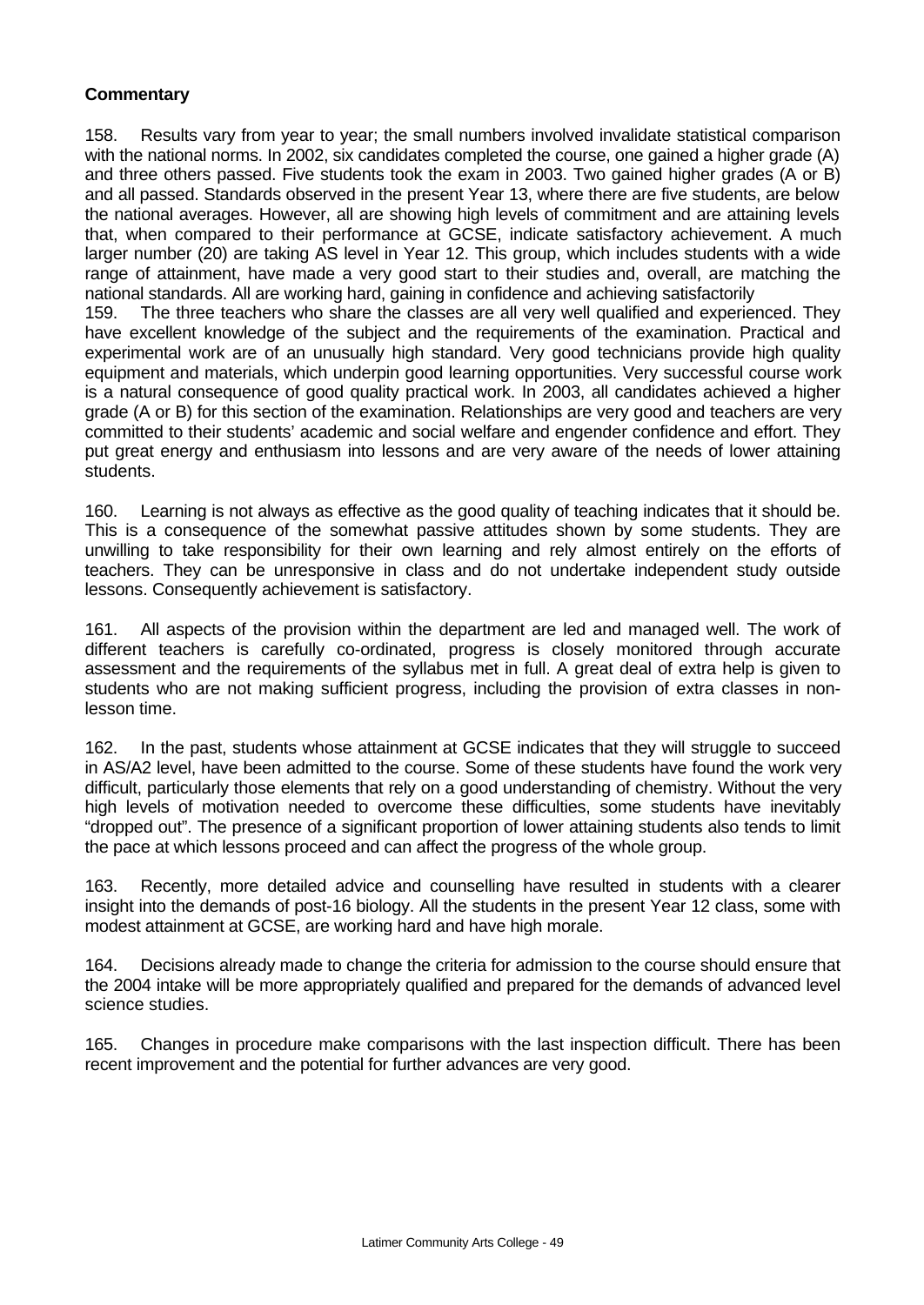**Commentary**

158. Results vary from year to year; the small numbers involved invalidate statistical comparison with the national norms. In 2002, six candidates completed the course, one gained a higher grade (A) and three others passed. Five students took the exam in 2003. Two gained higher grades (A or B) and all passed. Standards observed in the present Year 13, where there are five students, are below the national averages. However, all are showing high levels of commitment and are attaining levels that, when compared to their performance at GCSE, indicate satisfactory achievement. A much larger number (20) are taking AS level in Year 12. This group, which includes students with a wide range of attainment, have made a very good start to their studies and, overall, are matching the national standards. All are working hard, gaining in confidence and achieving satisfactorily

159. The three teachers who share the classes are all very well qualified and experienced. They have excellent knowledge of the subject and the requirements of the examination. Practical and experimental work are of an unusually high standard. Very good technicians provide high quality equipment and materials, which underpin good learning opportunities. Very successful course work is a natural consequence of good quality practical work. In 2003, all candidates achieved a higher grade (A or B) for this section of the examination. Relationships are very good and teachers are very committed to their students' academic and social welfare and engender confidence and effort. They put great energy and enthusiasm into lessons and are very aware of the needs of lower attaining students.

160. Learning is not always as effective as the good quality of teaching indicates that it should be. This is a consequence of the somewhat passive attitudes shown by some students. They are unwilling to take responsibility for their own learning and rely almost entirely on the efforts of teachers. They can be unresponsive in class and do not undertake independent study outside lessons. Consequently achievement is satisfactory.

161. All aspects of the provision within the department are led and managed well. The work of different teachers is carefully co-ordinated, progress is closely monitored through accurate assessment and the requirements of the syllabus met in full. A great deal of extra help is given to students who are not making sufficient progress, including the provision of extra classes in non-lesson time.

162. In the past, students whose attainment at GCSE indicates that they will struggle to succeed in AS/A2 level, have been admitted to the course. Some of these students have found the work very difficult, particularly those elements that rely on a good understanding of chemistry. Without the very high levels of motivation needed to overcome these difficulties, some students have inevitably "dropped out". The presence of a significant proportion of lower attaining students also tends to limit the pace at which lessons proceed and can affect the progress of the whole group.

163. Recently, more detailed advice and counselling have resulted in students with a clearer insight into the demands of post-16 biology. All the students in the present Year 12 class, some with modest attainment at GCSE, are working hard and have high morale.

164. Decisions already made to change the criteria for admission to the course should ensure that the 2004 intake will be more appropriately qualified and prepared for the demands of advanced level science studies.

165. Changes in procedure make comparisons with the last inspection difficult. There has been recent improvement and the potential for further advances are very good.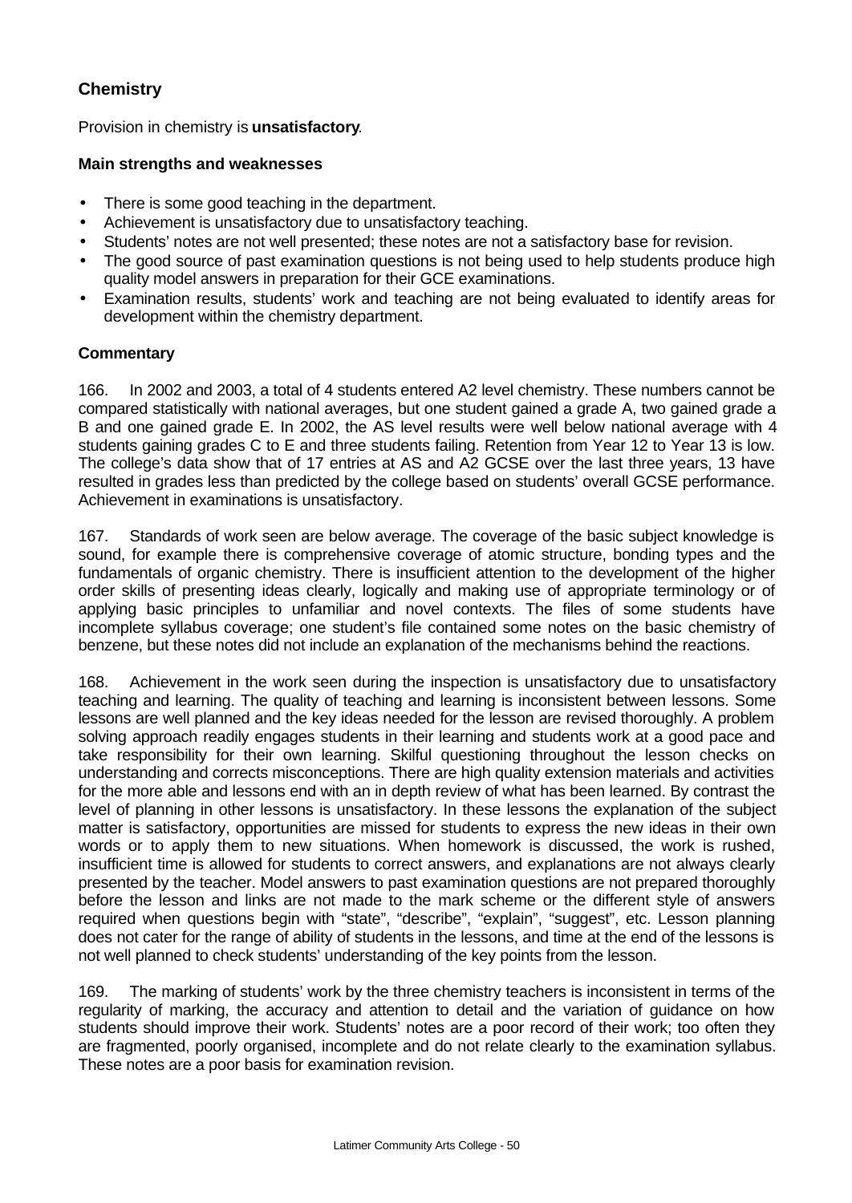## Chemistry

Provision in chemistry is **unsatisfactory**.

### Main strengths and weaknesses

- There is some good teaching in the department.
- Achievement is unsatisfactory due to unsatisfactory teaching.
- Students' notes are not well presented; these notes are not a satisfactory base for revision.
- The good source of past examination questions is not being used to help students produce high quality model answers in preparation for their GCE examinations.
- Examination results, students' work and teaching are not being evaluated to identify areas for development within the chemistry department.

### Commentary

166. In 2002 and 2003, a total of 4 students entered A2 level chemistry. These numbers cannot be compared statistically with national averages, but one student gained a grade A, two gained grade a B and one gained grade E. In 2002, the AS level results were well below national average with 4 students gaining grades C to E and three students failing. Retention from Year 12 to Year 13 is low. The college's data show that of 17 entries at AS and A2 GCSE over the last three years, 13 have resulted in grades less than predicted by the college based on students' overall GCSE performance. Achievement in examinations is unsatisfactory.

167. Standards of work seen are below average. The coverage of the basic subject knowledge is sound, for example there is comprehensive coverage of atomic structure, bonding types and the fundamentals of organic chemistry. There is insufficient attention to the development of the higher order skills of presenting ideas clearly, logically and making use of appropriate terminology or of applying basic principles to unfamiliar and novel contexts. The files of some students have incomplete syllabus coverage; one student's file contained some notes on the basic chemistry of benzene, but these notes did not include an explanation of the mechanisms behind the reactions.

168. Achievement in the work seen during the inspection is unsatisfactory due to unsatisfactory teaching and learning. The quality of teaching and learning is inconsistent between lessons. Some lessons are well planned and the key ideas needed for the lesson are revised thoroughly. A problem solving approach readily engages students in their learning and students work at a good pace and take responsibility for their own learning. Skilful questioning throughout the lesson checks on understanding and corrects misconceptions. There are high quality extension materials and activities for the more able and lessons end with an in depth review of what has been learned. By contrast the level of planning in other lessons is unsatisfactory. In these lessons the explanation of the subject matter is satisfactory, opportunities are missed for students to express the new ideas in their own words or to apply them to new situations. When homework is discussed, the work is rushed, insufficient time is allowed for students to correct answers, and explanations are not always clearly presented by the teacher. Model answers to past examination questions are not prepared thoroughly before the lesson and links are not made to the mark scheme or the different style of answers required when questions begin with "state", "describe", "explain", "suggest", etc. Lesson planning does not cater for the range of ability of students in the lessons, and time at the end of the lessons is not well planned to check students' understanding of the key points from the lesson.

169. The marking of students' work by the three chemistry teachers is inconsistent in terms of the regularity of marking, the accuracy and attention to detail and the variation of guidance on how students should improve their work. Students' notes are a poor record of their work; too often they are fragmented, poorly organised, incomplete and do not relate clearly to the examination syllabus. These notes are a poor basis for examination revision.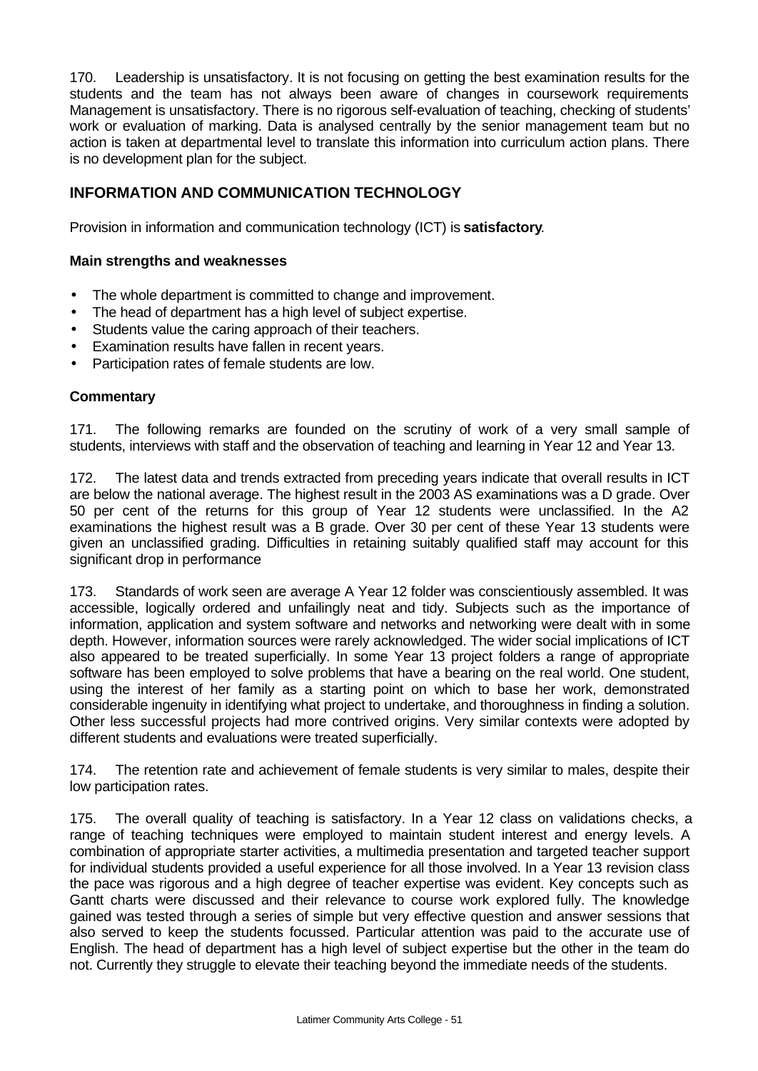170. Leadership is unsatisfactory. It is not focusing on getting the best examination results for the students and the team has not always been aware of changes in coursework requirements Management is unsatisfactory. There is no rigorous self-evaluation of teaching, checking of students' work or evaluation of marking. Data is analysed centrally by the senior management team but no action is taken at departmental level to translate this information into curriculum action plans. There is no development plan for the subject.

## INFORMATION AND COMMUNICATION TECHNOLOGY

Provision in information and communication technology (ICT) is **satisfactory**.

### Main strengths and weaknesses

- The whole department is committed to change and improvement.
- The head of department has a high level of subject expertise.
- Students value the caring approach of their teachers.
- Examination results have fallen in recent years.
- Participation rates of female students are low.

### Commentary

171. The following remarks are founded on the scrutiny of work of a very small sample of students, interviews with staff and the observation of teaching and learning in Year 12 and Year 13.

172. The latest data and trends extracted from preceding years indicate that overall results in ICT are below the national average. The highest result in the 2003 AS examinations was a D grade. Over 50 per cent of the returns for this group of Year 12 students were unclassified. In the A2 examinations the highest result was a B grade. Over 30 per cent of these Year 13 students were given an unclassified grading. Difficulties in retaining suitably qualified staff may account for this significant drop in performance

173. Standards of work seen are average A Year 12 folder was conscientiously assembled. It was accessible, logically ordered and unfailingly neat and tidy. Subjects such as the importance of information, application and system software and networks and networking were dealt with in some depth. However, information sources were rarely acknowledged. The wider social implications of ICT also appeared to be treated superficially. In some Year 13 project folders a range of appropriate software has been employed to solve problems that have a bearing on the real world. One student, using the interest of her family as a starting point on which to base her work, demonstrated considerable ingenuity in identifying what project to undertake, and thoroughness in finding a solution. Other less successful projects had more contrived origins. Very similar contexts were adopted by different students and evaluations were treated superficially.

174. The retention rate and achievement of female students is very similar to males, despite their low participation rates.

175. The overall quality of teaching is satisfactory. In a Year 12 class on validations checks, a range of teaching techniques were employed to maintain student interest and energy levels. A combination of appropriate starter activities, a multimedia presentation and targeted teacher support for individual students provided a useful experience for all those involved. In a Year 13 revision class the pace was rigorous and a high degree of teacher expertise was evident. Key concepts such as Gantt charts were discussed and their relevance to course work explored fully. The knowledge gained was tested through a series of simple but very effective question and answer sessions that also served to keep the students focussed. Particular attention was paid to the accurate use of English. The head of department has a high level of subject expertise but the other in the team do not. Currently they struggle to elevate their teaching beyond the immediate needs of the students.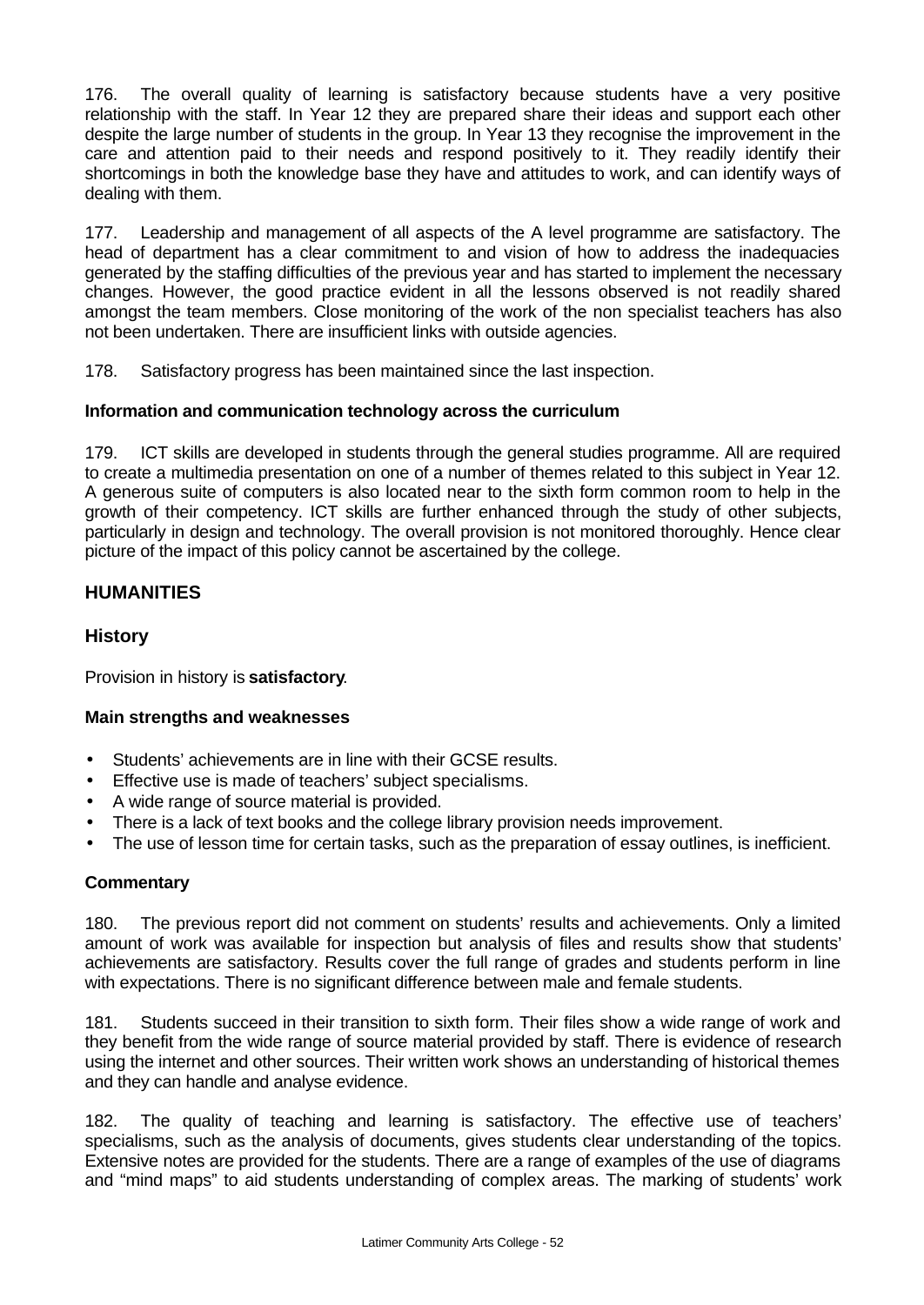176. The overall quality of learning is satisfactory because students have a very positive relationship with the staff. In Year 12 they are prepared share their ideas and support each other despite the large number of students in the group. In Year 13 they recognise the improvement in the care and attention paid to their needs and respond positively to it. They readily identify their shortcomings in both the knowledge base they have and attitudes to work, and can identify ways of dealing with them.

177. Leadership and management of all aspects of the A level programme are satisfactory. The head of department has a clear commitment to and vision of how to address the inadequacies generated by the staffing difficulties of the previous year and has started to implement the necessary changes. However, the good practice evident in all the lessons observed is not readily shared amongst the team members. Close monitoring of the work of the non specialist teachers has also not been undertaken. There are insufficient links with outside agencies.

178. Satisfactory progress has been maintained since the last inspection.

**Information and communication technology across the curriculum**

179. ICT skills are developed in students through the general studies programme. All are required to create a multimedia presentation on one of a number of themes related to this subject in Year 12. A generous suite of computers is also located near to the sixth form common room to help in the growth of their competency. ICT skills are further enhanced through the study of other subjects, particularly in design and technology. The overall provision is not monitored thoroughly. Hence clear picture of the impact of this policy cannot be ascertained by the college.

## HUMANITIES

### History

Provision in history is **satisfactory**.

**Main strengths and weaknesses**

- Students' achievements are in line with their GCSE results.
- Effective use is made of teachers' subject specialisms.
- A wide range of source material is provided.
- There is a lack of text books and the college library provision needs improvement.
- The use of lesson time for certain tasks, such as the preparation of essay outlines, is inefficient.

**Commentary**

180. The previous report did not comment on students' results and achievements. Only a limited amount of work was available for inspection but analysis of files and results show that students' achievements are satisfactory. Results cover the full range of grades and students perform in line with expectations. There is no significant difference between male and female students.

181. Students succeed in their transition to sixth form. Their files show a wide range of work and they benefit from the wide range of source material provided by staff. There is evidence of research using the internet and other sources. Their written work shows an understanding of historical themes and they can handle and analyse evidence.

182. The quality of teaching and learning is satisfactory. The effective use of teachers' specialisms, such as the analysis of documents, gives students clear understanding of the topics. Extensive notes are provided for the students. There are a range of examples of the use of diagrams and "mind maps" to aid students understanding of complex areas. The marking of students' work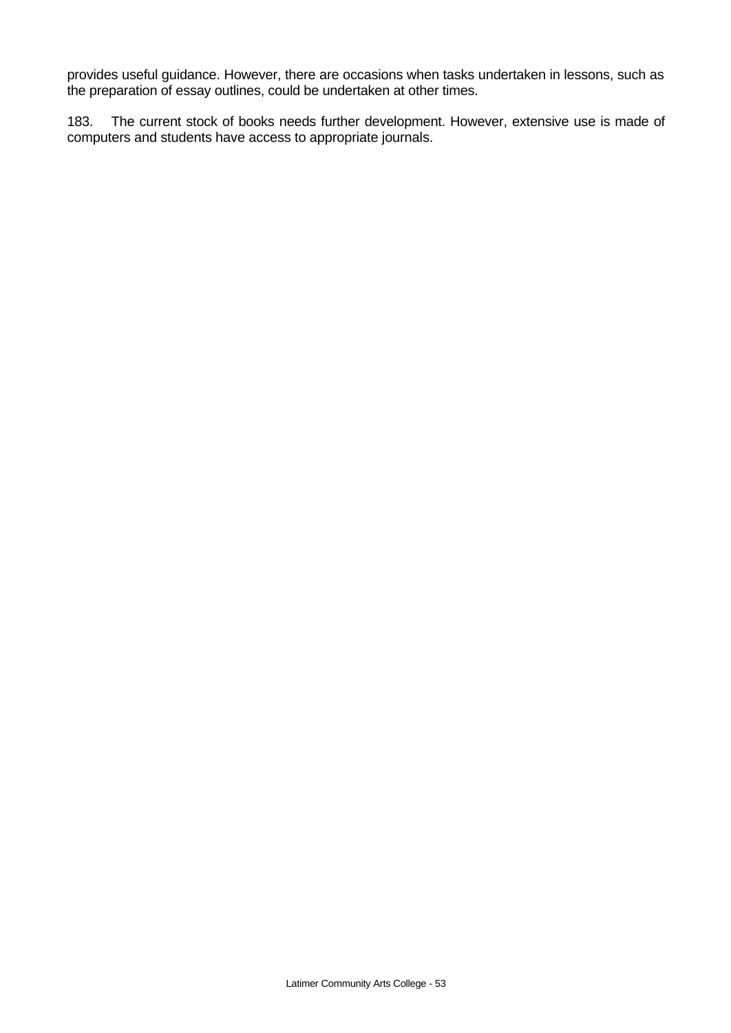provides useful guidance. However, there are occasions when tasks undertaken in lessons, such as the preparation of essay outlines, could be undertaken at other times.

183. The current stock of books needs further development. However, extensive use is made of computers and students have access to appropriate journals.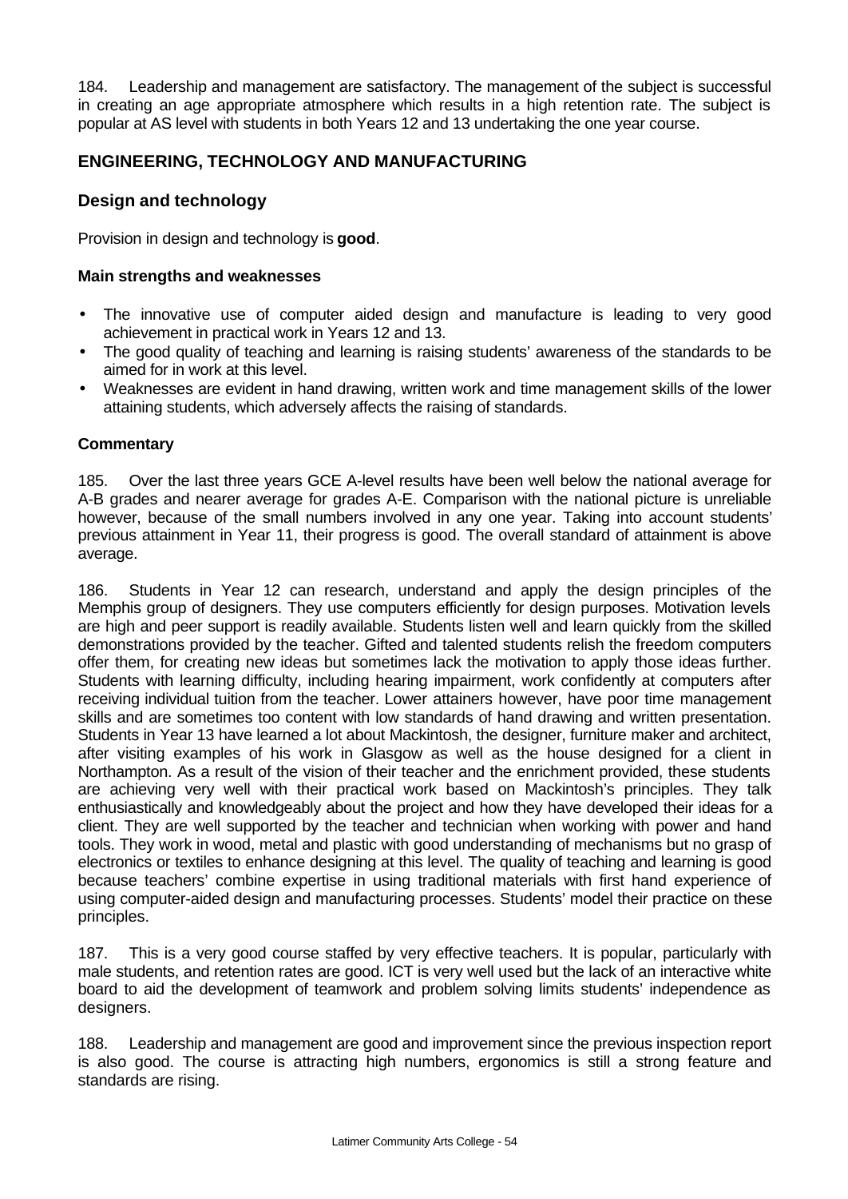184. Leadership and management are satisfactory. The management of the subject is successful in creating an age appropriate atmosphere which results in a high retention rate. The subject is popular at AS level with students in both Years 12 and 13 undertaking the one year course.

## ENGINEERING, TECHNOLOGY AND MANUFACTURING

### Design and technology

Provision in design and technology is **good**.

#### Main strengths and weaknesses

- The innovative use of computer aided design and manufacture is leading to very good achievement in practical work in Years 12 and 13.
- The good quality of teaching and learning is raising students' awareness of the standards to be aimed for in work at this level.
- Weaknesses are evident in hand drawing, written work and time management skills of the lower attaining students, which adversely affects the raising of standards.

#### Commentary

185. Over the last three years GCE A-level results have been well below the national average for A-B grades and nearer average for grades A-E. Comparison with the national picture is unreliable however, because of the small numbers involved in any one year. Taking into account students' previous attainment in Year 11, their progress is good. The overall standard of attainment is above average.

186. Students in Year 12 can research, understand and apply the design principles of the Memphis group of designers. They use computers efficiently for design purposes. Motivation levels are high and peer support is readily available. Students listen well and learn quickly from the skilled demonstrations provided by the teacher. Gifted and talented students relish the freedom computers offer them, for creating new ideas but sometimes lack the motivation to apply those ideas further. Students with learning difficulty, including hearing impairment, work confidently at computers after receiving individual tuition from the teacher. Lower attainers however, have poor time management skills and are sometimes too content with low standards of hand drawing and written presentation. Students in Year 13 have learned a lot about Mackintosh, the designer, furniture maker and architect, after visiting examples of his work in Glasgow as well as the house designed for a client in Northampton. As a result of the vision of their teacher and the enrichment provided, these students are achieving very well with their practical work based on Mackintosh's principles. They talk enthusiastically and knowledgeably about the project and how they have developed their ideas for a client. They are well supported by the teacher and technician when working with power and hand tools. They work in wood, metal and plastic with good understanding of mechanisms but no grasp of electronics or textiles to enhance designing at this level. The quality of teaching and learning is good because teachers' combine expertise in using traditional materials with first hand experience of using computer-aided design and manufacturing processes. Students' model their practice on these principles.

187. This is a very good course staffed by very effective teachers. It is popular, particularly with male students, and retention rates are good. ICT is very well used but the lack of an interactive white board to aid the development of teamwork and problem solving limits students' independence as designers.

188. Leadership and management are good and improvement since the previous inspection report is also good. The course is attracting high numbers, ergonomics is still a strong feature and standards are rising.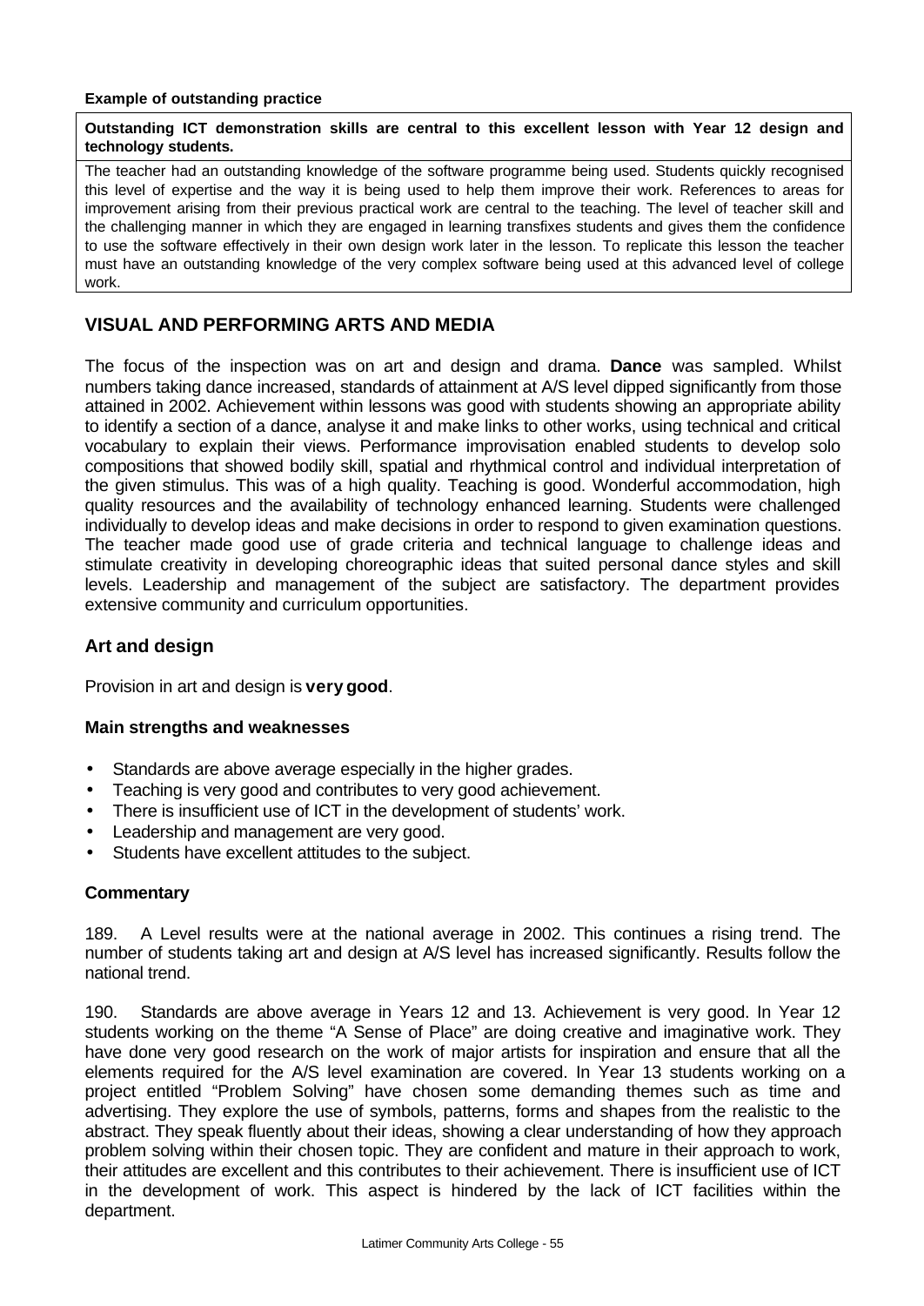**Example of outstanding practice**

**Outstanding ICT demonstration skills are central to this excellent lesson with Year 12 design and technology students.**

The teacher had an outstanding knowledge of the software programme being used. Students quickly recognised this level of expertise and the way it is being used to help them improve their work. References to areas for improvement arising from their previous practical work are central to the teaching. The level of teacher skill and the challenging manner in which they are engaged in learning transfixes students and gives them the confidence to use the software effectively in their own design work later in the lesson. To replicate this lesson the teacher must have an outstanding knowledge of the very complex software being used at this advanced level of college work.

## VISUAL AND PERFORMING ARTS AND MEDIA

The focus of the inspection was on art and design and drama. **Dance** was sampled. Whilst numbers taking dance increased, standards of attainment at A/S level dipped significantly from those attained in 2002. Achievement within lessons was good with students showing an appropriate ability to identify a section of a dance, analyse it and make links to other works, using technical and critical vocabulary to explain their views. Performance improvisation enabled students to develop solo compositions that showed bodily skill, spatial and rhythmical control and individual interpretation of the given stimulus. This was of a high quality. Teaching is good. Wonderful accommodation, high quality resources and the availability of technology enhanced learning. Students were challenged individually to develop ideas and make decisions in order to respond to given examination questions. The teacher made good use of grade criteria and technical language to challenge ideas and stimulate creativity in developing choreographic ideas that suited personal dance styles and skill levels. Leadership and management of the subject are satisfactory. The department provides extensive community and curriculum opportunities.

### Art and design

Provision in art and design is **very good**.

#### Main strengths and weaknesses

- Standards are above average especially in the higher grades.
- Teaching is very good and contributes to very good achievement.
- There is insufficient use of ICT in the development of students' work.
- Leadership and management are very good.
- Students have excellent attitudes to the subject.

#### Commentary

189. A Level results were at the national average in 2002. This continues a rising trend. The number of students taking art and design at A/S level has increased significantly. Results follow the national trend.

190. Standards are above average in Years 12 and 13. Achievement is very good. In Year 12 students working on the theme "A Sense of Place" are doing creative and imaginative work. They have done very good research on the work of major artists for inspiration and ensure that all the elements required for the A/S level examination are covered. In Year 13 students working on a project entitled "Problem Solving" have chosen some demanding themes such as time and advertising. They explore the use of symbols, patterns, forms and shapes from the realistic to the abstract. They speak fluently about their ideas, showing a clear understanding of how they approach problem solving within their chosen topic. They are confident and mature in their approach to work, their attitudes are excellent and this contributes to their achievement. There is insufficient use of ICT in the development of work. This aspect is hindered by the lack of ICT facilities within the department.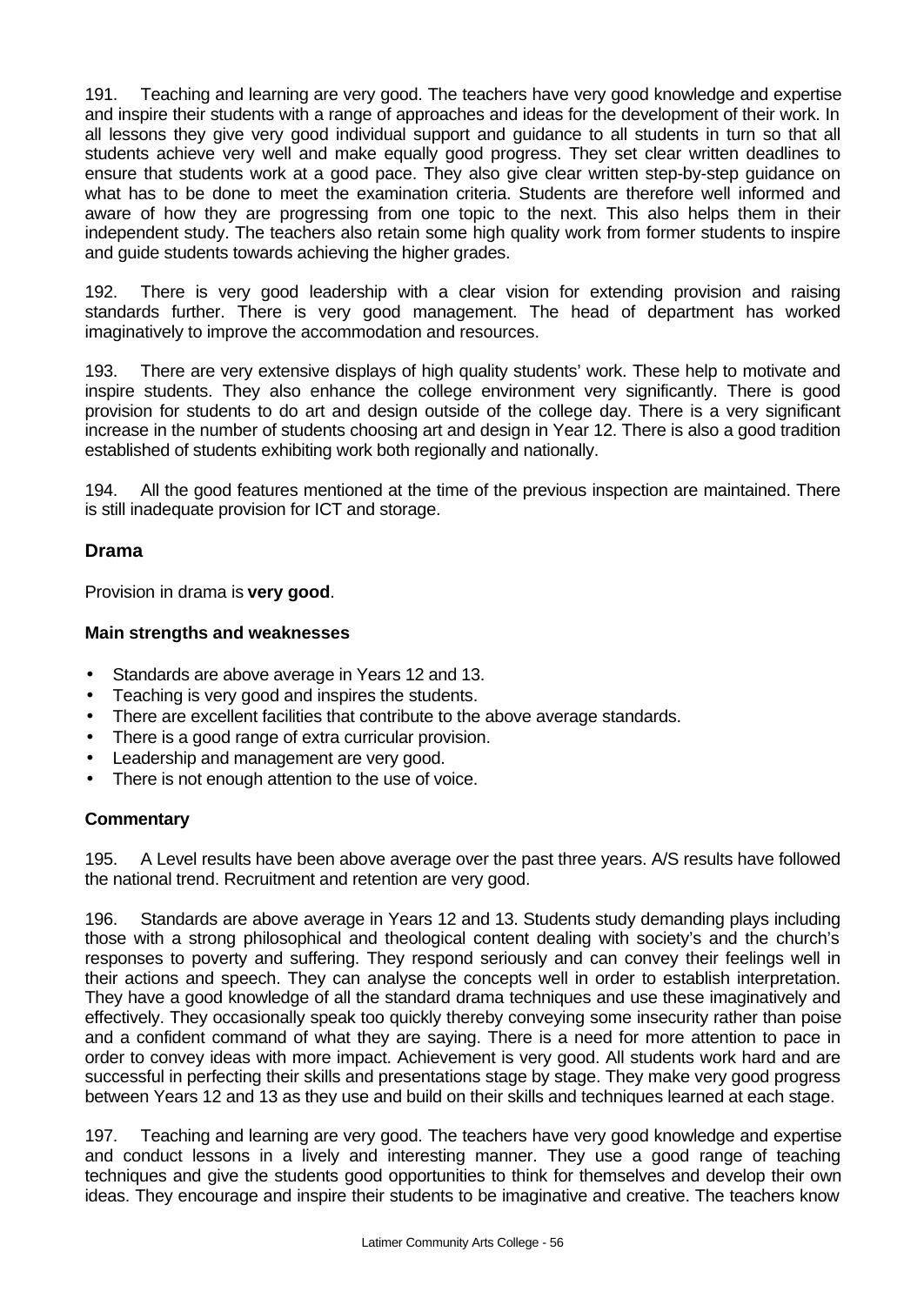191. Teaching and learning are very good. The teachers have very good knowledge and expertise and inspire their students with a range of approaches and ideas for the development of their work. In all lessons they give very good individual support and guidance to all students in turn so that all students achieve very well and make equally good progress. They set clear written deadlines to ensure that students work at a good pace. They also give clear written step-by-step guidance on what has to be done to meet the examination criteria. Students are therefore well informed and aware of how they are progressing from one topic to the next. This also helps them in their independent study. The teachers also retain some high quality work from former students to inspire and guide students towards achieving the higher grades.

192. There is very good leadership with a clear vision for extending provision and raising standards further. There is very good management. The head of department has worked imaginatively to improve the accommodation and resources.

193. There are very extensive displays of high quality students' work. These help to motivate and inspire students. They also enhance the college environment very significantly. There is good provision for students to do art and design outside of the college day. There is a very significant increase in the number of students choosing art and design in Year 12. There is also a good tradition established of students exhibiting work both regionally and nationally.

194. All the good features mentioned at the time of the previous inspection are maintained. There is still inadequate provision for ICT and storage.

### Drama

Provision in drama is **very good**.

#### Main strengths and weaknesses

- Standards are above average in Years 12 and 13.
- Teaching is very good and inspires the students.
- There are excellent facilities that contribute to the above average standards.
- There is a good range of extra curricular provision.
- Leadership and management are very good.
- There is not enough attention to the use of voice.

#### Commentary

195. A Level results have been above average over the past three years. A/S results have followed the national trend. Recruitment and retention are very good.

196. Standards are above average in Years 12 and 13. Students study demanding plays including those with a strong philosophical and theological content dealing with society's and the church's responses to poverty and suffering. They respond seriously and can convey their feelings well in their actions and speech. They can analyse the concepts well in order to establish interpretation. They have a good knowledge of all the standard drama techniques and use these imaginatively and effectively. They occasionally speak too quickly thereby conveying some insecurity rather than poise and a confident command of what they are saying. There is a need for more attention to pace in order to convey ideas with more impact. Achievement is very good. All students work hard and are successful in perfecting their skills and presentations stage by stage. They make very good progress between Years 12 and 13 as they use and build on their skills and techniques learned at each stage.

197. Teaching and learning are very good. The teachers have very good knowledge and expertise and conduct lessons in a lively and interesting manner. They use a good range of teaching techniques and give the students good opportunities to think for themselves and develop their own ideas. They encourage and inspire their students to be imaginative and creative. The teachers know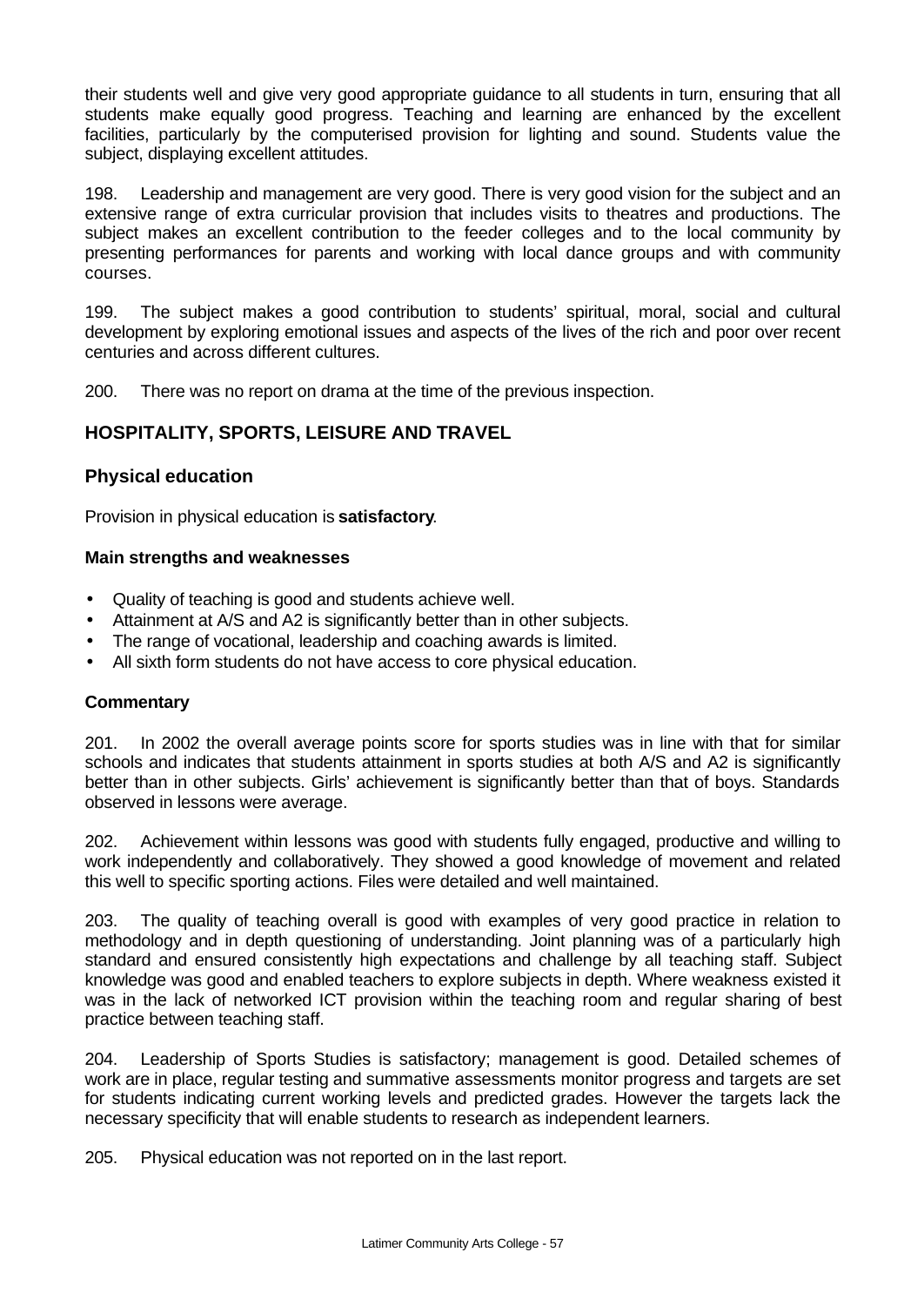their students well and give very good appropriate guidance to all students in turn, ensuring that all students make equally good progress. Teaching and learning are enhanced by the excellent facilities, particularly by the computerised provision for lighting and sound. Students value the subject, displaying excellent attitudes.

198. Leadership and management are very good. There is very good vision for the subject and an extensive range of extra curricular provision that includes visits to theatres and productions. The subject makes an excellent contribution to the feeder colleges and to the local community by presenting performances for parents and working with local dance groups and with community courses.

199. The subject makes a good contribution to students' spiritual, moral, social and cultural development by exploring emotional issues and aspects of the lives of the rich and poor over recent centuries and across different cultures.

200. There was no report on drama at the time of the previous inspection.

## HOSPITALITY, SPORTS, LEISURE AND TRAVEL

### Physical education

Provision in physical education is **satisfactory**.

#### Main strengths and weaknesses

- Quality of teaching is good and students achieve well.
- Attainment at A/S and A2 is significantly better than in other subjects.
- The range of vocational, leadership and coaching awards is limited.
- All sixth form students do not have access to core physical education.

#### Commentary

201. In 2002 the overall average points score for sports studies was in line with that for similar schools and indicates that students attainment in sports studies at both A/S and A2 is significantly better than in other subjects. Girls' achievement is significantly better than that of boys. Standards observed in lessons were average.

202. Achievement within lessons was good with students fully engaged, productive and willing to work independently and collaboratively. They showed a good knowledge of movement and related this well to specific sporting actions. Files were detailed and well maintained.

203. The quality of teaching overall is good with examples of very good practice in relation to methodology and in depth questioning of understanding. Joint planning was of a particularly high standard and ensured consistently high expectations and challenge by all teaching staff. Subject knowledge was good and enabled teachers to explore subjects in depth. Where weakness existed it was in the lack of networked ICT provision within the teaching room and regular sharing of best practice between teaching staff.

204. Leadership of Sports Studies is satisfactory; management is good. Detailed schemes of work are in place, regular testing and summative assessments monitor progress and targets are set for students indicating current working levels and predicted grades. However the targets lack the necessary specificity that will enable students to research as independent learners.

205. Physical education was not reported on in the last report.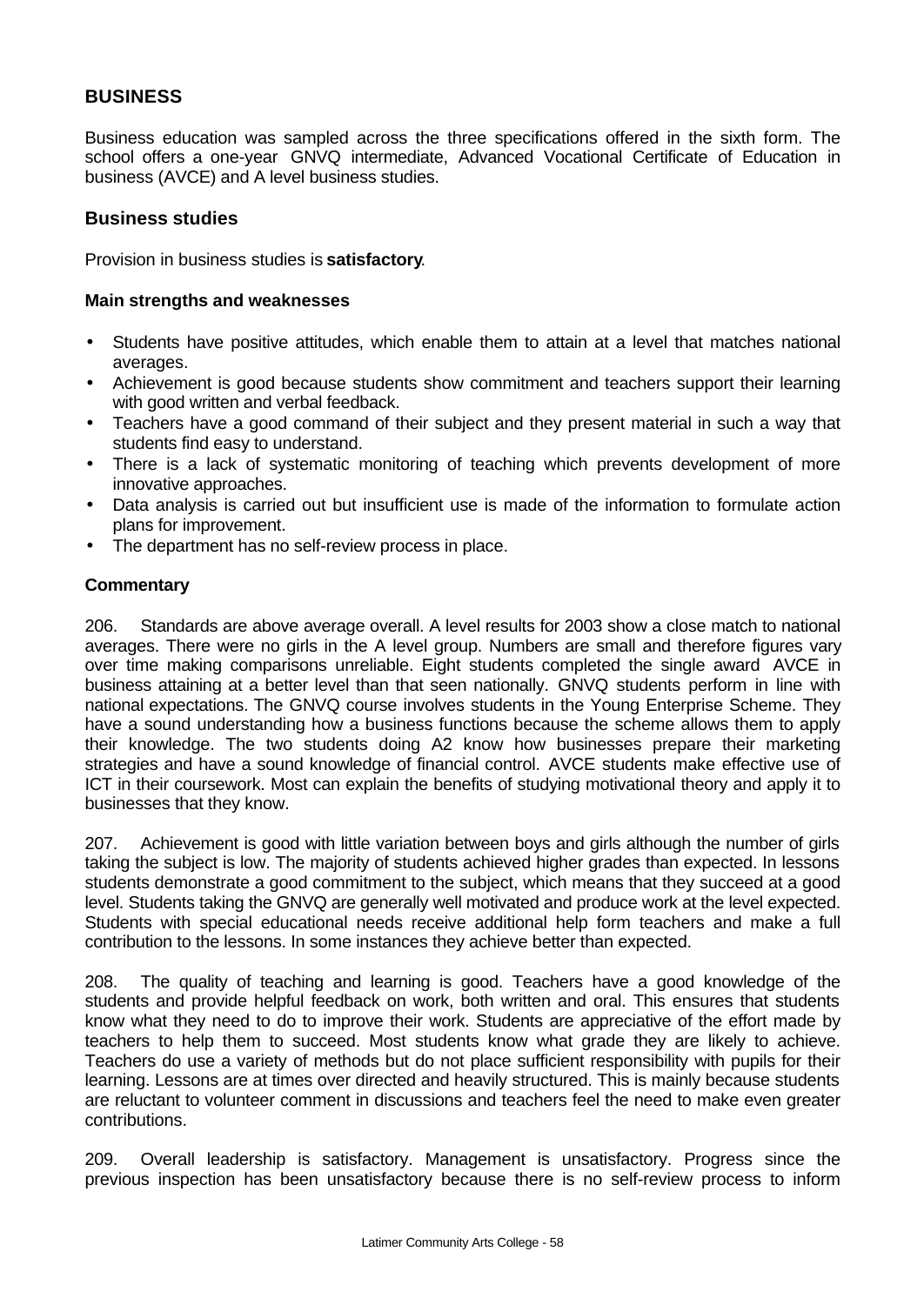## BUSINESS

Business education was sampled across the three specifications offered in the sixth form. The school offers a one-year GNVQ intermediate, Advanced Vocational Certificate of Education in business (AVCE) and A level business studies.

### Business studies

Provision in business studies is **satisfactory**.

#### Main strengths and weaknesses

- Students have positive attitudes, which enable them to attain at a level that matches national averages.
- Achievement is good because students show commitment and teachers support their learning with good written and verbal feedback.
- Teachers have a good command of their subject and they present material in such a way that students find easy to understand.
- There is a lack of systematic monitoring of teaching which prevents development of more innovative approaches.
- Data analysis is carried out but insufficient use is made of the information to formulate action plans for improvement.
- The department has no self-review process in place.

#### Commentary

206. Standards are above average overall. A level results for 2003 show a close match to national averages. There were no girls in the A level group. Numbers are small and therefore figures vary over time making comparisons unreliable. Eight students completed the single award AVCE in business attaining at a better level than that seen nationally. GNVQ students perform in line with national expectations. The GNVQ course involves students in the Young Enterprise Scheme. They have a sound understanding how a business functions because the scheme allows them to apply their knowledge. The two students doing A2 know how businesses prepare their marketing strategies and have a sound knowledge of financial control. AVCE students make effective use of ICT in their coursework. Most can explain the benefits of studying motivational theory and apply it to businesses that they know.

207. Achievement is good with little variation between boys and girls although the number of girls taking the subject is low. The majority of students achieved higher grades than expected. In lessons students demonstrate a good commitment to the subject, which means that they succeed at a good level. Students taking the GNVQ are generally well motivated and produce work at the level expected. Students with special educational needs receive additional help form teachers and make a full contribution to the lessons. In some instances they achieve better than expected.

208. The quality of teaching and learning is good. Teachers have a good knowledge of the students and provide helpful feedback on work, both written and oral. This ensures that students know what they need to do to improve their work. Students are appreciative of the effort made by teachers to help them to succeed. Most students know what grade they are likely to achieve. Teachers do use a variety of methods but do not place sufficient responsibility with pupils for their learning. Lessons are at times over directed and heavily structured. This is mainly because students are reluctant to volunteer comment in discussions and teachers feel the need to make even greater contributions.

209. Overall leadership is satisfactory. Management is unsatisfactory. Progress since the previous inspection has been unsatisfactory because there is no self-review process to inform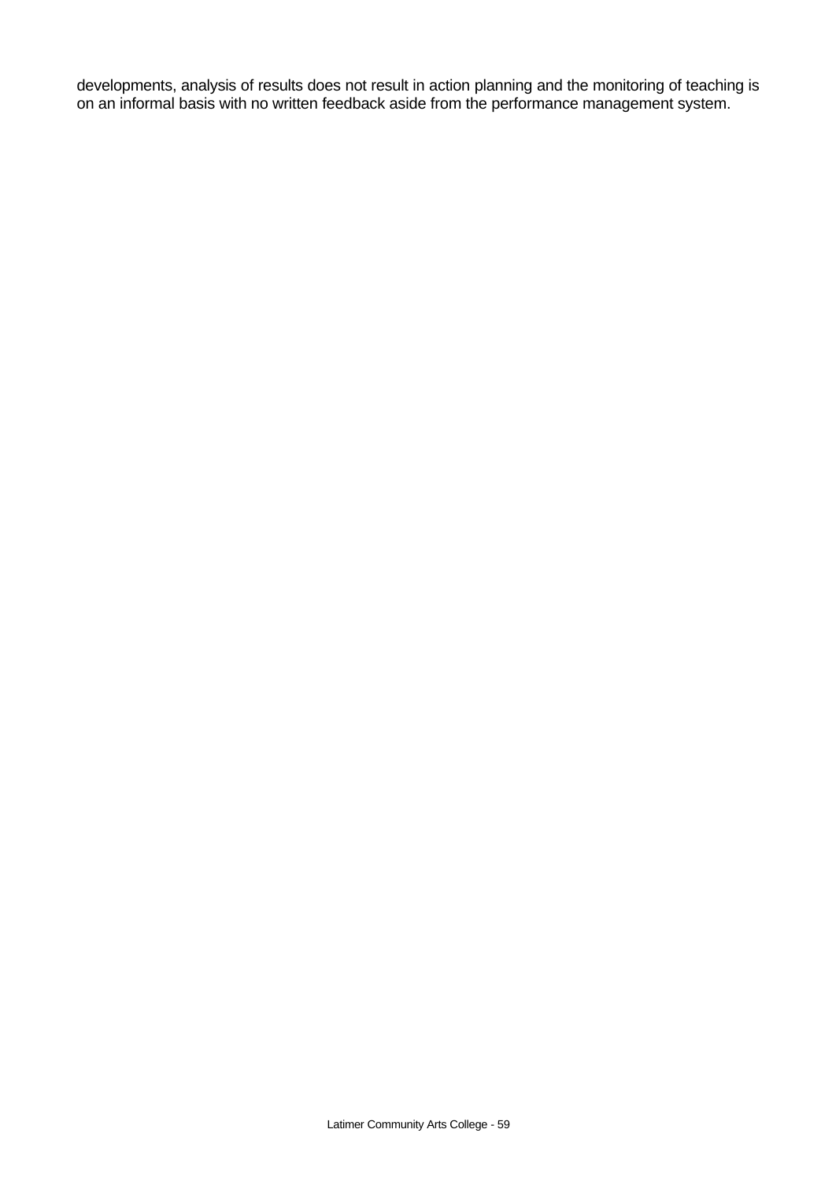developments, analysis of results does not result in action planning and the monitoring of teaching is on an informal basis with no written feedback aside from the performance management system.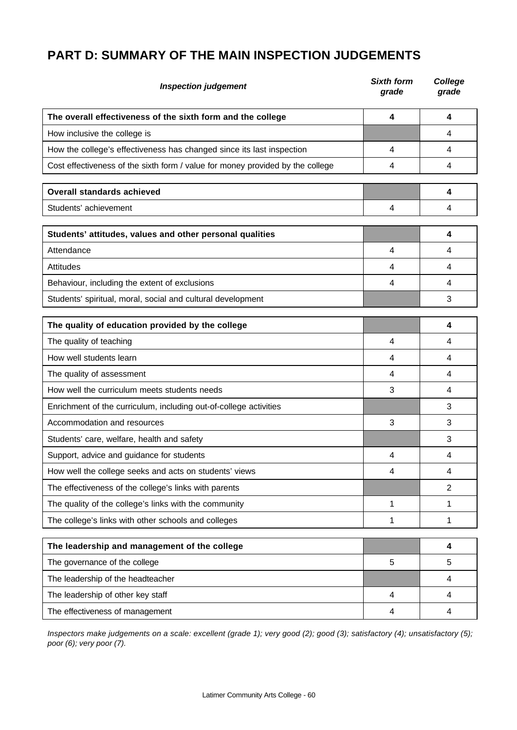# PART D: SUMMARY OF THE MAIN INSPECTION JUDGEMENTS

| *Inspection judgement* | *Sixth form grade* | *College grade* |
|---|---|---|
| **The overall effectiveness of the sixth form and the college** | **4** | **4** |
| How inclusive the college is | | 4 |
| How the college's effectiveness has changed since its last inspection | 4 | 4 |
| Cost effectiveness of the sixth form / value for money provided by the college | 4 | 4 |
| **Overall standards achieved** | | **4** |
| Students' achievement | 4 | 4 |
| **Students' attitudes, values and other personal qualities** | | **4** |
| Attendance | 4 | 4 |
| Attitudes | 4 | 4 |
| Behaviour, including the extent of exclusions | 4 | 4 |
| Students' spiritual, moral, social and cultural development | | 3 |
| **The quality of education provided by the college** | | **4** |
| The quality of teaching | 4 | 4 |
| How well students learn | 4 | 4 |
| The quality of assessment | 4 | 4 |
| How well the curriculum meets students needs | 3 | 4 |
| Enrichment of the curriculum, including out-of-college activities | | 3 |
| Accommodation and resources | 3 | 3 |
| Students' care, welfare, health and safety | | 3 |
| Support, advice and guidance for students | 4 | 4 |
| How well the college seeks and acts on students' views | 4 | 4 |
| The effectiveness of the college's links with parents | | 2 |
| The quality of the college's links with the community | 1 | 1 |
| The college's links with other schools and colleges | 1 | 1 |
| **The leadership and management of the college** | | **4** |
| The governance of the college | 5 | 5 |
| The leadership of the headteacher | | 4 |
| The leadership of other key staff | 4 | 4 |
| The effectiveness of management | 4 | 4 |

*Inspectors make judgements on a scale: excellent (grade 1); very good (2); good (3); satisfactory (4); unsatisfactory (5); poor (6); very poor (7).*